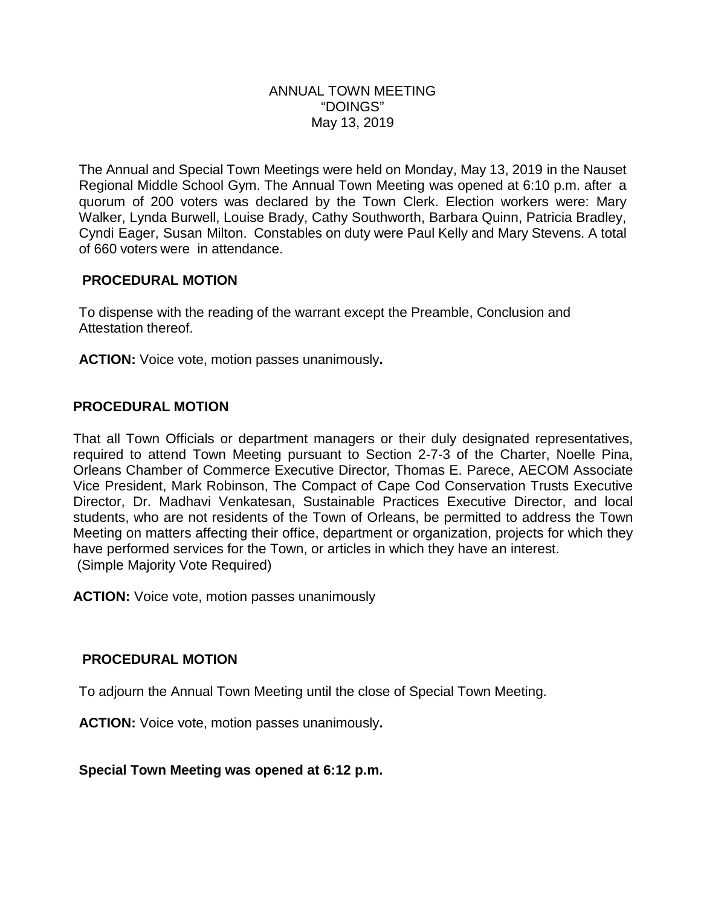# ANNUAL TOWN MEETING
## "DOINGS"
### May 13, 2019

The Annual and Special Town Meetings were held on Monday, May 13, 2019 in the Nauset Regional Middle School Gym. The Annual Town Meeting was opened at 6:10 p.m. after a quorum of 200 voters was declared by the Town Clerk. Election workers were: Mary Walker, Lynda Burwell, Louise Brady, Cathy Southworth, Barbara Quinn, Patricia Bradley, Cyndi Eager, Susan Milton. Constables on duty were Paul Kelly and Mary Stevens. A total of 660 voters were in attendance.

**PROCEDURAL MOTION**

To dispense with the reading of the warrant except the Preamble, Conclusion and Attestation thereof.

**ACTION:** Voice vote, motion passes unanimously**.**

**PROCEDURAL MOTION**

That all Town Officials or department managers or their duly designated representatives, required to attend Town Meeting pursuant to Section 2-7-3 of the Charter, Noelle Pina, Orleans Chamber of Commerce Executive Director, Thomas E. Parece, AECOM Associate Vice President, Mark Robinson, The Compact of Cape Cod Conservation Trusts Executive Director, Dr. Madhavi Venkatesan, Sustainable Practices Executive Director, and local students, who are not residents of the Town of Orleans, be permitted to address the Town Meeting on matters affecting their office, department or organization, projects for which they have performed services for the Town, or articles in which they have an interest.
(Simple Majority Vote Required)

**ACTION:** Voice vote, motion passes unanimously

**PROCEDURAL MOTION**

To adjourn the Annual Town Meeting until the close of Special Town Meeting.

**ACTION:** Voice vote, motion passes unanimously**.**

**Special Town Meeting was opened at 6:12 p.m.**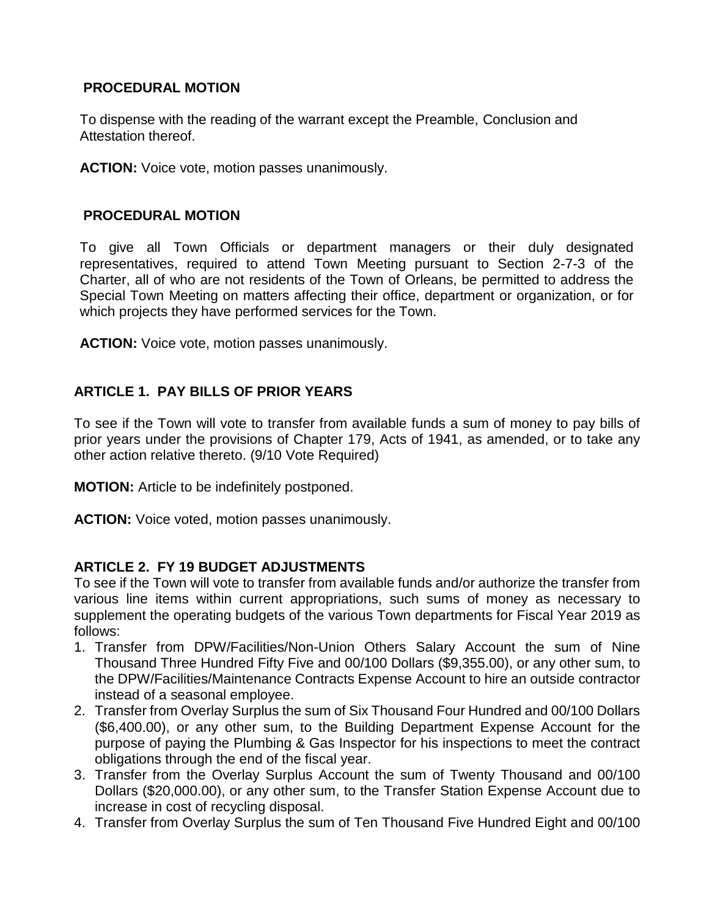**PROCEDURAL MOTION**

To dispense with the reading of the warrant except the Preamble, Conclusion and Attestation thereof.

**ACTION:** Voice vote, motion passes unanimously.

**PROCEDURAL MOTION**

To give all Town Officials or department managers or their duly designated representatives, required to attend Town Meeting pursuant to Section 2-7-3 of the Charter, all of who are not residents of the Town of Orleans, be permitted to address the Special Town Meeting on matters affecting their office, department or organization, or for which projects they have performed services for the Town.

**ACTION:** Voice vote, motion passes unanimously.

**ARTICLE 1. PAY BILLS OF PRIOR YEARS**

To see if the Town will vote to transfer from available funds a sum of money to pay bills of prior years under the provisions of Chapter 179, Acts of 1941, as amended, or to take any other action relative thereto. (9/10 Vote Required)

**MOTION:** Article to be indefinitely postponed.

**ACTION:** Voice voted, motion passes unanimously.

**ARTICLE 2. FY 19 BUDGET ADJUSTMENTS**

To see if the Town will vote to transfer from available funds and/or authorize the transfer from various line items within current appropriations, such sums of money as necessary to supplement the operating budgets of the various Town departments for Fiscal Year 2019 as follows:

1. Transfer from DPW/Facilities/Non-Union Others Salary Account the sum of Nine Thousand Three Hundred Fifty Five and 00/100 Dollars ($9,355.00), or any other sum, to the DPW/Facilities/Maintenance Contracts Expense Account to hire an outside contractor instead of a seasonal employee.
2. Transfer from Overlay Surplus the sum of Six Thousand Four Hundred and 00/100 Dollars ($6,400.00), or any other sum, to the Building Department Expense Account for the purpose of paying the Plumbing & Gas Inspector for his inspections to meet the contract obligations through the end of the fiscal year.
3. Transfer from the Overlay Surplus Account the sum of Twenty Thousand and 00/100 Dollars ($20,000.00), or any other sum, to the Transfer Station Expense Account due to increase in cost of recycling disposal.
4. Transfer from Overlay Surplus the sum of Ten Thousand Five Hundred Eight and 00/100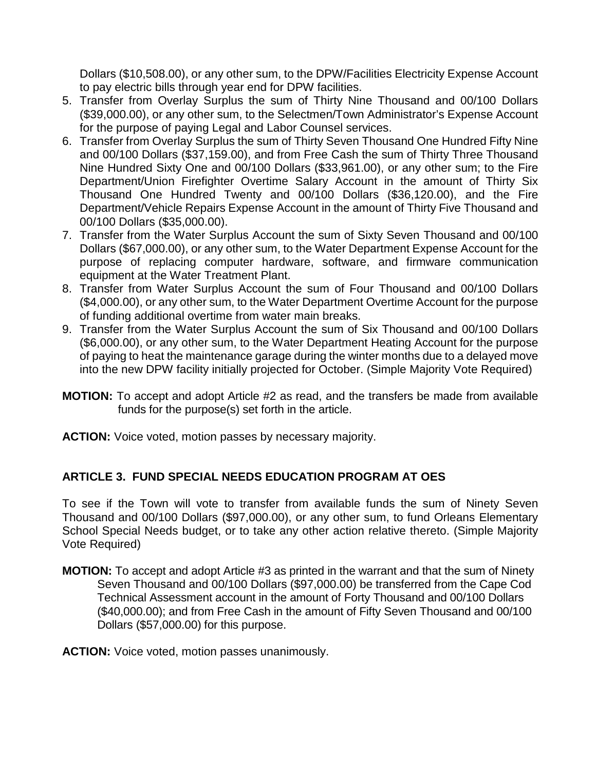Dollars ($10,508.00), or any other sum, to the DPW/Facilities Electricity Expense Account to pay electric bills through year end for DPW facilities.

5. Transfer from Overlay Surplus the sum of Thirty Nine Thousand and 00/100 Dollars ($39,000.00), or any other sum, to the Selectmen/Town Administrator's Expense Account for the purpose of paying Legal and Labor Counsel services.
6. Transfer from Overlay Surplus the sum of Thirty Seven Thousand One Hundred Fifty Nine and 00/100 Dollars ($37,159.00), and from Free Cash the sum of Thirty Three Thousand Nine Hundred Sixty One and 00/100 Dollars ($33,961.00), or any other sum; to the Fire Department/Union Firefighter Overtime Salary Account in the amount of Thirty Six Thousand One Hundred Twenty and 00/100 Dollars ($36,120.00), and the Fire Department/Vehicle Repairs Expense Account in the amount of Thirty Five Thousand and 00/100 Dollars ($35,000.00).
7. Transfer from the Water Surplus Account the sum of Sixty Seven Thousand and 00/100 Dollars ($67,000.00), or any other sum, to the Water Department Expense Account for the purpose of replacing computer hardware, software, and firmware communication equipment at the Water Treatment Plant.
8. Transfer from Water Surplus Account the sum of Four Thousand and 00/100 Dollars ($4,000.00), or any other sum, to the Water Department Overtime Account for the purpose of funding additional overtime from water main breaks.
9. Transfer from the Water Surplus Account the sum of Six Thousand and 00/100 Dollars ($6,000.00), or any other sum, to the Water Department Heating Account for the purpose of paying to heat the maintenance garage during the winter months due to a delayed move into the new DPW facility initially projected for October. (Simple Majority Vote Required)

**MOTION:** To accept and adopt Article #2 as read, and the transfers be made from available funds for the purpose(s) set forth in the article.

**ACTION:** Voice voted, motion passes by necessary majority.

## ARTICLE 3. FUND SPECIAL NEEDS EDUCATION PROGRAM AT OES

To see if the Town will vote to transfer from available funds the sum of Ninety Seven Thousand and 00/100 Dollars ($97,000.00), or any other sum, to fund Orleans Elementary School Special Needs budget, or to take any other action relative thereto. (Simple Majority Vote Required)

**MOTION:** To accept and adopt Article #3 as printed in the warrant and that the sum of Ninety Seven Thousand and 00/100 Dollars ($97,000.00) be transferred from the Cape Cod Technical Assessment account in the amount of Forty Thousand and 00/100 Dollars ($40,000.00); and from Free Cash in the amount of Fifty Seven Thousand and 00/100 Dollars ($57,000.00) for this purpose.

**ACTION:** Voice voted, motion passes unanimously.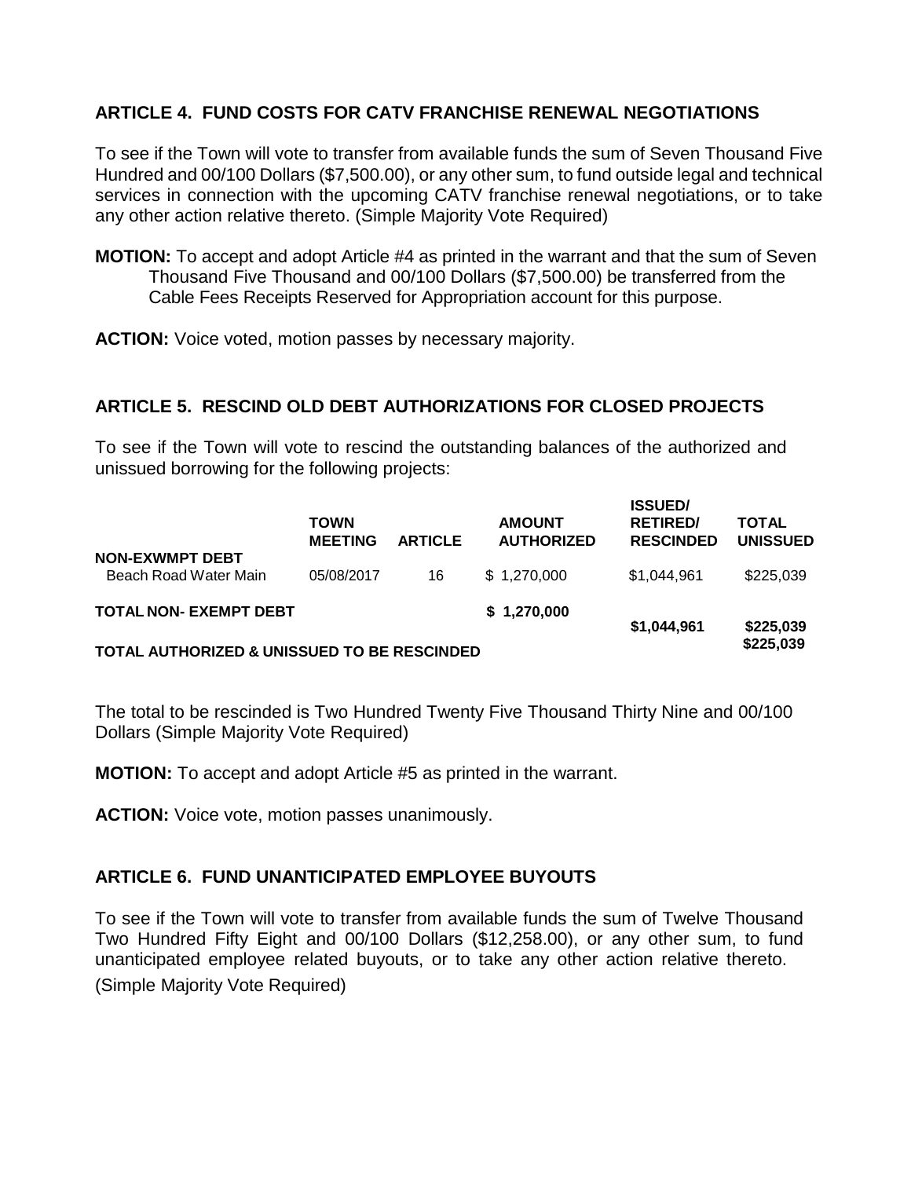## ARTICLE 4. FUND COSTS FOR CATV FRANCHISE RENEWAL NEGOTIATIONS

To see if the Town will vote to transfer from available funds the sum of Seven Thousand Five Hundred and 00/100 Dollars ($7,500.00), or any other sum, to fund outside legal and technical services in connection with the upcoming CATV franchise renewal negotiations, or to take any other action relative thereto. (Simple Majority Vote Required)

**MOTION:** To accept and adopt Article #4 as printed in the warrant and that the sum of Seven Thousand Five Thousand and 00/100 Dollars ($7,500.00) be transferred from the Cable Fees Receipts Reserved for Appropriation account for this purpose.

**ACTION:** Voice voted, motion passes by necessary majority.

## ARTICLE 5. RESCIND OLD DEBT AUTHORIZATIONS FOR CLOSED PROJECTS

To see if the Town will vote to rescind the outstanding balances of the authorized and unissued borrowing for the following projects:

| | TOWN MEETING | ARTICLE | AMOUNT AUTHORIZED | ISSUED/ RETIRED/ RESCINDED | TOTAL UNISSUED |
|---|---|---|---|---|---|
| **NON-EXWMPT DEBT** | | | | | |
| Beach Road Water Main | 05/08/2017 | 16 | $ 1,270,000 | $1,044,961 | $225,039 |
| **TOTAL NON- EXEMPT DEBT** | | | **$ 1,270,000** | **$1,044,961** | **$225,039** |
| **TOTAL AUTHORIZED & UNISSUED TO BE RESCINDED** | | | | | **$225,039** |

The total to be rescinded is Two Hundred Twenty Five Thousand Thirty Nine and 00/100 Dollars (Simple Majority Vote Required)

**MOTION:** To accept and adopt Article #5 as printed in the warrant.

**ACTION:** Voice vote, motion passes unanimously.

## ARTICLE 6. FUND UNANTICIPATED EMPLOYEE BUYOUTS

To see if the Town will vote to transfer from available funds the sum of Twelve Thousand Two Hundred Fifty Eight and 00/100 Dollars ($12,258.00), or any other sum, to fund unanticipated employee related buyouts, or to take any other action relative thereto. (Simple Majority Vote Required)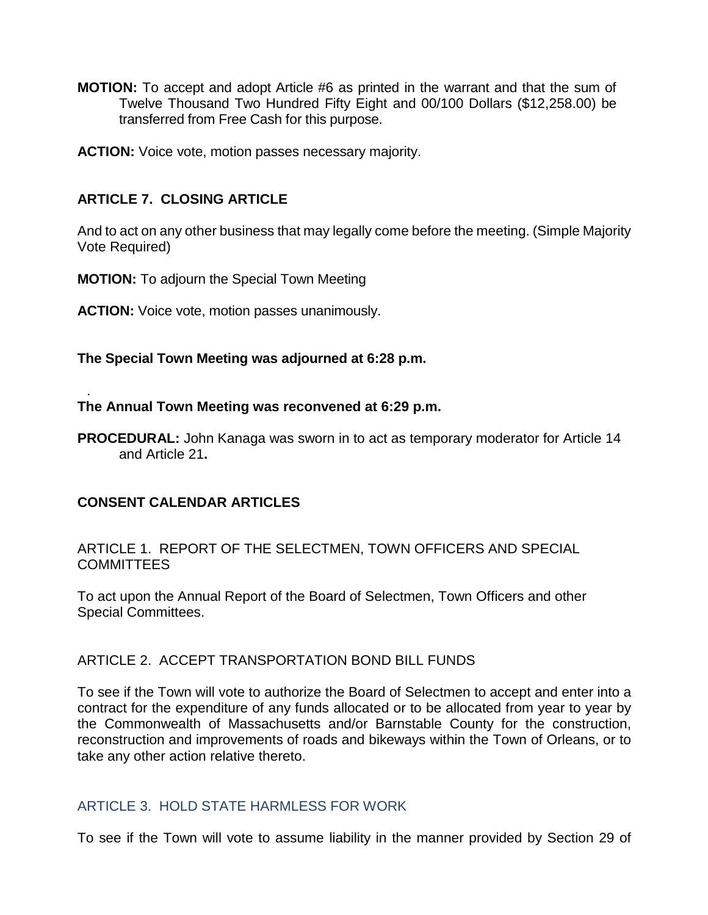**MOTION:** To accept and adopt Article #6 as printed in the warrant and that the sum of Twelve Thousand Two Hundred Fifty Eight and 00/100 Dollars ($12,258.00) be transferred from Free Cash for this purpose.

**ACTION:** Voice vote, motion passes necessary majority.

### ARTICLE 7. CLOSING ARTICLE

And to act on any other business that may legally come before the meeting. (Simple Majority Vote Required)

**MOTION:** To adjourn the Special Town Meeting

**ACTION:** Voice vote, motion passes unanimously.

**The Special Town Meeting was adjourned at 6:28 p.m.**

.

**The Annual Town Meeting was reconvened at 6:29 p.m.**

**PROCEDURAL:** John Kanaga was sworn in to act as temporary moderator for Article 14 and Article 21**.**

### CONSENT CALENDAR ARTICLES

ARTICLE 1. REPORT OF THE SELECTMEN, TOWN OFFICERS AND SPECIAL COMMITTEES

To act upon the Annual Report of the Board of Selectmen, Town Officers and other Special Committees.

ARTICLE 2. ACCEPT TRANSPORTATION BOND BILL FUNDS

To see if the Town will vote to authorize the Board of Selectmen to accept and enter into a contract for the expenditure of any funds allocated or to be allocated from year to year by the Commonwealth of Massachusetts and/or Barnstable County for the construction, reconstruction and improvements of roads and bikeways within the Town of Orleans, or to take any other action relative thereto.

ARTICLE 3. HOLD STATE HARMLESS FOR WORK

To see if the Town will vote to assume liability in the manner provided by Section 29 of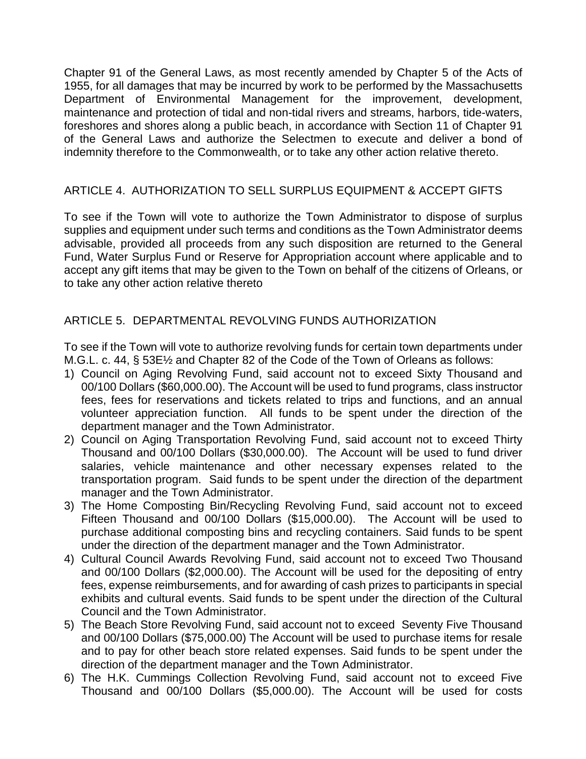Chapter 91 of the General Laws, as most recently amended by Chapter 5 of the Acts of 1955, for all damages that may be incurred by work to be performed by the Massachusetts Department of Environmental Management for the improvement, development, maintenance and protection of tidal and non-tidal rivers and streams, harbors, tide-waters, foreshores and shores along a public beach, in accordance with Section 11 of Chapter 91 of the General Laws and authorize the Selectmen to execute and deliver a bond of indemnity therefore to the Commonwealth, or to take any other action relative thereto.

## ARTICLE 4. AUTHORIZATION TO SELL SURPLUS EQUIPMENT & ACCEPT GIFTS

To see if the Town will vote to authorize the Town Administrator to dispose of surplus supplies and equipment under such terms and conditions as the Town Administrator deems advisable, provided all proceeds from any such disposition are returned to the General Fund, Water Surplus Fund or Reserve for Appropriation account where applicable and to accept any gift items that may be given to the Town on behalf of the citizens of Orleans, or to take any other action relative thereto

## ARTICLE 5. DEPARTMENTAL REVOLVING FUNDS AUTHORIZATION

To see if the Town will vote to authorize revolving funds for certain town departments under M.G.L. c. 44, § 53E½ and Chapter 82 of the Code of the Town of Orleans as follows:

1) Council on Aging Revolving Fund, said account not to exceed Sixty Thousand and 00/100 Dollars ($60,000.00). The Account will be used to fund programs, class instructor fees, fees for reservations and tickets related to trips and functions, and an annual volunteer appreciation function. All funds to be spent under the direction of the department manager and the Town Administrator.
2) Council on Aging Transportation Revolving Fund, said account not to exceed Thirty Thousand and 00/100 Dollars ($30,000.00). The Account will be used to fund driver salaries, vehicle maintenance and other necessary expenses related to the transportation program. Said funds to be spent under the direction of the department manager and the Town Administrator.
3) The Home Composting Bin/Recycling Revolving Fund, said account not to exceed Fifteen Thousand and 00/100 Dollars ($15,000.00). The Account will be used to purchase additional composting bins and recycling containers. Said funds to be spent under the direction of the department manager and the Town Administrator.
4) Cultural Council Awards Revolving Fund, said account not to exceed Two Thousand and 00/100 Dollars ($2,000.00). The Account will be used for the depositing of entry fees, expense reimbursements, and for awarding of cash prizes to participants in special exhibits and cultural events. Said funds to be spent under the direction of the Cultural Council and the Town Administrator.
5) The Beach Store Revolving Fund, said account not to exceed Seventy Five Thousand and 00/100 Dollars ($75,000.00) The Account will be used to purchase items for resale and to pay for other beach store related expenses. Said funds to be spent under the direction of the department manager and the Town Administrator.
6) The H.K. Cummings Collection Revolving Fund, said account not to exceed Five Thousand and 00/100 Dollars ($5,000.00). The Account will be used for costs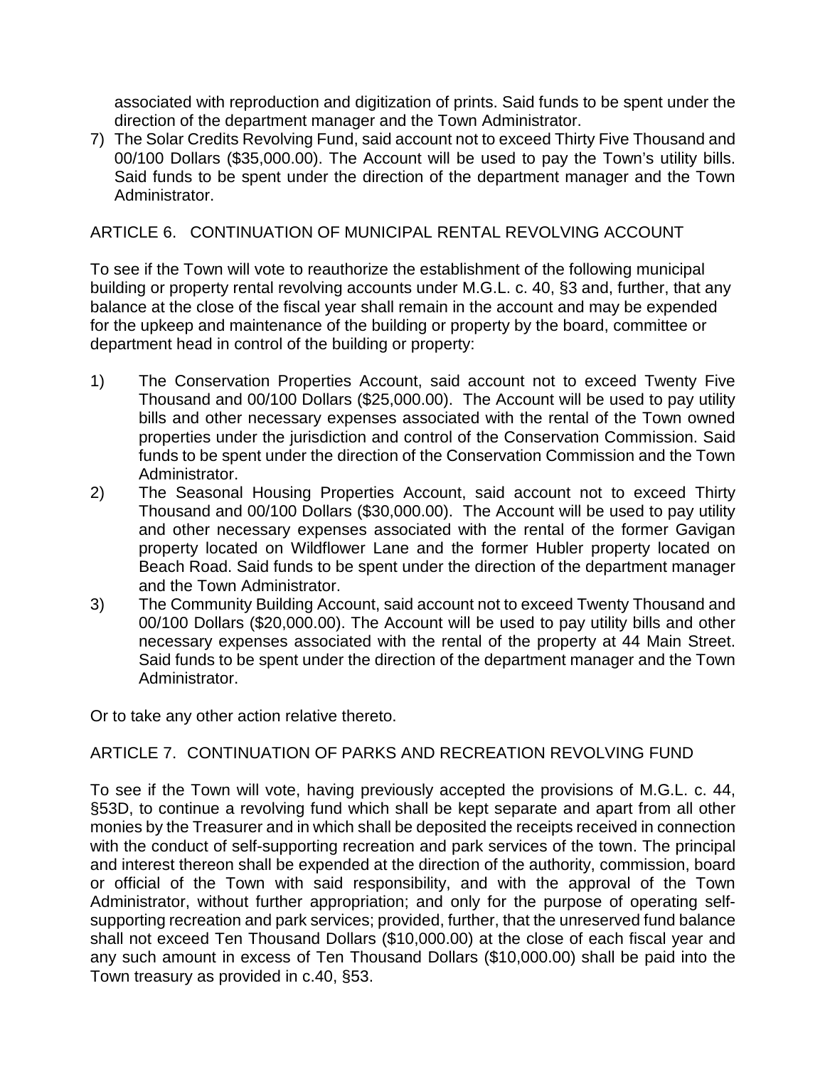associated with reproduction and digitization of prints. Said funds to be spent under the direction of the department manager and the Town Administrator.

7) The Solar Credits Revolving Fund, said account not to exceed Thirty Five Thousand and 00/100 Dollars ($35,000.00). The Account will be used to pay the Town's utility bills. Said funds to be spent under the direction of the department manager and the Town Administrator.

## ARTICLE 6. CONTINUATION OF MUNICIPAL RENTAL REVOLVING ACCOUNT

To see if the Town will vote to reauthorize the establishment of the following municipal building or property rental revolving accounts under M.G.L. c. 40, §3 and, further, that any balance at the close of the fiscal year shall remain in the account and may be expended for the upkeep and maintenance of the building or property by the board, committee or department head in control of the building or property:

1) The Conservation Properties Account, said account not to exceed Twenty Five Thousand and 00/100 Dollars ($25,000.00). The Account will be used to pay utility bills and other necessary expenses associated with the rental of the Town owned properties under the jurisdiction and control of the Conservation Commission. Said funds to be spent under the direction of the Conservation Commission and the Town Administrator.
2) The Seasonal Housing Properties Account, said account not to exceed Thirty Thousand and 00/100 Dollars ($30,000.00). The Account will be used to pay utility and other necessary expenses associated with the rental of the former Gavigan property located on Wildflower Lane and the former Hubler property located on Beach Road. Said funds to be spent under the direction of the department manager and the Town Administrator.
3) The Community Building Account, said account not to exceed Twenty Thousand and 00/100 Dollars ($20,000.00). The Account will be used to pay utility bills and other necessary expenses associated with the rental of the property at 44 Main Street. Said funds to be spent under the direction of the department manager and the Town Administrator.

Or to take any other action relative thereto.

## ARTICLE 7. CONTINUATION OF PARKS AND RECREATION REVOLVING FUND

To see if the Town will vote, having previously accepted the provisions of M.G.L. c. 44, §53D, to continue a revolving fund which shall be kept separate and apart from all other monies by the Treasurer and in which shall be deposited the receipts received in connection with the conduct of self-supporting recreation and park services of the town. The principal and interest thereon shall be expended at the direction of the authority, commission, board or official of the Town with said responsibility, and with the approval of the Town Administrator, without further appropriation; and only for the purpose of operating self-supporting recreation and park services; provided, further, that the unreserved fund balance shall not exceed Ten Thousand Dollars ($10,000.00) at the close of each fiscal year and any such amount in excess of Ten Thousand Dollars ($10,000.00) shall be paid into the Town treasury as provided in c.40, §53.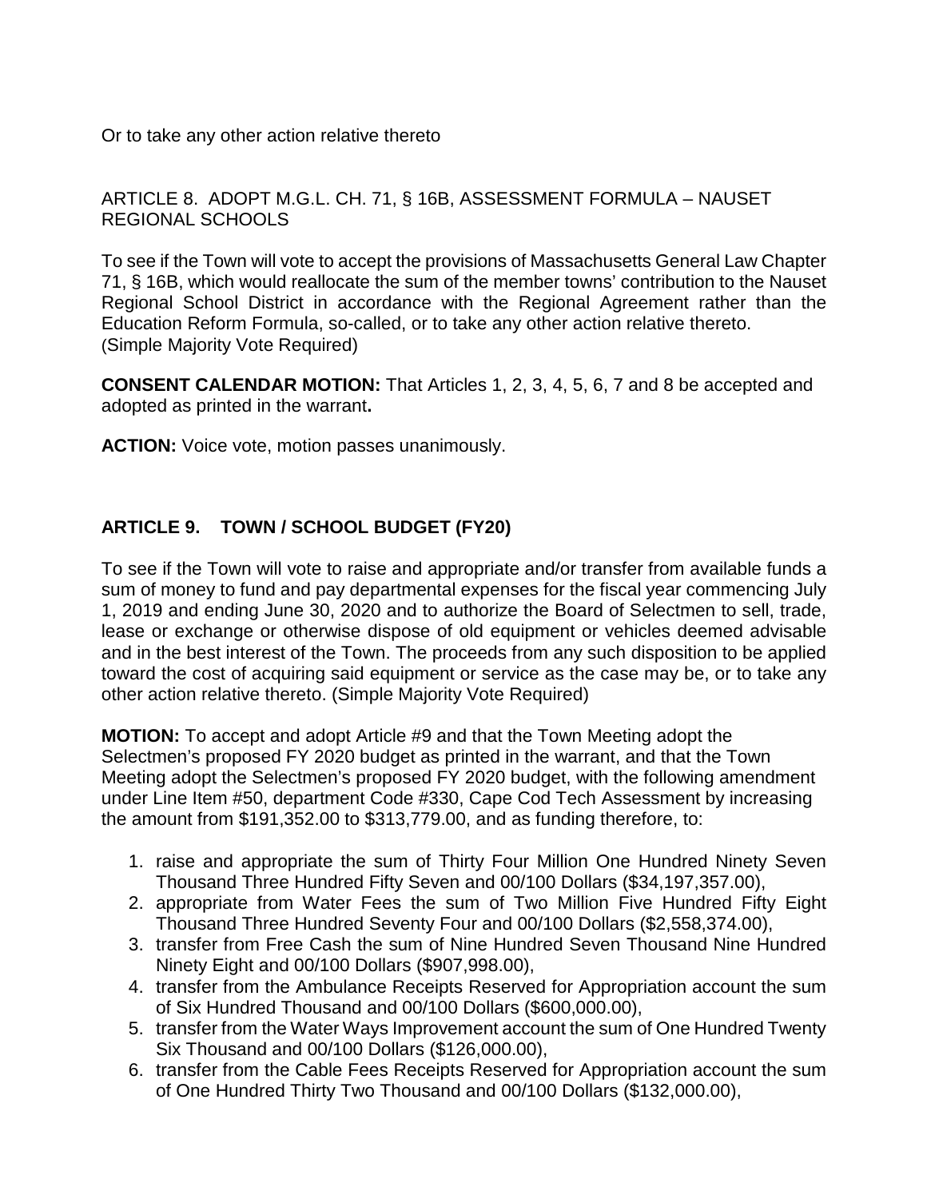Or to take any other action relative thereto

ARTICLE 8. ADOPT M.G.L. CH. 71, § 16B, ASSESSMENT FORMULA – NAUSET REGIONAL SCHOOLS

To see if the Town will vote to accept the provisions of Massachusetts General Law Chapter 71, § 16B, which would reallocate the sum of the member towns' contribution to the Nauset Regional School District in accordance with the Regional Agreement rather than the Education Reform Formula, so-called, or to take any other action relative thereto. (Simple Majority Vote Required)

**CONSENT CALENDAR MOTION:** That Articles 1, 2, 3, 4, 5, 6, 7 and 8 be accepted and adopted as printed in the warrant**.**

**ACTION:** Voice vote, motion passes unanimously.

## ARTICLE 9. TOWN / SCHOOL BUDGET (FY20)

To see if the Town will vote to raise and appropriate and/or transfer from available funds a sum of money to fund and pay departmental expenses for the fiscal year commencing July 1, 2019 and ending June 30, 2020 and to authorize the Board of Selectmen to sell, trade, lease or exchange or otherwise dispose of old equipment or vehicles deemed advisable and in the best interest of the Town. The proceeds from any such disposition to be applied toward the cost of acquiring said equipment or service as the case may be, or to take any other action relative thereto. (Simple Majority Vote Required)

**MOTION:** To accept and adopt Article #9 and that the Town Meeting adopt the Selectmen's proposed FY 2020 budget as printed in the warrant, and that the Town Meeting adopt the Selectmen's proposed FY 2020 budget, with the following amendment under Line Item #50, department Code #330, Cape Cod Tech Assessment by increasing the amount from $191,352.00 to $313,779.00, and as funding therefore, to:

1. raise and appropriate the sum of Thirty Four Million One Hundred Ninety Seven Thousand Three Hundred Fifty Seven and 00/100 Dollars ($34,197,357.00),
2. appropriate from Water Fees the sum of Two Million Five Hundred Fifty Eight Thousand Three Hundred Seventy Four and 00/100 Dollars ($2,558,374.00),
3. transfer from Free Cash the sum of Nine Hundred Seven Thousand Nine Hundred Ninety Eight and 00/100 Dollars ($907,998.00),
4. transfer from the Ambulance Receipts Reserved for Appropriation account the sum of Six Hundred Thousand and 00/100 Dollars ($600,000.00),
5. transfer from the Water Ways Improvement account the sum of One Hundred Twenty Six Thousand and 00/100 Dollars ($126,000.00),
6. transfer from the Cable Fees Receipts Reserved for Appropriation account the sum of One Hundred Thirty Two Thousand and 00/100 Dollars ($132,000.00),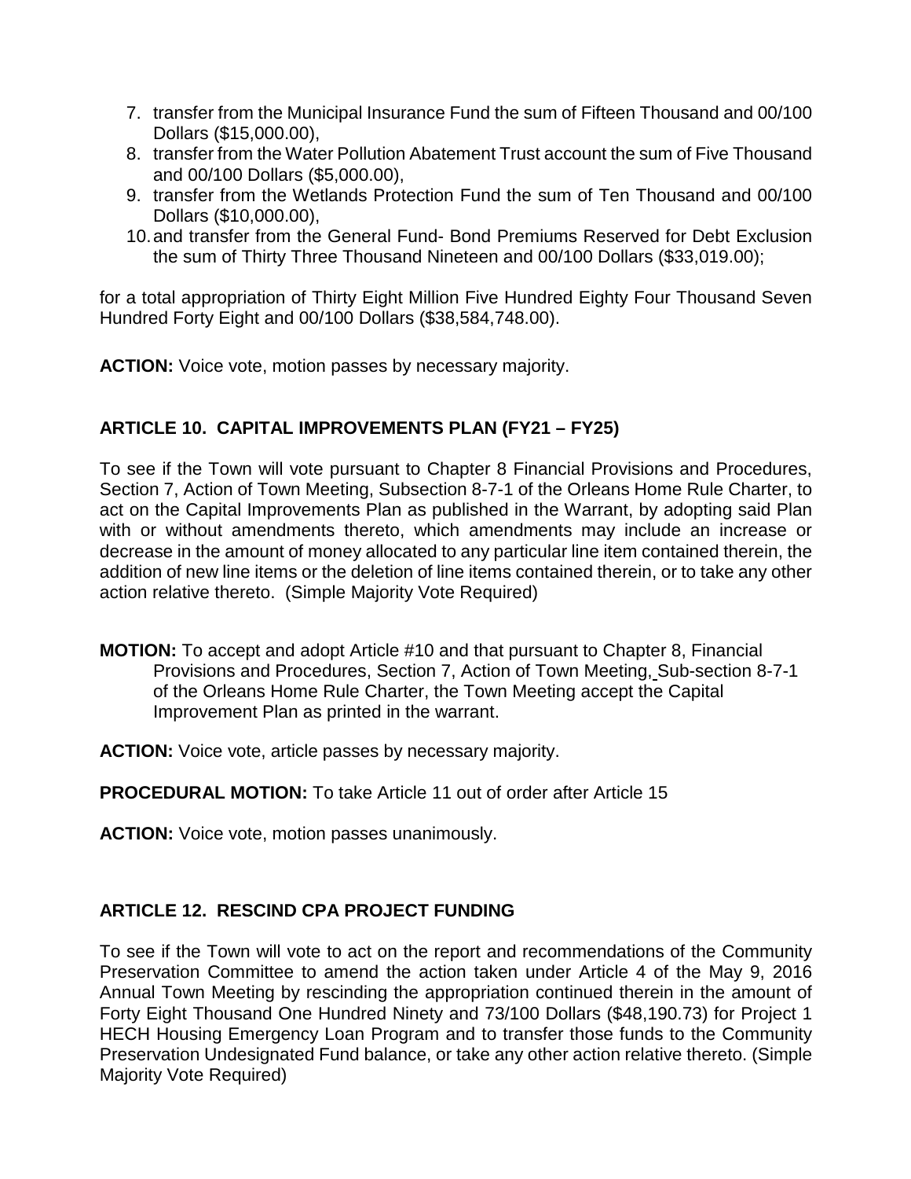7. transfer from the Municipal Insurance Fund the sum of Fifteen Thousand and 00/100 Dollars ($15,000.00),
8. transfer from the Water Pollution Abatement Trust account the sum of Five Thousand and 00/100 Dollars ($5,000.00),
9. transfer from the Wetlands Protection Fund the sum of Ten Thousand and 00/100 Dollars ($10,000.00),
10. and transfer from the General Fund- Bond Premiums Reserved for Debt Exclusion the sum of Thirty Three Thousand Nineteen and 00/100 Dollars ($33,019.00);

for a total appropriation of Thirty Eight Million Five Hundred Eighty Four Thousand Seven Hundred Forty Eight and 00/100 Dollars ($38,584,748.00).

**ACTION:** Voice vote, motion passes by necessary majority.

## ARTICLE 10. CAPITAL IMPROVEMENTS PLAN (FY21 – FY25)

To see if the Town will vote pursuant to Chapter 8 Financial Provisions and Procedures, Section 7, Action of Town Meeting, Subsection 8-7-1 of the Orleans Home Rule Charter, to act on the Capital Improvements Plan as published in the Warrant, by adopting said Plan with or without amendments thereto, which amendments may include an increase or decrease in the amount of money allocated to any particular line item contained therein, the addition of new line items or the deletion of line items contained therein, or to take any other action relative thereto. (Simple Majority Vote Required)

**MOTION:** To accept and adopt Article #10 and that pursuant to Chapter 8, Financial Provisions and Procedures, Section 7, Action of Town Meeting, Sub-section 8-7-1 of the Orleans Home Rule Charter, the Town Meeting accept the Capital Improvement Plan as printed in the warrant.

**ACTION:** Voice vote, article passes by necessary majority.

**PROCEDURAL MOTION:** To take Article 11 out of order after Article 15

**ACTION:** Voice vote, motion passes unanimously.

## ARTICLE 12. RESCIND CPA PROJECT FUNDING

To see if the Town will vote to act on the report and recommendations of the Community Preservation Committee to amend the action taken under Article 4 of the May 9, 2016 Annual Town Meeting by rescinding the appropriation continued therein in the amount of Forty Eight Thousand One Hundred Ninety and 73/100 Dollars ($48,190.73) for Project 1 HECH Housing Emergency Loan Program and to transfer those funds to the Community Preservation Undesignated Fund balance, or take any other action relative thereto. (Simple Majority Vote Required)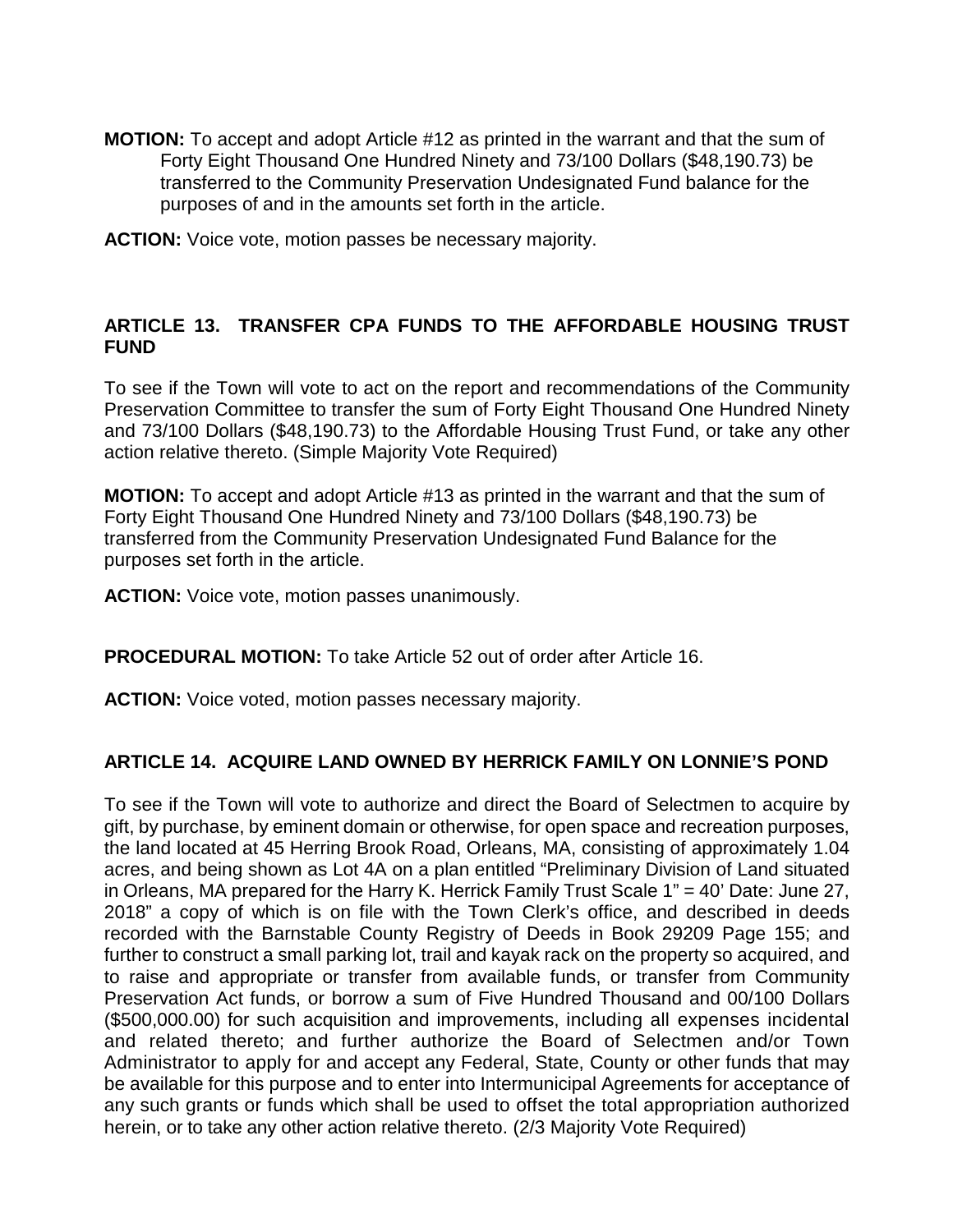**MOTION:** To accept and adopt Article #12 as printed in the warrant and that the sum of Forty Eight Thousand One Hundred Ninety and 73/100 Dollars ($48,190.73) be transferred to the Community Preservation Undesignated Fund balance for the purposes of and in the amounts set forth in the article.

**ACTION:** Voice vote, motion passes be necessary majority.

## ARTICLE 13. TRANSFER CPA FUNDS TO THE AFFORDABLE HOUSING TRUST FUND

To see if the Town will vote to act on the report and recommendations of the Community Preservation Committee to transfer the sum of Forty Eight Thousand One Hundred Ninety and 73/100 Dollars ($48,190.73) to the Affordable Housing Trust Fund, or take any other action relative thereto. (Simple Majority Vote Required)

**MOTION:** To accept and adopt Article #13 as printed in the warrant and that the sum of Forty Eight Thousand One Hundred Ninety and 73/100 Dollars ($48,190.73) be transferred from the Community Preservation Undesignated Fund Balance for the purposes set forth in the article.

**ACTION:** Voice vote, motion passes unanimously.

**PROCEDURAL MOTION:** To take Article 52 out of order after Article 16.

**ACTION:** Voice voted, motion passes necessary majority.

## ARTICLE 14. ACQUIRE LAND OWNED BY HERRICK FAMILY ON LONNIE'S POND

To see if the Town will vote to authorize and direct the Board of Selectmen to acquire by gift, by purchase, by eminent domain or otherwise, for open space and recreation purposes, the land located at 45 Herring Brook Road, Orleans, MA, consisting of approximately 1.04 acres, and being shown as Lot 4A on a plan entitled "Preliminary Division of Land situated in Orleans, MA prepared for the Harry K. Herrick Family Trust Scale 1" = 40' Date: June 27, 2018" a copy of which is on file with the Town Clerk's office, and described in deeds recorded with the Barnstable County Registry of Deeds in Book 29209 Page 155; and further to construct a small parking lot, trail and kayak rack on the property so acquired, and to raise and appropriate or transfer from available funds, or transfer from Community Preservation Act funds, or borrow a sum of Five Hundred Thousand and 00/100 Dollars ($500,000.00) for such acquisition and improvements, including all expenses incidental and related thereto; and further authorize the Board of Selectmen and/or Town Administrator to apply for and accept any Federal, State, County or other funds that may be available for this purpose and to enter into Intermunicipal Agreements for acceptance of any such grants or funds which shall be used to offset the total appropriation authorized herein, or to take any other action relative thereto. (2/3 Majority Vote Required)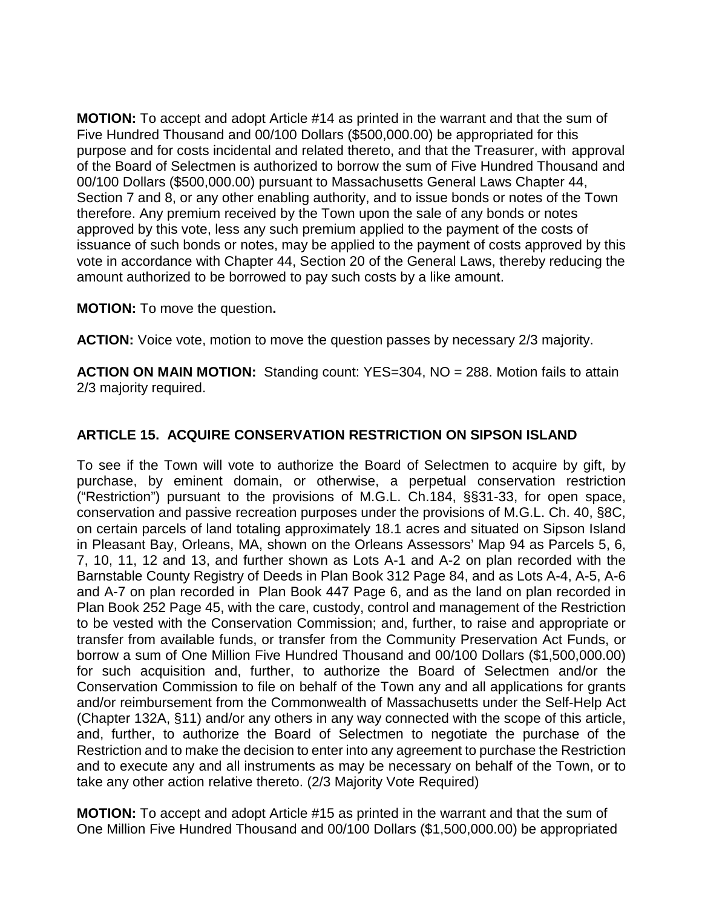**MOTION:** To accept and adopt Article #14 as printed in the warrant and that the sum of Five Hundred Thousand and 00/100 Dollars ($500,000.00) be appropriated for this purpose and for costs incidental and related thereto, and that the Treasurer, with approval of the Board of Selectmen is authorized to borrow the sum of Five Hundred Thousand and 00/100 Dollars ($500,000.00) pursuant to Massachusetts General Laws Chapter 44, Section 7 and 8, or any other enabling authority, and to issue bonds or notes of the Town therefore. Any premium received by the Town upon the sale of any bonds or notes approved by this vote, less any such premium applied to the payment of the costs of issuance of such bonds or notes, may be applied to the payment of costs approved by this vote in accordance with Chapter 44, Section 20 of the General Laws, thereby reducing the amount authorized to be borrowed to pay such costs by a like amount.

**MOTION:** To move the question**.**

**ACTION:** Voice vote, motion to move the question passes by necessary 2/3 majority.

**ACTION ON MAIN MOTION:** Standing count: YES=304, NO = 288. Motion fails to attain 2/3 majority required.

## ARTICLE 15. ACQUIRE CONSERVATION RESTRICTION ON SIPSON ISLAND

To see if the Town will vote to authorize the Board of Selectmen to acquire by gift, by purchase, by eminent domain, or otherwise, a perpetual conservation restriction ("Restriction") pursuant to the provisions of M.G.L. Ch.184, §§31-33, for open space, conservation and passive recreation purposes under the provisions of M.G.L. Ch. 40, §8C, on certain parcels of land totaling approximately 18.1 acres and situated on Sipson Island in Pleasant Bay, Orleans, MA, shown on the Orleans Assessors' Map 94 as Parcels 5, 6, 7, 10, 11, 12 and 13, and further shown as Lots A-1 and A-2 on plan recorded with the Barnstable County Registry of Deeds in Plan Book 312 Page 84, and as Lots A-4, A-5, A-6 and A-7 on plan recorded in Plan Book 447 Page 6, and as the land on plan recorded in Plan Book 252 Page 45, with the care, custody, control and management of the Restriction to be vested with the Conservation Commission; and, further, to raise and appropriate or transfer from available funds, or transfer from the Community Preservation Act Funds, or borrow a sum of One Million Five Hundred Thousand and 00/100 Dollars ($1,500,000.00) for such acquisition and, further, to authorize the Board of Selectmen and/or the Conservation Commission to file on behalf of the Town any and all applications for grants and/or reimbursement from the Commonwealth of Massachusetts under the Self-Help Act (Chapter 132A, §11) and/or any others in any way connected with the scope of this article, and, further, to authorize the Board of Selectmen to negotiate the purchase of the Restriction and to make the decision to enter into any agreement to purchase the Restriction and to execute any and all instruments as may be necessary on behalf of the Town, or to take any other action relative thereto. (2/3 Majority Vote Required)

**MOTION:** To accept and adopt Article #15 as printed in the warrant and that the sum of One Million Five Hundred Thousand and 00/100 Dollars ($1,500,000.00) be appropriated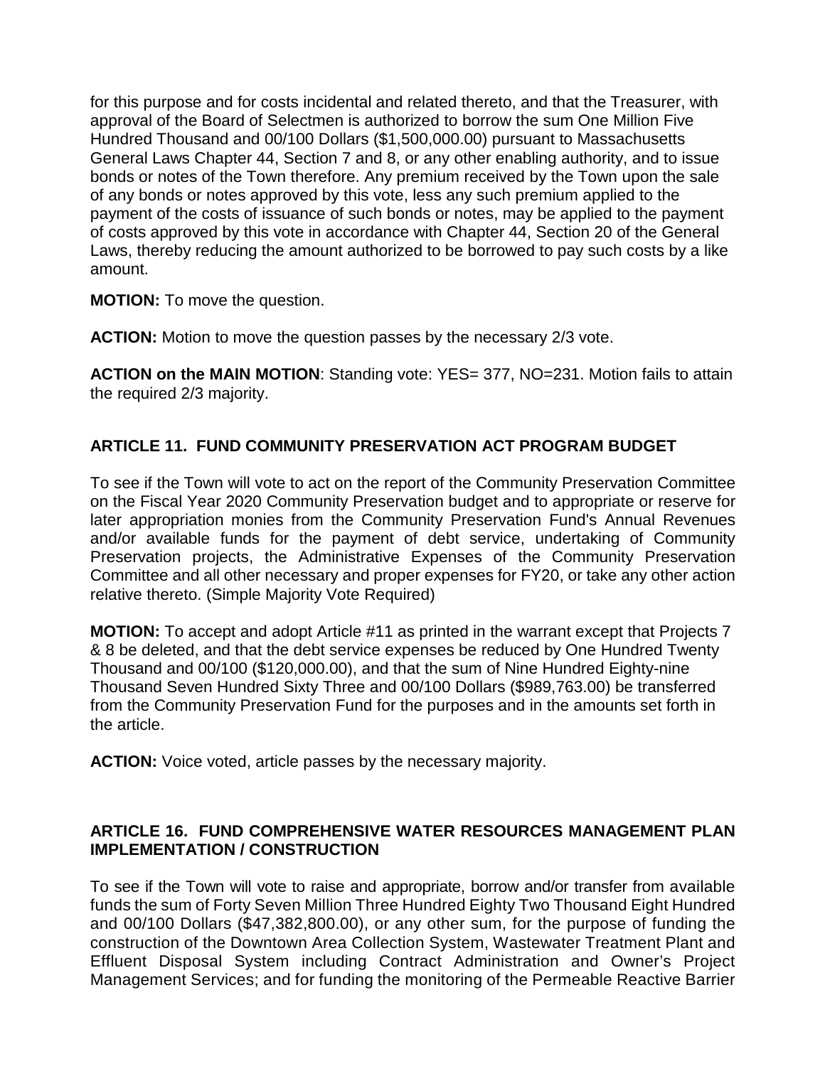for this purpose and for costs incidental and related thereto, and that the Treasurer, with approval of the Board of Selectmen is authorized to borrow the sum One Million Five Hundred Thousand and 00/100 Dollars ($1,500,000.00) pursuant to Massachusetts General Laws Chapter 44, Section 7 and 8, or any other enabling authority, and to issue bonds or notes of the Town therefore. Any premium received by the Town upon the sale of any bonds or notes approved by this vote, less any such premium applied to the payment of the costs of issuance of such bonds or notes, may be applied to the payment of costs approved by this vote in accordance with Chapter 44, Section 20 of the General Laws, thereby reducing the amount authorized to be borrowed to pay such costs by a like amount.

**MOTION:** To move the question.

**ACTION:** Motion to move the question passes by the necessary 2/3 vote.

**ACTION on the MAIN MOTION**: Standing vote: YES= 377, NO=231. Motion fails to attain the required 2/3 majority.

## ARTICLE 11. FUND COMMUNITY PRESERVATION ACT PROGRAM BUDGET

To see if the Town will vote to act on the report of the Community Preservation Committee on the Fiscal Year 2020 Community Preservation budget and to appropriate or reserve for later appropriation monies from the Community Preservation Fund's Annual Revenues and/or available funds for the payment of debt service, undertaking of Community Preservation projects, the Administrative Expenses of the Community Preservation Committee and all other necessary and proper expenses for FY20, or take any other action relative thereto. (Simple Majority Vote Required)

**MOTION:** To accept and adopt Article #11 as printed in the warrant except that Projects 7 & 8 be deleted, and that the debt service expenses be reduced by One Hundred Twenty Thousand and 00/100 ($120,000.00), and that the sum of Nine Hundred Eighty-nine Thousand Seven Hundred Sixty Three and 00/100 Dollars ($989,763.00) be transferred from the Community Preservation Fund for the purposes and in the amounts set forth in the article.

**ACTION:** Voice voted, article passes by the necessary majority.

## ARTICLE 16. FUND COMPREHENSIVE WATER RESOURCES MANAGEMENT PLAN IMPLEMENTATION / CONSTRUCTION

To see if the Town will vote to raise and appropriate, borrow and/or transfer from available funds the sum of Forty Seven Million Three Hundred Eighty Two Thousand Eight Hundred and 00/100 Dollars ($47,382,800.00), or any other sum, for the purpose of funding the construction of the Downtown Area Collection System, Wastewater Treatment Plant and Effluent Disposal System including Contract Administration and Owner's Project Management Services; and for funding the monitoring of the Permeable Reactive Barrier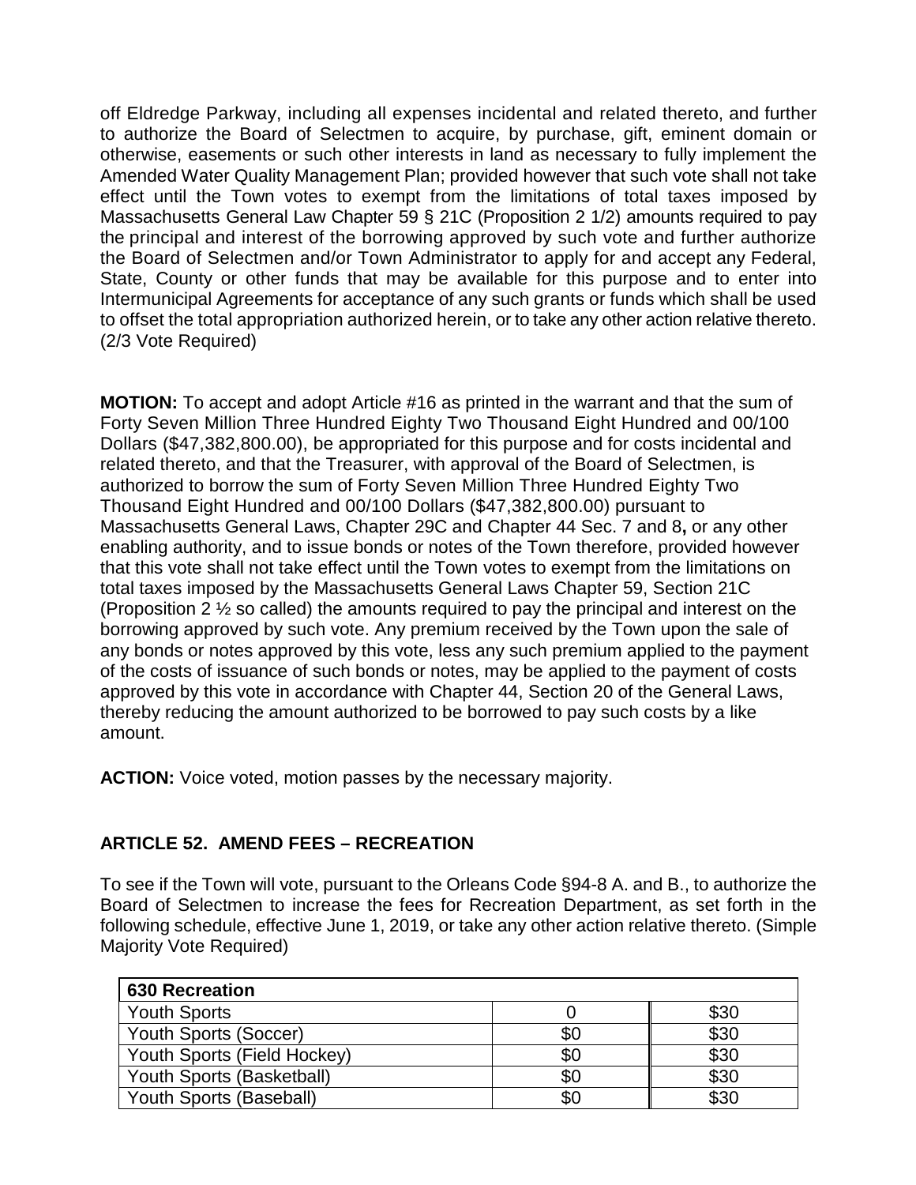off Eldredge Parkway, including all expenses incidental and related thereto, and further to authorize the Board of Selectmen to acquire, by purchase, gift, eminent domain or otherwise, easements or such other interests in land as necessary to fully implement the Amended Water Quality Management Plan; provided however that such vote shall not take effect until the Town votes to exempt from the limitations of total taxes imposed by Massachusetts General Law Chapter 59 § 21C (Proposition 2 1/2) amounts required to pay the principal and interest of the borrowing approved by such vote and further authorize the Board of Selectmen and/or Town Administrator to apply for and accept any Federal, State, County or other funds that may be available for this purpose and to enter into Intermunicipal Agreements for acceptance of any such grants or funds which shall be used to offset the total appropriation authorized herein, or to take any other action relative thereto. (2/3 Vote Required)

**MOTION:** To accept and adopt Article #16 as printed in the warrant and that the sum of Forty Seven Million Three Hundred Eighty Two Thousand Eight Hundred and 00/100 Dollars ($47,382,800.00), be appropriated for this purpose and for costs incidental and related thereto, and that the Treasurer, with approval of the Board of Selectmen, is authorized to borrow the sum of Forty Seven Million Three Hundred Eighty Two Thousand Eight Hundred and 00/100 Dollars ($47,382,800.00) pursuant to Massachusetts General Laws, Chapter 29C and Chapter 44 Sec. 7 and 8**,** or any other enabling authority, and to issue bonds or notes of the Town therefore, provided however that this vote shall not take effect until the Town votes to exempt from the limitations on total taxes imposed by the Massachusetts General Laws Chapter 59, Section 21C (Proposition 2 ½ so called) the amounts required to pay the principal and interest on the borrowing approved by such vote. Any premium received by the Town upon the sale of any bonds or notes approved by this vote, less any such premium applied to the payment of the costs of issuance of such bonds or notes, may be applied to the payment of costs approved by this vote in accordance with Chapter 44, Section 20 of the General Laws, thereby reducing the amount authorized to be borrowed to pay such costs by a like amount.

**ACTION:** Voice voted, motion passes by the necessary majority.

## ARTICLE 52. AMEND FEES – RECREATION

To see if the Town will vote, pursuant to the Orleans Code §94-8 A. and B., to authorize the Board of Selectmen to increase the fees for Recreation Department, as set forth in the following schedule, effective June 1, 2019, or take any other action relative thereto. (Simple Majority Vote Required)

| 630 Recreation | | |
|---|---|---|
| Youth Sports | 0 | $30 |
| Youth Sports (Soccer) | $0 | $30 |
| Youth Sports (Field Hockey) | $0 | $30 |
| Youth Sports (Basketball) | $0 | $30 |
| Youth Sports (Baseball) | $0 | $30 |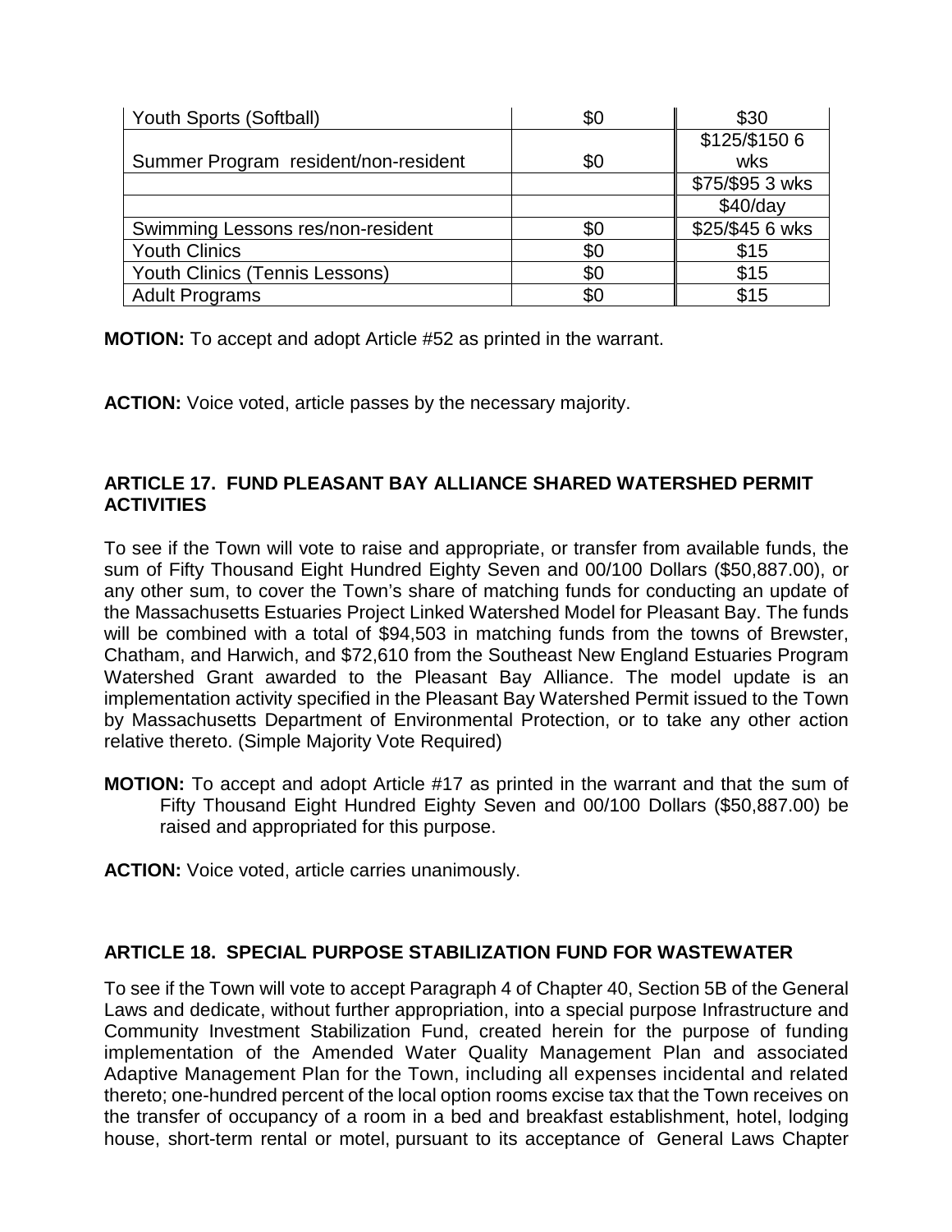| Youth Sports (Softball) | $0 | $30 |
|---|---|---|
| Summer Program resident/non-resident | $0 | $125/$150 6 wks |
| | | $75/$95 3 wks |
| | | $40/day |
| Swimming Lessons res/non-resident | $0 | $25/$45 6 wks |
| Youth Clinics | $0 | $15 |
| Youth Clinics (Tennis Lessons) | $0 | $15 |
| Adult Programs | $0 | $15 |

**MOTION:** To accept and adopt Article #52 as printed in the warrant.

**ACTION:** Voice voted, article passes by the necessary majority.

### ARTICLE 17. FUND PLEASANT BAY ALLIANCE SHARED WATERSHED PERMIT ACTIVITIES

To see if the Town will vote to raise and appropriate, or transfer from available funds, the sum of Fifty Thousand Eight Hundred Eighty Seven and 00/100 Dollars ($50,887.00), or any other sum, to cover the Town's share of matching funds for conducting an update of the Massachusetts Estuaries Project Linked Watershed Model for Pleasant Bay. The funds will be combined with a total of $94,503 in matching funds from the towns of Brewster, Chatham, and Harwich, and $72,610 from the Southeast New England Estuaries Program Watershed Grant awarded to the Pleasant Bay Alliance. The model update is an implementation activity specified in the Pleasant Bay Watershed Permit issued to the Town by Massachusetts Department of Environmental Protection, or to take any other action relative thereto. (Simple Majority Vote Required)

**MOTION:** To accept and adopt Article #17 as printed in the warrant and that the sum of Fifty Thousand Eight Hundred Eighty Seven and 00/100 Dollars ($50,887.00) be raised and appropriated for this purpose.

**ACTION:** Voice voted, article carries unanimously.

### ARTICLE 18. SPECIAL PURPOSE STABILIZATION FUND FOR WASTEWATER

To see if the Town will vote to accept Paragraph 4 of Chapter 40, Section 5B of the General Laws and dedicate, without further appropriation, into a special purpose Infrastructure and Community Investment Stabilization Fund, created herein for the purpose of funding implementation of the Amended Water Quality Management Plan and associated Adaptive Management Plan for the Town, including all expenses incidental and related thereto; one-hundred percent of the local option rooms excise tax that the Town receives on the transfer of occupancy of a room in a bed and breakfast establishment, hotel, lodging house, short-term rental or motel, pursuant to its acceptance of General Laws Chapter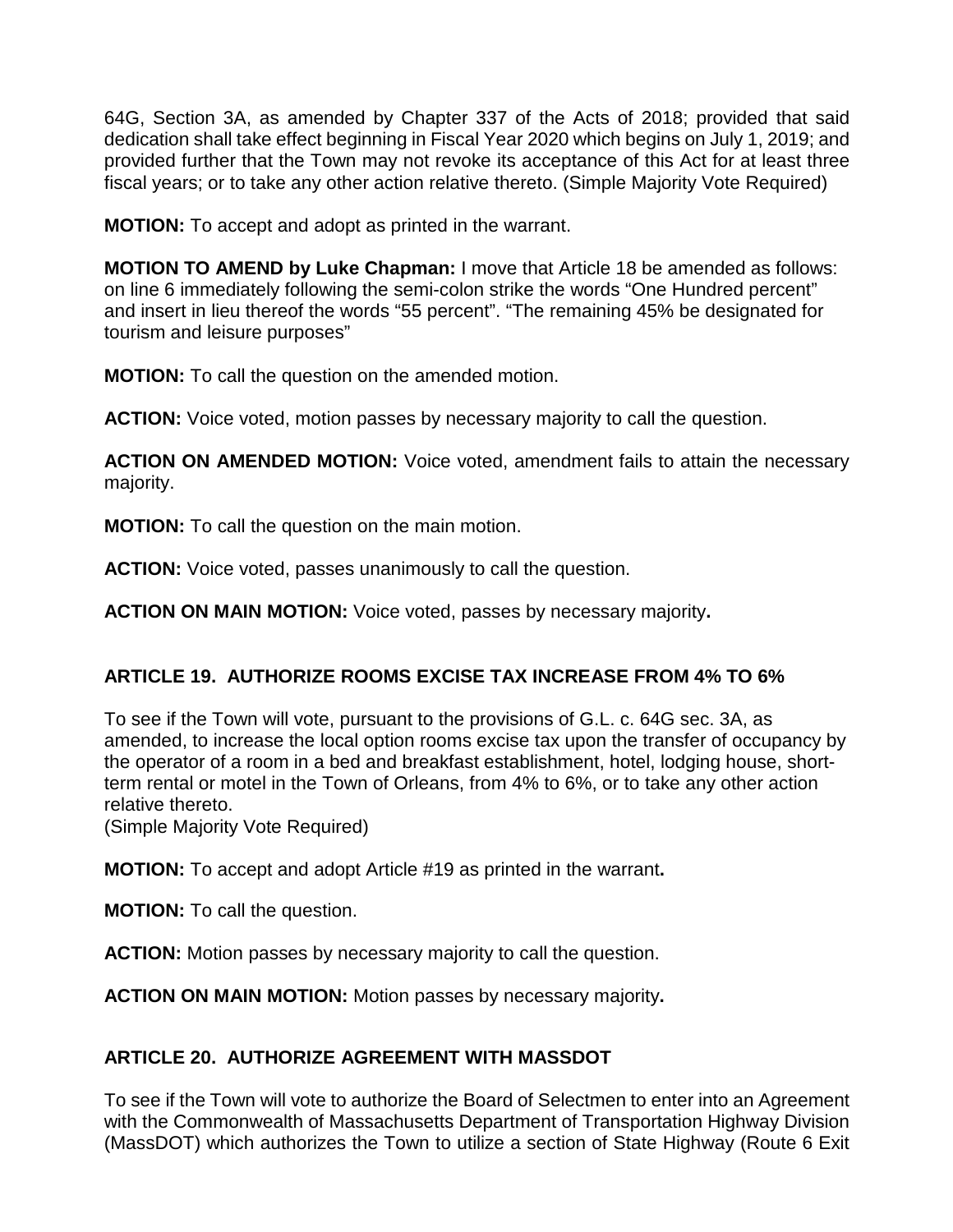64G, Section 3A, as amended by Chapter 337 of the Acts of 2018; provided that said dedication shall take effect beginning in Fiscal Year 2020 which begins on July 1, 2019; and provided further that the Town may not revoke its acceptance of this Act for at least three fiscal years; or to take any other action relative thereto. (Simple Majority Vote Required)

**MOTION:** To accept and adopt as printed in the warrant.

**MOTION TO AMEND by Luke Chapman:** I move that Article 18 be amended as follows: on line 6 immediately following the semi-colon strike the words "One Hundred percent" and insert in lieu thereof the words "55 percent". "The remaining 45% be designated for tourism and leisure purposes"

**MOTION:** To call the question on the amended motion.

**ACTION:** Voice voted, motion passes by necessary majority to call the question.

**ACTION ON AMENDED MOTION:** Voice voted, amendment fails to attain the necessary majority.

**MOTION:** To call the question on the main motion.

**ACTION:** Voice voted, passes unanimously to call the question.

**ACTION ON MAIN MOTION:** Voice voted, passes by necessary majority**.**

## ARTICLE 19. AUTHORIZE ROOMS EXCISE TAX INCREASE FROM 4% TO 6%

To see if the Town will vote, pursuant to the provisions of G.L. c. 64G sec. 3A, as amended, to increase the local option rooms excise tax upon the transfer of occupancy by the operator of a room in a bed and breakfast establishment, hotel, lodging house, short-term rental or motel in the Town of Orleans, from 4% to 6%, or to take any other action relative thereto.
(Simple Majority Vote Required)

**MOTION:** To accept and adopt Article #19 as printed in the warrant**.**

**MOTION:** To call the question.

**ACTION:** Motion passes by necessary majority to call the question.

**ACTION ON MAIN MOTION:** Motion passes by necessary majority**.**

## ARTICLE 20. AUTHORIZE AGREEMENT WITH MASSDOT

To see if the Town will vote to authorize the Board of Selectmen to enter into an Agreement with the Commonwealth of Massachusetts Department of Transportation Highway Division (MassDOT) which authorizes the Town to utilize a section of State Highway (Route 6 Exit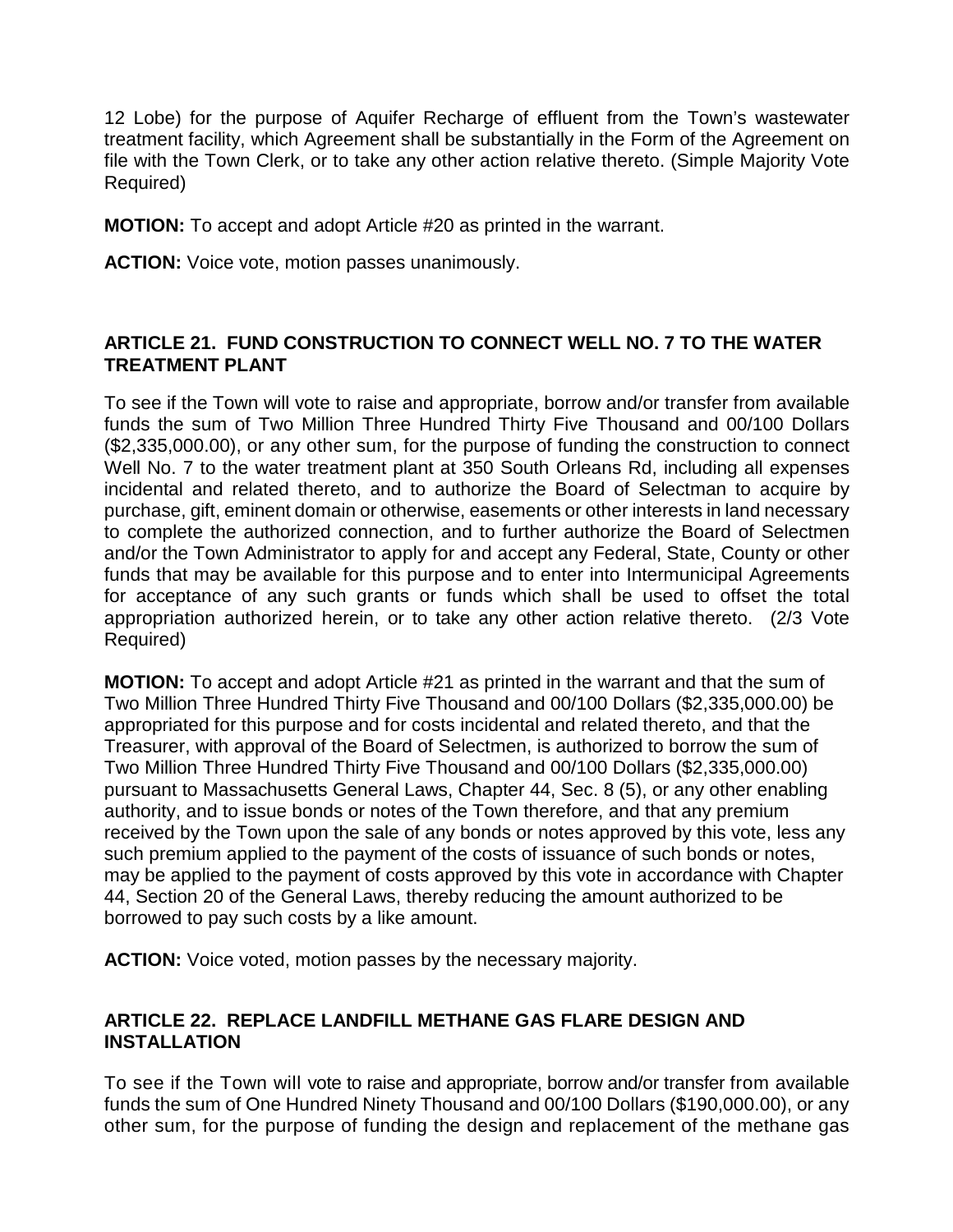12 Lobe) for the purpose of Aquifer Recharge of effluent from the Town's wastewater treatment facility, which Agreement shall be substantially in the Form of the Agreement on file with the Town Clerk, or to take any other action relative thereto. (Simple Majority Vote Required)

**MOTION:** To accept and adopt Article #20 as printed in the warrant.

**ACTION:** Voice vote, motion passes unanimously.

### ARTICLE 21. FUND CONSTRUCTION TO CONNECT WELL NO. 7 TO THE WATER TREATMENT PLANT

To see if the Town will vote to raise and appropriate, borrow and/or transfer from available funds the sum of Two Million Three Hundred Thirty Five Thousand and 00/100 Dollars ($2,335,000.00), or any other sum, for the purpose of funding the construction to connect Well No. 7 to the water treatment plant at 350 South Orleans Rd, including all expenses incidental and related thereto, and to authorize the Board of Selectman to acquire by purchase, gift, eminent domain or otherwise, easements or other interests in land necessary to complete the authorized connection, and to further authorize the Board of Selectmen and/or the Town Administrator to apply for and accept any Federal, State, County or other funds that may be available for this purpose and to enter into Intermunicipal Agreements for acceptance of any such grants or funds which shall be used to offset the total appropriation authorized herein, or to take any other action relative thereto. (2/3 Vote Required)

**MOTION:** To accept and adopt Article #21 as printed in the warrant and that the sum of Two Million Three Hundred Thirty Five Thousand and 00/100 Dollars ($2,335,000.00) be appropriated for this purpose and for costs incidental and related thereto, and that the Treasurer, with approval of the Board of Selectmen, is authorized to borrow the sum of Two Million Three Hundred Thirty Five Thousand and 00/100 Dollars ($2,335,000.00) pursuant to Massachusetts General Laws, Chapter 44, Sec. 8 (5), or any other enabling authority, and to issue bonds or notes of the Town therefore, and that any premium received by the Town upon the sale of any bonds or notes approved by this vote, less any such premium applied to the payment of the costs of issuance of such bonds or notes, may be applied to the payment of costs approved by this vote in accordance with Chapter 44, Section 20 of the General Laws, thereby reducing the amount authorized to be borrowed to pay such costs by a like amount.

**ACTION:** Voice voted, motion passes by the necessary majority.

### ARTICLE 22. REPLACE LANDFILL METHANE GAS FLARE DESIGN AND INSTALLATION

To see if the Town will vote to raise and appropriate, borrow and/or transfer from available funds the sum of One Hundred Ninety Thousand and 00/100 Dollars ($190,000.00), or any other sum, for the purpose of funding the design and replacement of the methane gas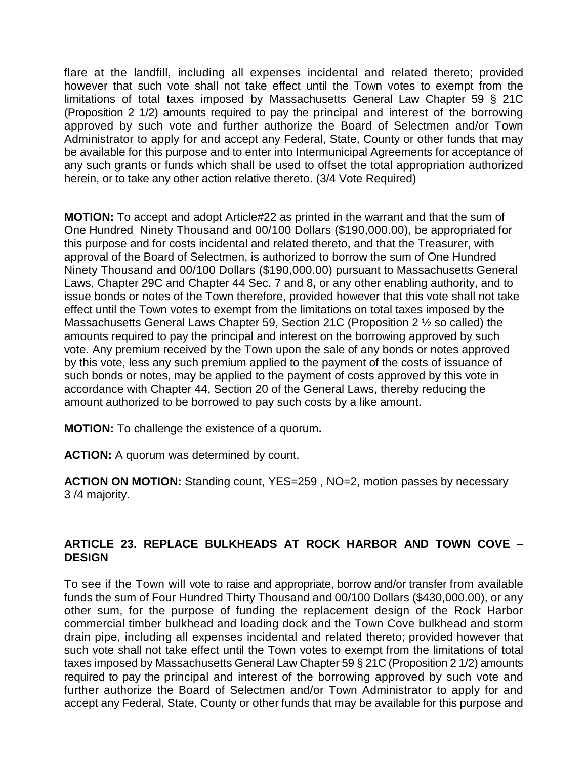flare at the landfill, including all expenses incidental and related thereto; provided however that such vote shall not take effect until the Town votes to exempt from the limitations of total taxes imposed by Massachusetts General Law Chapter 59 § 21C (Proposition 2 1/2) amounts required to pay the principal and interest of the borrowing approved by such vote and further authorize the Board of Selectmen and/or Town Administrator to apply for and accept any Federal, State, County or other funds that may be available for this purpose and to enter into Intermunicipal Agreements for acceptance of any such grants or funds which shall be used to offset the total appropriation authorized herein, or to take any other action relative thereto. (3/4 Vote Required)

**MOTION:** To accept and adopt Article#22 as printed in the warrant and that the sum of One Hundred Ninety Thousand and 00/100 Dollars ($190,000.00), be appropriated for this purpose and for costs incidental and related thereto, and that the Treasurer, with approval of the Board of Selectmen, is authorized to borrow the sum of One Hundred Ninety Thousand and 00/100 Dollars ($190,000.00) pursuant to Massachusetts General Laws, Chapter 29C and Chapter 44 Sec. 7 and 8**,** or any other enabling authority, and to issue bonds or notes of the Town therefore, provided however that this vote shall not take effect until the Town votes to exempt from the limitations on total taxes imposed by the Massachusetts General Laws Chapter 59, Section 21C (Proposition 2 ½ so called) the amounts required to pay the principal and interest on the borrowing approved by such vote. Any premium received by the Town upon the sale of any bonds or notes approved by this vote, less any such premium applied to the payment of the costs of issuance of such bonds or notes, may be applied to the payment of costs approved by this vote in accordance with Chapter 44, Section 20 of the General Laws, thereby reducing the amount authorized to be borrowed to pay such costs by a like amount.

**MOTION:** To challenge the existence of a quorum**.**

**ACTION:** A quorum was determined by count.

**ACTION ON MOTION:** Standing count, YES=259 , NO=2, motion passes by necessary 3 /4 majority.

**ARTICLE 23. REPLACE BULKHEADS AT ROCK HARBOR AND TOWN COVE – DESIGN**

To see if the Town will vote to raise and appropriate, borrow and/or transfer from available funds the sum of Four Hundred Thirty Thousand and 00/100 Dollars ($430,000.00), or any other sum, for the purpose of funding the replacement design of the Rock Harbor commercial timber bulkhead and loading dock and the Town Cove bulkhead and storm drain pipe, including all expenses incidental and related thereto; provided however that such vote shall not take effect until the Town votes to exempt from the limitations of total taxes imposed by Massachusetts General Law Chapter 59 § 21C (Proposition 2 1/2) amounts required to pay the principal and interest of the borrowing approved by such vote and further authorize the Board of Selectmen and/or Town Administrator to apply for and accept any Federal, State, County or other funds that may be available for this purpose and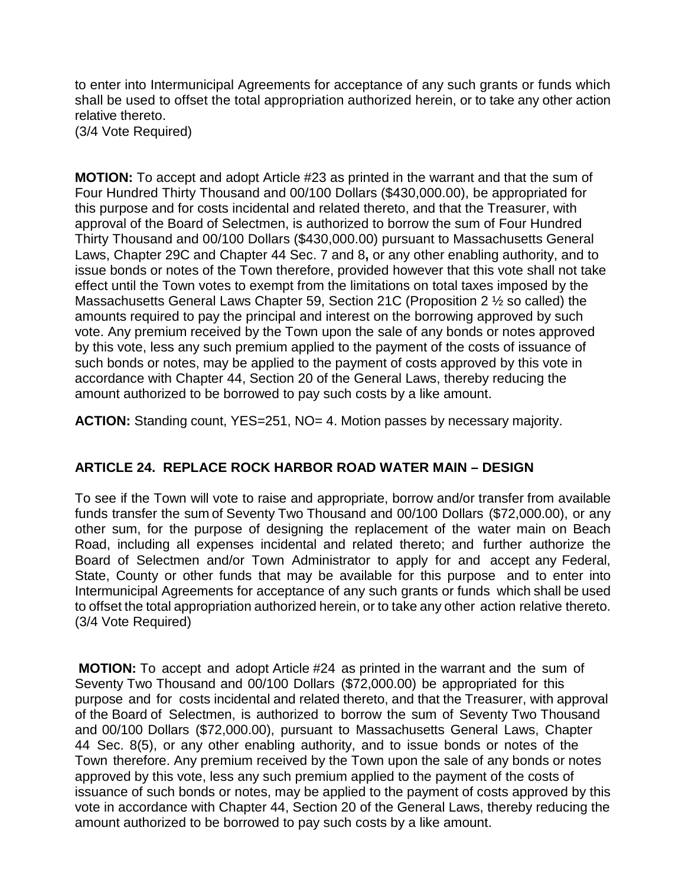to enter into Intermunicipal Agreements for acceptance of any such grants or funds which shall be used to offset the total appropriation authorized herein, or to take any other action relative thereto.
(3/4 Vote Required)

**MOTION:** To accept and adopt Article #23 as printed in the warrant and that the sum of Four Hundred Thirty Thousand and 00/100 Dollars ($430,000.00), be appropriated for this purpose and for costs incidental and related thereto, and that the Treasurer, with approval of the Board of Selectmen, is authorized to borrow the sum of Four Hundred Thirty Thousand and 00/100 Dollars ($430,000.00) pursuant to Massachusetts General Laws, Chapter 29C and Chapter 44 Sec. 7 and 8**,** or any other enabling authority, and to issue bonds or notes of the Town therefore, provided however that this vote shall not take effect until the Town votes to exempt from the limitations on total taxes imposed by the Massachusetts General Laws Chapter 59, Section 21C (Proposition 2 ½ so called) the amounts required to pay the principal and interest on the borrowing approved by such vote. Any premium received by the Town upon the sale of any bonds or notes approved by this vote, less any such premium applied to the payment of the costs of issuance of such bonds or notes, may be applied to the payment of costs approved by this vote in accordance with Chapter 44, Section 20 of the General Laws, thereby reducing the amount authorized to be borrowed to pay such costs by a like amount.

**ACTION:** Standing count, YES=251, NO= 4. Motion passes by necessary majority.

## ARTICLE 24. REPLACE ROCK HARBOR ROAD WATER MAIN – DESIGN

To see if the Town will vote to raise and appropriate, borrow and/or transfer from available funds transfer the sum of Seventy Two Thousand and 00/100 Dollars ($72,000.00), or any other sum, for the purpose of designing the replacement of the water main on Beach Road, including all expenses incidental and related thereto; and further authorize the Board of Selectmen and/or Town Administrator to apply for and accept any Federal, State, County or other funds that may be available for this purpose and to enter into Intermunicipal Agreements for acceptance of any such grants or funds which shall be used to offset the total appropriation authorized herein, or to take any other action relative thereto.
(3/4 Vote Required)

**MOTION:** To accept and adopt Article #24 as printed in the warrant and the sum of Seventy Two Thousand and 00/100 Dollars ($72,000.00) be appropriated for this purpose and for costs incidental and related thereto, and that the Treasurer, with approval of the Board of Selectmen, is authorized to borrow the sum of Seventy Two Thousand and 00/100 Dollars ($72,000.00), pursuant to Massachusetts General Laws, Chapter 44 Sec. 8(5), or any other enabling authority, and to issue bonds or notes of the Town therefore. Any premium received by the Town upon the sale of any bonds or notes approved by this vote, less any such premium applied to the payment of the costs of issuance of such bonds or notes, may be applied to the payment of costs approved by this vote in accordance with Chapter 44, Section 20 of the General Laws, thereby reducing the amount authorized to be borrowed to pay such costs by a like amount.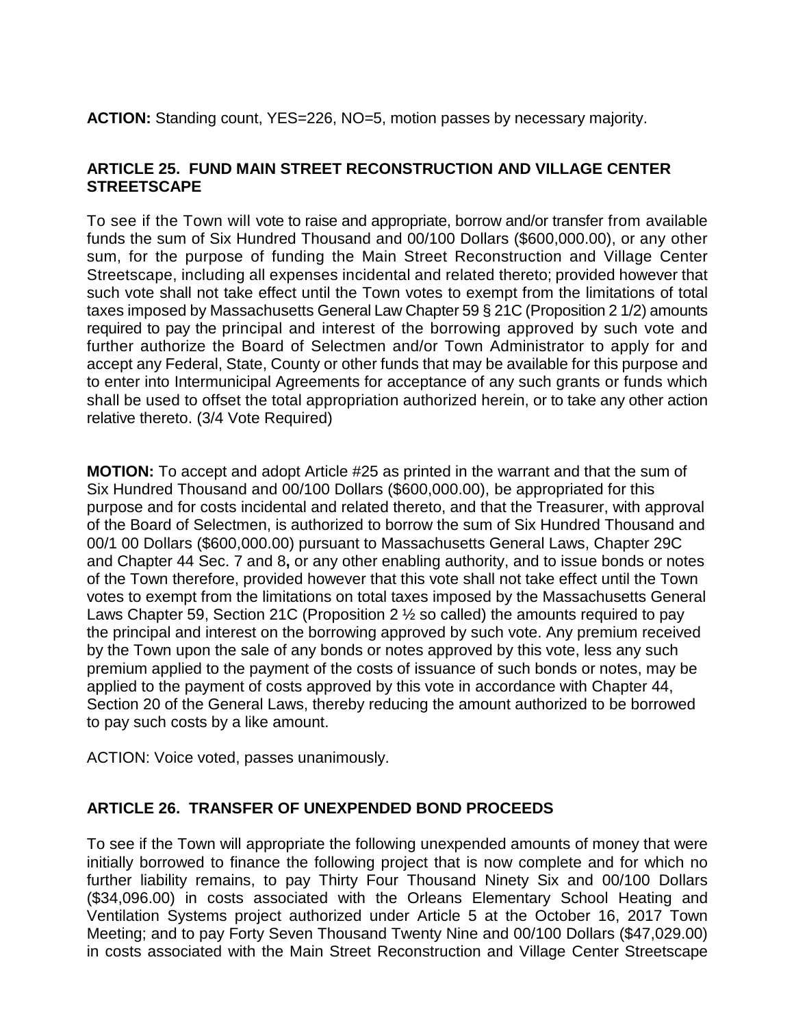**ACTION:** Standing count, YES=226, NO=5, motion passes by necessary majority.

## ARTICLE 25. FUND MAIN STREET RECONSTRUCTION AND VILLAGE CENTER STREETSCAPE

To see if the Town will vote to raise and appropriate, borrow and/or transfer from available funds the sum of Six Hundred Thousand and 00/100 Dollars ($600,000.00), or any other sum, for the purpose of funding the Main Street Reconstruction and Village Center Streetscape, including all expenses incidental and related thereto; provided however that such vote shall not take effect until the Town votes to exempt from the limitations of total taxes imposed by Massachusetts General Law Chapter 59 § 21C (Proposition 2 1/2) amounts required to pay the principal and interest of the borrowing approved by such vote and further authorize the Board of Selectmen and/or Town Administrator to apply for and accept any Federal, State, County or other funds that may be available for this purpose and to enter into Intermunicipal Agreements for acceptance of any such grants or funds which shall be used to offset the total appropriation authorized herein, or to take any other action relative thereto. (3/4 Vote Required)

**MOTION:** To accept and adopt Article #25 as printed in the warrant and that the sum of Six Hundred Thousand and 00/100 Dollars ($600,000.00), be appropriated for this purpose and for costs incidental and related thereto, and that the Treasurer, with approval of the Board of Selectmen, is authorized to borrow the sum of Six Hundred Thousand and 00/1 00 Dollars ($600,000.00) pursuant to Massachusetts General Laws, Chapter 29C and Chapter 44 Sec. 7 and 8**,** or any other enabling authority, and to issue bonds or notes of the Town therefore, provided however that this vote shall not take effect until the Town votes to exempt from the limitations on total taxes imposed by the Massachusetts General Laws Chapter 59, Section 21C (Proposition 2 ½ so called) the amounts required to pay the principal and interest on the borrowing approved by such vote. Any premium received by the Town upon the sale of any bonds or notes approved by this vote, less any such premium applied to the payment of the costs of issuance of such bonds or notes, may be applied to the payment of costs approved by this vote in accordance with Chapter 44, Section 20 of the General Laws, thereby reducing the amount authorized to be borrowed to pay such costs by a like amount.

ACTION: Voice voted, passes unanimously.

## ARTICLE 26. TRANSFER OF UNEXPENDED BOND PROCEEDS

To see if the Town will appropriate the following unexpended amounts of money that were initially borrowed to finance the following project that is now complete and for which no further liability remains, to pay Thirty Four Thousand Ninety Six and 00/100 Dollars ($34,096.00) in costs associated with the Orleans Elementary School Heating and Ventilation Systems project authorized under Article 5 at the October 16, 2017 Town Meeting; and to pay Forty Seven Thousand Twenty Nine and 00/100 Dollars ($47,029.00) in costs associated with the Main Street Reconstruction and Village Center Streetscape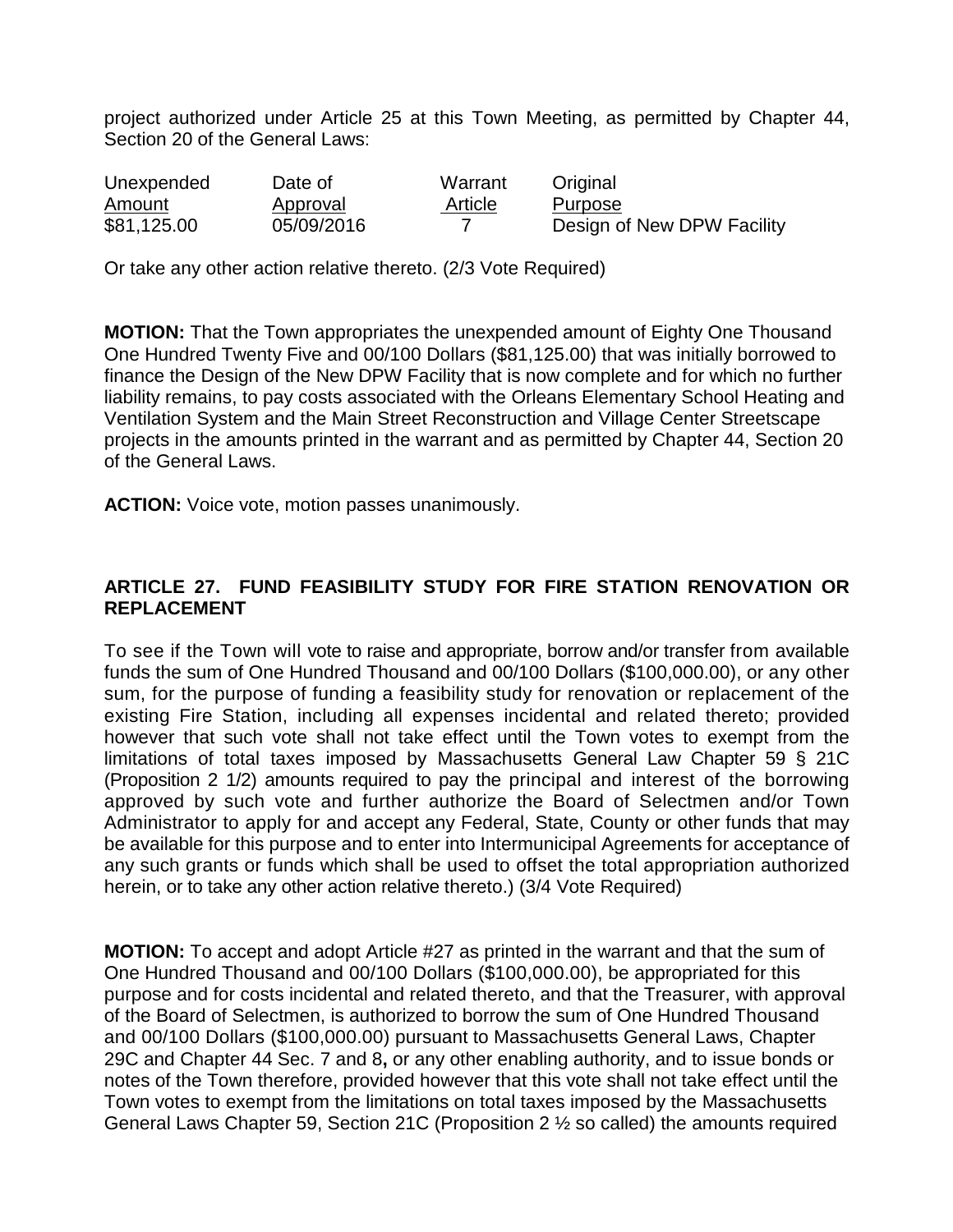project authorized under Article 25 at this Town Meeting, as permitted by Chapter 44, Section 20 of the General Laws:

| Unexpended Amount | Date of Approval | Warrant Article | Original Purpose |
|---|---|---|---|
| $81,125.00 | 05/09/2016 | 7 | Design of New DPW Facility |

Or take any other action relative thereto. (2/3 Vote Required)

**MOTION:** That the Town appropriates the unexpended amount of Eighty One Thousand One Hundred Twenty Five and 00/100 Dollars ($81,125.00) that was initially borrowed to finance the Design of the New DPW Facility that is now complete and for which no further liability remains, to pay costs associated with the Orleans Elementary School Heating and Ventilation System and the Main Street Reconstruction and Village Center Streetscape projects in the amounts printed in the warrant and as permitted by Chapter 44, Section 20 of the General Laws.

**ACTION:** Voice vote, motion passes unanimously.

## ARTICLE 27. FUND FEASIBILITY STUDY FOR FIRE STATION RENOVATION OR REPLACEMENT

To see if the Town will vote to raise and appropriate, borrow and/or transfer from available funds the sum of One Hundred Thousand and 00/100 Dollars ($100,000.00), or any other sum, for the purpose of funding a feasibility study for renovation or replacement of the existing Fire Station, including all expenses incidental and related thereto; provided however that such vote shall not take effect until the Town votes to exempt from the limitations of total taxes imposed by Massachusetts General Law Chapter 59 § 21C (Proposition 2 1/2) amounts required to pay the principal and interest of the borrowing approved by such vote and further authorize the Board of Selectmen and/or Town Administrator to apply for and accept any Federal, State, County or other funds that may be available for this purpose and to enter into Intermunicipal Agreements for acceptance of any such grants or funds which shall be used to offset the total appropriation authorized herein, or to take any other action relative thereto.) (3/4 Vote Required)

**MOTION:** To accept and adopt Article #27 as printed in the warrant and that the sum of One Hundred Thousand and 00/100 Dollars ($100,000.00), be appropriated for this purpose and for costs incidental and related thereto, and that the Treasurer, with approval of the Board of Selectmen, is authorized to borrow the sum of One Hundred Thousand and 00/100 Dollars ($100,000.00) pursuant to Massachusetts General Laws, Chapter 29C and Chapter 44 Sec. 7 and 8**,** or any other enabling authority, and to issue bonds or notes of the Town therefore, provided however that this vote shall not take effect until the Town votes to exempt from the limitations on total taxes imposed by the Massachusetts General Laws Chapter 59, Section 21C (Proposition 2 ½ so called) the amounts required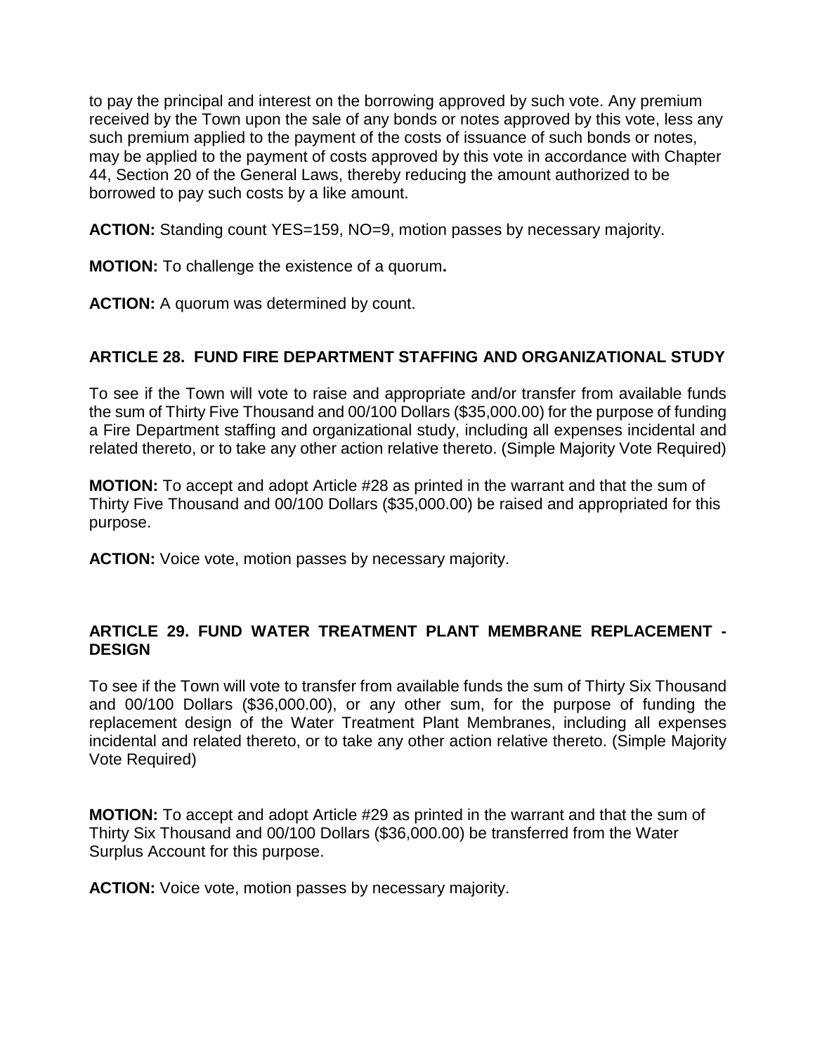to pay the principal and interest on the borrowing approved by such vote. Any premium received by the Town upon the sale of any bonds or notes approved by this vote, less any such premium applied to the payment of the costs of issuance of such bonds or notes, may be applied to the payment of costs approved by this vote in accordance with Chapter 44, Section 20 of the General Laws, thereby reducing the amount authorized to be borrowed to pay such costs by a like amount.

**ACTION:** Standing count YES=159, NO=9, motion passes by necessary majority.

**MOTION:** To challenge the existence of a quorum**.**

**ACTION:** A quorum was determined by count.

## ARTICLE 28. FUND FIRE DEPARTMENT STAFFING AND ORGANIZATIONAL STUDY

To see if the Town will vote to raise and appropriate and/or transfer from available funds the sum of Thirty Five Thousand and 00/100 Dollars ($35,000.00) for the purpose of funding a Fire Department staffing and organizational study, including all expenses incidental and related thereto, or to take any other action relative thereto. (Simple Majority Vote Required)

**MOTION:** To accept and adopt Article #28 as printed in the warrant and that the sum of Thirty Five Thousand and 00/100 Dollars ($35,000.00) be raised and appropriated for this purpose.

**ACTION:** Voice vote, motion passes by necessary majority.

## ARTICLE 29. FUND WATER TREATMENT PLANT MEMBRANE REPLACEMENT - DESIGN

To see if the Town will vote to transfer from available funds the sum of Thirty Six Thousand and 00/100 Dollars ($36,000.00), or any other sum, for the purpose of funding the replacement design of the Water Treatment Plant Membranes, including all expenses incidental and related thereto, or to take any other action relative thereto. (Simple Majority Vote Required)

**MOTION:** To accept and adopt Article #29 as printed in the warrant and that the sum of Thirty Six Thousand and 00/100 Dollars ($36,000.00) be transferred from the Water Surplus Account for this purpose.

**ACTION:** Voice vote, motion passes by necessary majority.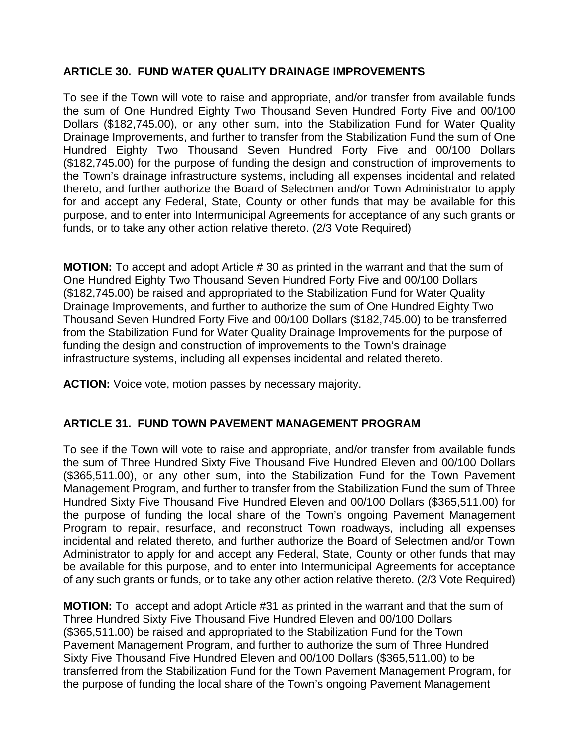### ARTICLE 30. FUND WATER QUALITY DRAINAGE IMPROVEMENTS

To see if the Town will vote to raise and appropriate, and/or transfer from available funds the sum of One Hundred Eighty Two Thousand Seven Hundred Forty Five and 00/100 Dollars ($182,745.00), or any other sum, into the Stabilization Fund for Water Quality Drainage Improvements, and further to transfer from the Stabilization Fund the sum of One Hundred Eighty Two Thousand Seven Hundred Forty Five and 00/100 Dollars ($182,745.00) for the purpose of funding the design and construction of improvements to the Town's drainage infrastructure systems, including all expenses incidental and related thereto, and further authorize the Board of Selectmen and/or Town Administrator to apply for and accept any Federal, State, County or other funds that may be available for this purpose, and to enter into Intermunicipal Agreements for acceptance of any such grants or funds, or to take any other action relative thereto. (2/3 Vote Required)

**MOTION:** To accept and adopt Article # 30 as printed in the warrant and that the sum of One Hundred Eighty Two Thousand Seven Hundred Forty Five and 00/100 Dollars ($182,745.00) be raised and appropriated to the Stabilization Fund for Water Quality Drainage Improvements, and further to authorize the sum of One Hundred Eighty Two Thousand Seven Hundred Forty Five and 00/100 Dollars ($182,745.00) to be transferred from the Stabilization Fund for Water Quality Drainage Improvements for the purpose of funding the design and construction of improvements to the Town's drainage infrastructure systems, including all expenses incidental and related thereto.

**ACTION:** Voice vote, motion passes by necessary majority.

### ARTICLE 31. FUND TOWN PAVEMENT MANAGEMENT PROGRAM

To see if the Town will vote to raise and appropriate, and/or transfer from available funds the sum of Three Hundred Sixty Five Thousand Five Hundred Eleven and 00/100 Dollars ($365,511.00), or any other sum, into the Stabilization Fund for the Town Pavement Management Program, and further to transfer from the Stabilization Fund the sum of Three Hundred Sixty Five Thousand Five Hundred Eleven and 00/100 Dollars ($365,511.00) for the purpose of funding the local share of the Town's ongoing Pavement Management Program to repair, resurface, and reconstruct Town roadways, including all expenses incidental and related thereto, and further authorize the Board of Selectmen and/or Town Administrator to apply for and accept any Federal, State, County or other funds that may be available for this purpose, and to enter into Intermunicipal Agreements for acceptance of any such grants or funds, or to take any other action relative thereto. (2/3 Vote Required)

**MOTION:** To accept and adopt Article #31 as printed in the warrant and that the sum of Three Hundred Sixty Five Thousand Five Hundred Eleven and 00/100 Dollars ($365,511.00) be raised and appropriated to the Stabilization Fund for the Town Pavement Management Program, and further to authorize the sum of Three Hundred Sixty Five Thousand Five Hundred Eleven and 00/100 Dollars ($365,511.00) to be transferred from the Stabilization Fund for the Town Pavement Management Program, for the purpose of funding the local share of the Town's ongoing Pavement Management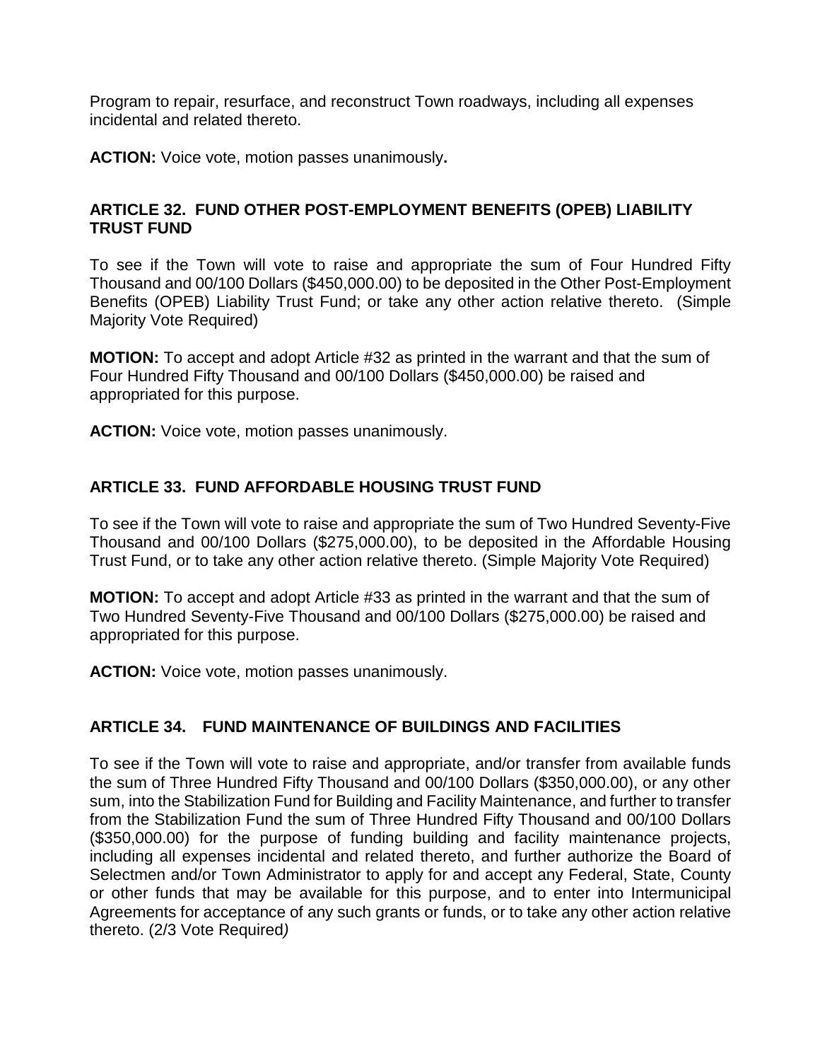Program to repair, resurface, and reconstruct Town roadways, including all expenses incidental and related thereto.

**ACTION:** Voice vote, motion passes unanimously**.**

### ARTICLE 32. FUND OTHER POST-EMPLOYMENT BENEFITS (OPEB) LIABILITY TRUST FUND

To see if the Town will vote to raise and appropriate the sum of Four Hundred Fifty Thousand and 00/100 Dollars ($450,000.00) to be deposited in the Other Post-Employment Benefits (OPEB) Liability Trust Fund; or take any other action relative thereto. (Simple Majority Vote Required)

**MOTION:** To accept and adopt Article #32 as printed in the warrant and that the sum of Four Hundred Fifty Thousand and 00/100 Dollars ($450,000.00) be raised and appropriated for this purpose.

**ACTION:** Voice vote, motion passes unanimously.

### ARTICLE 33. FUND AFFORDABLE HOUSING TRUST FUND

To see if the Town will vote to raise and appropriate the sum of Two Hundred Seventy-Five Thousand and 00/100 Dollars ($275,000.00), to be deposited in the Affordable Housing Trust Fund, or to take any other action relative thereto. (Simple Majority Vote Required)

**MOTION:** To accept and adopt Article #33 as printed in the warrant and that the sum of Two Hundred Seventy-Five Thousand and 00/100 Dollars ($275,000.00) be raised and appropriated for this purpose.

**ACTION:** Voice vote, motion passes unanimously.

### ARTICLE 34. FUND MAINTENANCE OF BUILDINGS AND FACILITIES

To see if the Town will vote to raise and appropriate, and/or transfer from available funds the sum of Three Hundred Fifty Thousand and 00/100 Dollars ($350,000.00), or any other sum, into the Stabilization Fund for Building and Facility Maintenance, and further to transfer from the Stabilization Fund the sum of Three Hundred Fifty Thousand and 00/100 Dollars ($350,000.00) for the purpose of funding building and facility maintenance projects, including all expenses incidental and related thereto, and further authorize the Board of Selectmen and/or Town Administrator to apply for and accept any Federal, State, County or other funds that may be available for this purpose, and to enter into Intermunicipal Agreements for acceptance of any such grants or funds, or to take any other action relative thereto. (2/3 Vote Required)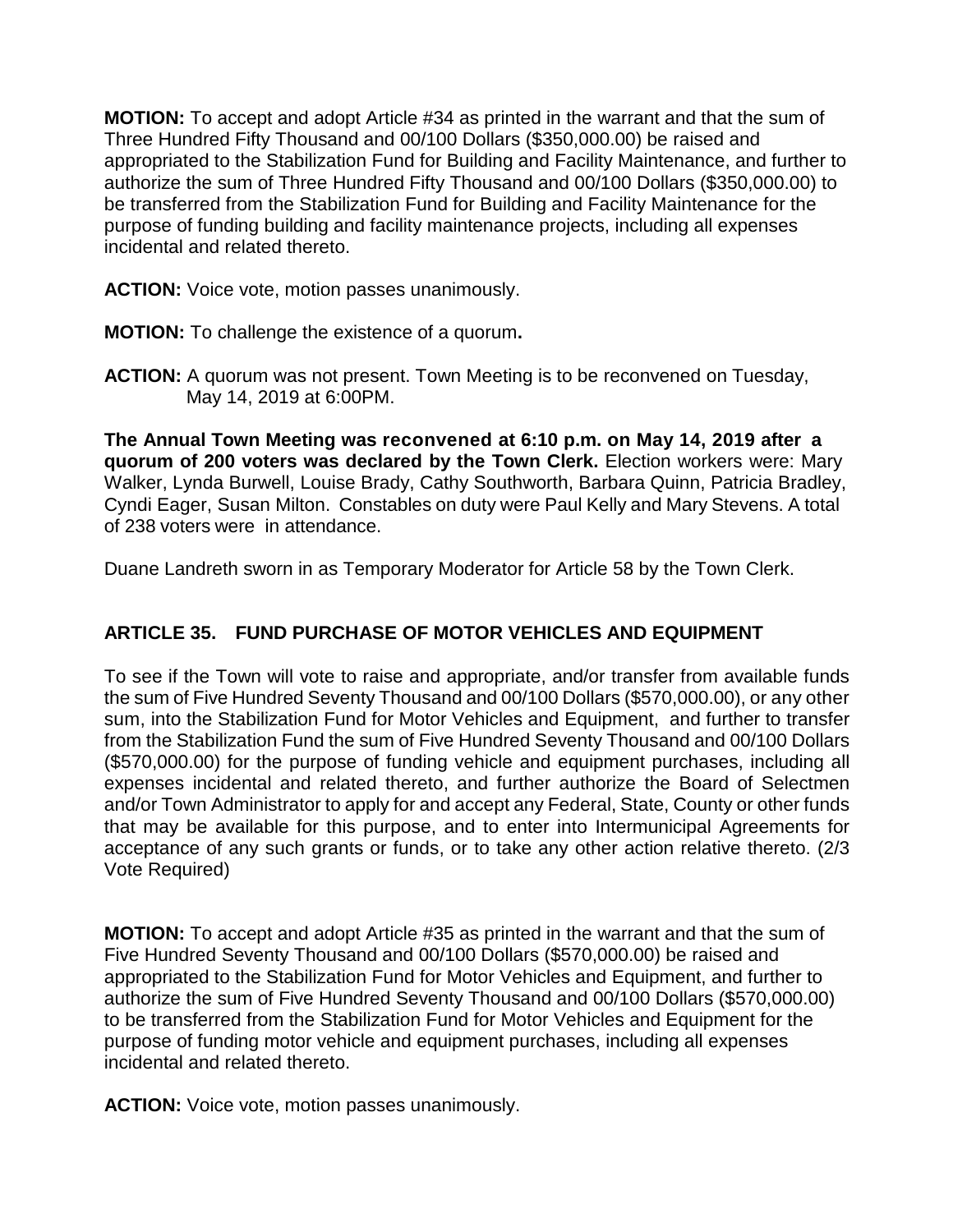**MOTION:** To accept and adopt Article #34 as printed in the warrant and that the sum of Three Hundred Fifty Thousand and 00/100 Dollars ($350,000.00) be raised and appropriated to the Stabilization Fund for Building and Facility Maintenance, and further to authorize the sum of Three Hundred Fifty Thousand and 00/100 Dollars ($350,000.00) to be transferred from the Stabilization Fund for Building and Facility Maintenance for the purpose of funding building and facility maintenance projects, including all expenses incidental and related thereto.

**ACTION:** Voice vote, motion passes unanimously.

**MOTION:** To challenge the existence of a quorum**.**

**ACTION:** A quorum was not present. Town Meeting is to be reconvened on Tuesday, May 14, 2019 at 6:00PM.

**The Annual Town Meeting was reconvened at 6:10 p.m. on May 14, 2019 after a quorum of 200 voters was declared by the Town Clerk.** Election workers were: Mary Walker, Lynda Burwell, Louise Brady, Cathy Southworth, Barbara Quinn, Patricia Bradley, Cyndi Eager, Susan Milton. Constables on duty were Paul Kelly and Mary Stevens. A total of 238 voters were in attendance.

Duane Landreth sworn in as Temporary Moderator for Article 58 by the Town Clerk.

## ARTICLE 35. FUND PURCHASE OF MOTOR VEHICLES AND EQUIPMENT

To see if the Town will vote to raise and appropriate, and/or transfer from available funds the sum of Five Hundred Seventy Thousand and 00/100 Dollars ($570,000.00), or any other sum, into the Stabilization Fund for Motor Vehicles and Equipment, and further to transfer from the Stabilization Fund the sum of Five Hundred Seventy Thousand and 00/100 Dollars ($570,000.00) for the purpose of funding vehicle and equipment purchases, including all expenses incidental and related thereto, and further authorize the Board of Selectmen and/or Town Administrator to apply for and accept any Federal, State, County or other funds that may be available for this purpose, and to enter into Intermunicipal Agreements for acceptance of any such grants or funds, or to take any other action relative thereto. (2/3 Vote Required)

**MOTION:** To accept and adopt Article #35 as printed in the warrant and that the sum of Five Hundred Seventy Thousand and 00/100 Dollars ($570,000.00) be raised and appropriated to the Stabilization Fund for Motor Vehicles and Equipment, and further to authorize the sum of Five Hundred Seventy Thousand and 00/100 Dollars ($570,000.00) to be transferred from the Stabilization Fund for Motor Vehicles and Equipment for the purpose of funding motor vehicle and equipment purchases, including all expenses incidental and related thereto.

**ACTION:** Voice vote, motion passes unanimously.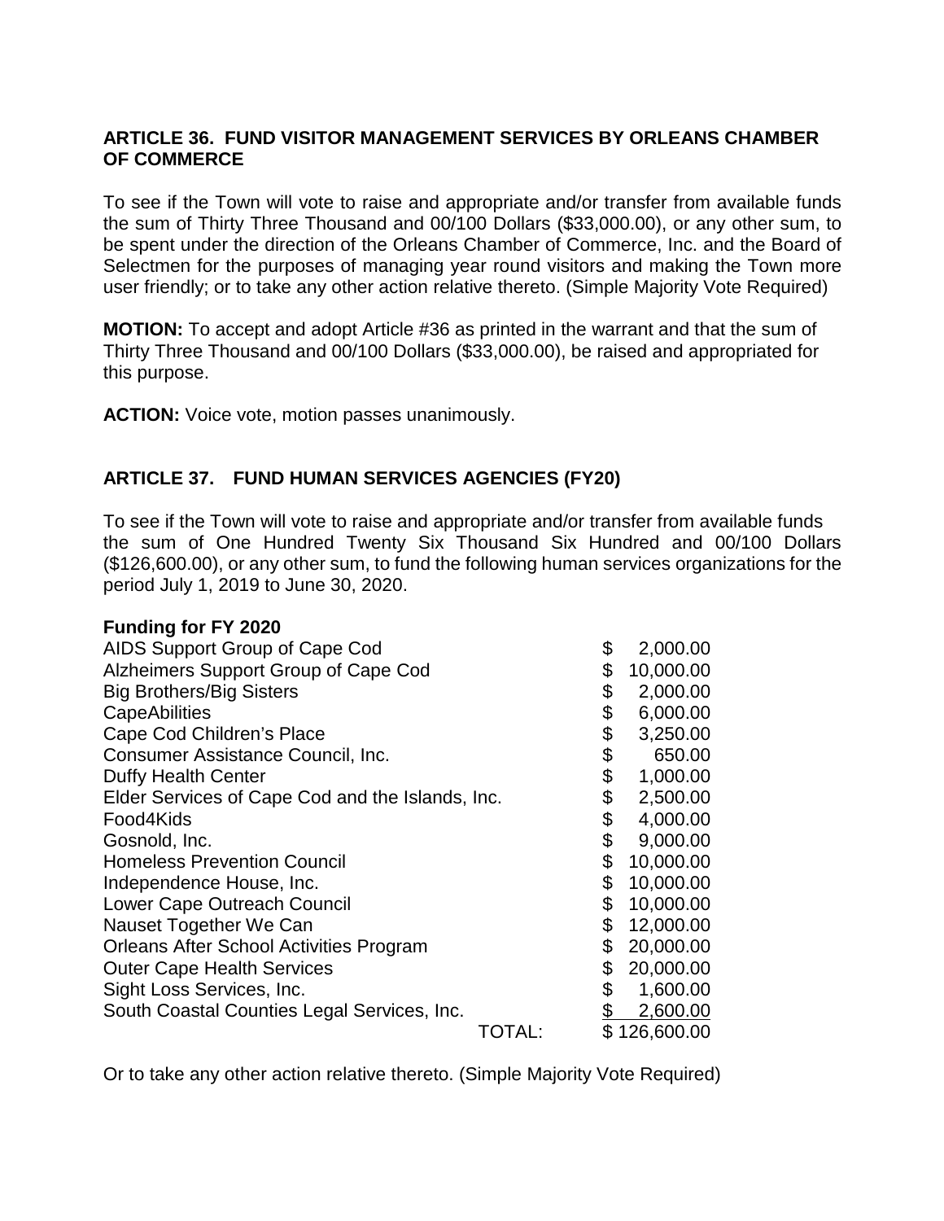### ARTICLE 36. FUND VISITOR MANAGEMENT SERVICES BY ORLEANS CHAMBER OF COMMERCE

To see if the Town will vote to raise and appropriate and/or transfer from available funds the sum of Thirty Three Thousand and 00/100 Dollars ($33,000.00), or any other sum, to be spent under the direction of the Orleans Chamber of Commerce, Inc. and the Board of Selectmen for the purposes of managing year round visitors and making the Town more user friendly; or to take any other action relative thereto. (Simple Majority Vote Required)

**MOTION:** To accept and adopt Article #36 as printed in the warrant and that the sum of Thirty Three Thousand and 00/100 Dollars ($33,000.00), be raised and appropriated for this purpose.

**ACTION:** Voice vote, motion passes unanimously.

### ARTICLE 37. FUND HUMAN SERVICES AGENCIES (FY20)

To see if the Town will vote to raise and appropriate and/or transfer from available funds the sum of One Hundred Twenty Six Thousand Six Hundred and 00/100 Dollars ($126,600.00), or any other sum, to fund the following human services organizations for the period July 1, 2019 to June 30, 2020.

**Funding for FY 2020**

| Organization | Amount |
|---|---|
| AIDS Support Group of Cape Cod | $ 2,000.00 |
| Alzheimers Support Group of Cape Cod | $ 10,000.00 |
| Big Brothers/Big Sisters | $ 2,000.00 |
| CapeAbilities | $ 6,000.00 |
| Cape Cod Children's Place | $ 3,250.00 |
| Consumer Assistance Council, Inc. | $ 650.00 |
| Duffy Health Center | $ 1,000.00 |
| Elder Services of Cape Cod and the Islands, Inc. | $ 2,500.00 |
| Food4Kids | $ 4,000.00 |
| Gosnold, Inc. | $ 9,000.00 |
| Homeless Prevention Council | $ 10,000.00 |
| Independence House, Inc. | $ 10,000.00 |
| Lower Cape Outreach Council | $ 10,000.00 |
| Nauset Together We Can | $ 12,000.00 |
| Orleans After School Activities Program | $ 20,000.00 |
| Outer Cape Health Services | $ 20,000.00 |
| Sight Loss Services, Inc. | $ 1,600.00 |
| South Coastal Counties Legal Services, Inc. | $ 2,600.00 |
| TOTAL: | $ 126,600.00 |

Or to take any other action relative thereto. (Simple Majority Vote Required)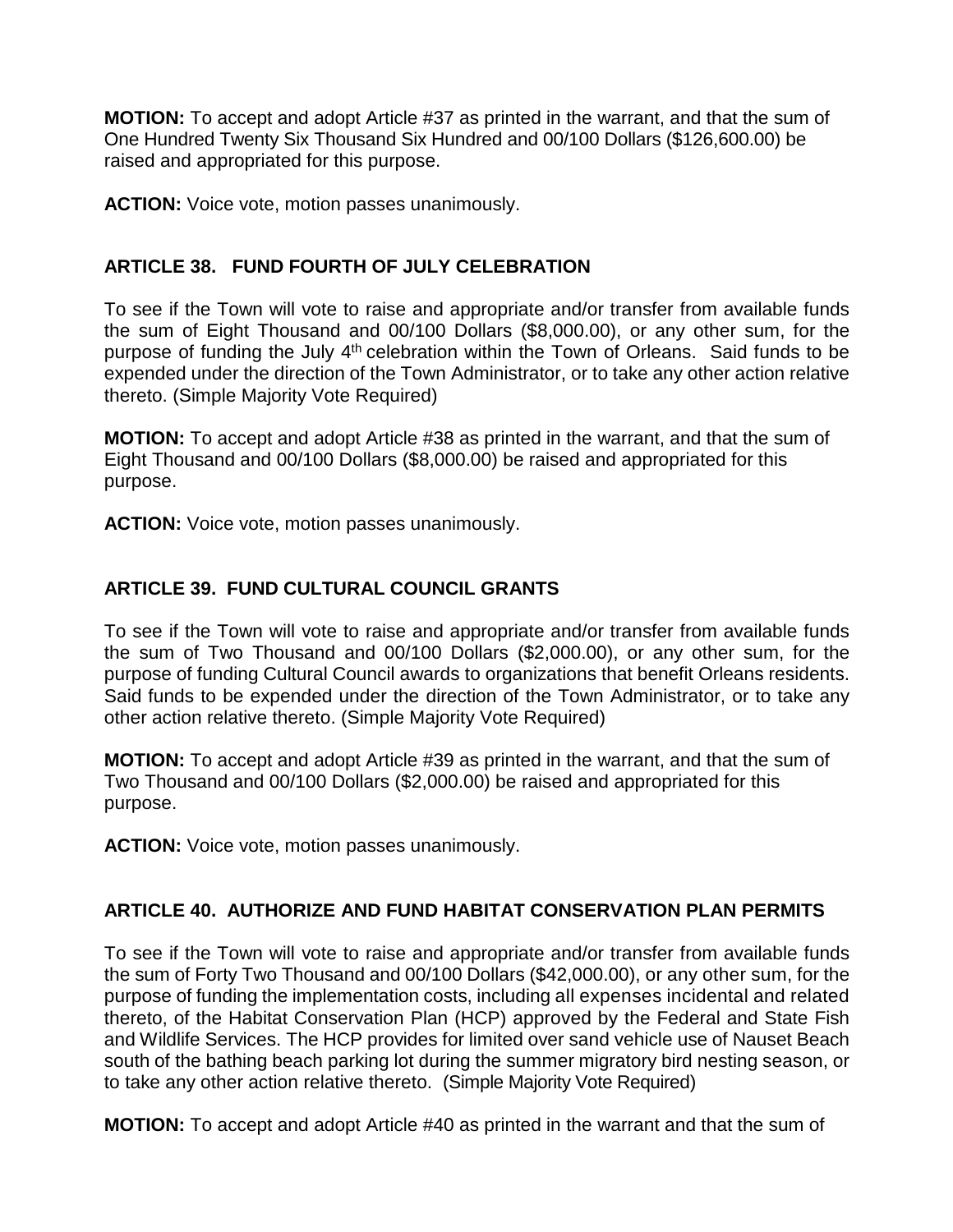**MOTION:** To accept and adopt Article #37 as printed in the warrant, and that the sum of One Hundred Twenty Six Thousand Six Hundred and 00/100 Dollars ($126,600.00) be raised and appropriated for this purpose.

**ACTION:** Voice vote, motion passes unanimously.

## ARTICLE 38. FUND FOURTH OF JULY CELEBRATION

To see if the Town will vote to raise and appropriate and/or transfer from available funds the sum of Eight Thousand and 00/100 Dollars ($8,000.00), or any other sum, for the purpose of funding the July 4th celebration within the Town of Orleans. Said funds to be expended under the direction of the Town Administrator, or to take any other action relative thereto. (Simple Majority Vote Required)

**MOTION:** To accept and adopt Article #38 as printed in the warrant, and that the sum of Eight Thousand and 00/100 Dollars ($8,000.00) be raised and appropriated for this purpose.

**ACTION:** Voice vote, motion passes unanimously.

## ARTICLE 39. FUND CULTURAL COUNCIL GRANTS

To see if the Town will vote to raise and appropriate and/or transfer from available funds the sum of Two Thousand and 00/100 Dollars ($2,000.00), or any other sum, for the purpose of funding Cultural Council awards to organizations that benefit Orleans residents. Said funds to be expended under the direction of the Town Administrator, or to take any other action relative thereto. (Simple Majority Vote Required)

**MOTION:** To accept and adopt Article #39 as printed in the warrant, and that the sum of Two Thousand and 00/100 Dollars ($2,000.00) be raised and appropriated for this purpose.

**ACTION:** Voice vote, motion passes unanimously.

## ARTICLE 40. AUTHORIZE AND FUND HABITAT CONSERVATION PLAN PERMITS

To see if the Town will vote to raise and appropriate and/or transfer from available funds the sum of Forty Two Thousand and 00/100 Dollars ($42,000.00), or any other sum, for the purpose of funding the implementation costs, including all expenses incidental and related thereto, of the Habitat Conservation Plan (HCP) approved by the Federal and State Fish and Wildlife Services. The HCP provides for limited over sand vehicle use of Nauset Beach south of the bathing beach parking lot during the summer migratory bird nesting season, or to take any other action relative thereto. (Simple Majority Vote Required)

**MOTION:** To accept and adopt Article #40 as printed in the warrant and that the sum of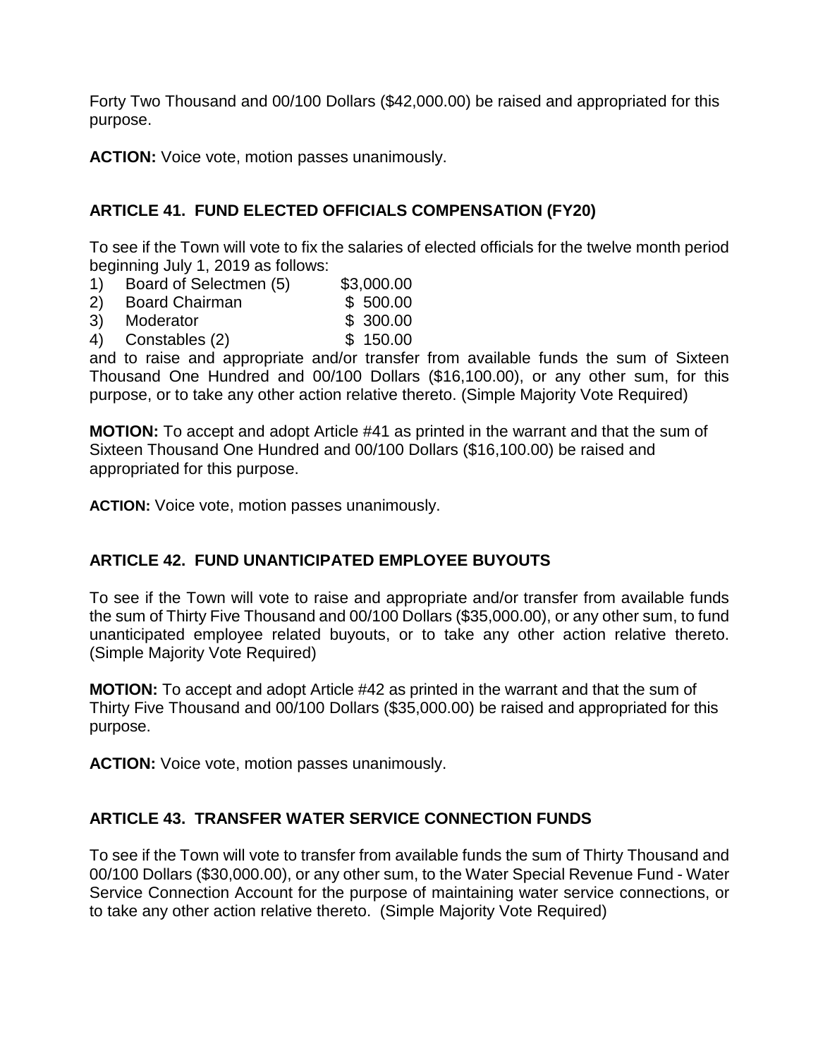Forty Two Thousand and 00/100 Dollars ($42,000.00) be raised and appropriated for this purpose.

**ACTION:** Voice vote, motion passes unanimously.

## ARTICLE 41. FUND ELECTED OFFICIALS COMPENSATION (FY20)

To see if the Town will vote to fix the salaries of elected officials for the twelve month period beginning July 1, 2019 as follows:

1) Board of Selectmen (5) $3,000.00
2) Board Chairman $ 500.00
3) Moderator $ 300.00
4) Constables (2) $ 150.00

and to raise and appropriate and/or transfer from available funds the sum of Sixteen Thousand One Hundred and 00/100 Dollars ($16,100.00), or any other sum, for this purpose, or to take any other action relative thereto. (Simple Majority Vote Required)

**MOTION:** To accept and adopt Article #41 as printed in the warrant and that the sum of Sixteen Thousand One Hundred and 00/100 Dollars ($16,100.00) be raised and appropriated for this purpose.

**ACTION:** Voice vote, motion passes unanimously.

## ARTICLE 42. FUND UNANTICIPATED EMPLOYEE BUYOUTS

To see if the Town will vote to raise and appropriate and/or transfer from available funds the sum of Thirty Five Thousand and 00/100 Dollars ($35,000.00), or any other sum, to fund unanticipated employee related buyouts, or to take any other action relative thereto. (Simple Majority Vote Required)

**MOTION:** To accept and adopt Article #42 as printed in the warrant and that the sum of Thirty Five Thousand and 00/100 Dollars ($35,000.00) be raised and appropriated for this purpose.

**ACTION:** Voice vote, motion passes unanimously.

## ARTICLE 43. TRANSFER WATER SERVICE CONNECTION FUNDS

To see if the Town will vote to transfer from available funds the sum of Thirty Thousand and 00/100 Dollars ($30,000.00), or any other sum, to the Water Special Revenue Fund - Water Service Connection Account for the purpose of maintaining water service connections, or to take any other action relative thereto. (Simple Majority Vote Required)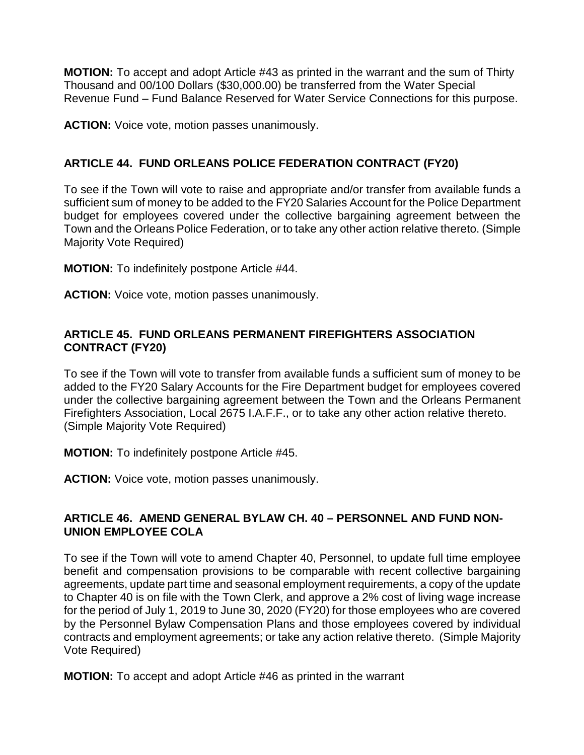**MOTION:** To accept and adopt Article #43 as printed in the warrant and the sum of Thirty Thousand and 00/100 Dollars ($30,000.00) be transferred from the Water Special Revenue Fund – Fund Balance Reserved for Water Service Connections for this purpose.

**ACTION:** Voice vote, motion passes unanimously.

## ARTICLE 44. FUND ORLEANS POLICE FEDERATION CONTRACT (FY20)

To see if the Town will vote to raise and appropriate and/or transfer from available funds a sufficient sum of money to be added to the FY20 Salaries Account for the Police Department budget for employees covered under the collective bargaining agreement between the Town and the Orleans Police Federation, or to take any other action relative thereto. (Simple Majority Vote Required)

**MOTION:** To indefinitely postpone Article #44.

**ACTION:** Voice vote, motion passes unanimously.

## ARTICLE 45. FUND ORLEANS PERMANENT FIREFIGHTERS ASSOCIATION CONTRACT (FY20)

To see if the Town will vote to transfer from available funds a sufficient sum of money to be added to the FY20 Salary Accounts for the Fire Department budget for employees covered under the collective bargaining agreement between the Town and the Orleans Permanent Firefighters Association, Local 2675 I.A.F.F., or to take any other action relative thereto. (Simple Majority Vote Required)

**MOTION:** To indefinitely postpone Article #45.

**ACTION:** Voice vote, motion passes unanimously.

## ARTICLE 46. AMEND GENERAL BYLAW CH. 40 – PERSONNEL AND FUND NON-UNION EMPLOYEE COLA

To see if the Town will vote to amend Chapter 40, Personnel, to update full time employee benefit and compensation provisions to be comparable with recent collective bargaining agreements, update part time and seasonal employment requirements, a copy of the update to Chapter 40 is on file with the Town Clerk, and approve a 2% cost of living wage increase for the period of July 1, 2019 to June 30, 2020 (FY20) for those employees who are covered by the Personnel Bylaw Compensation Plans and those employees covered by individual contracts and employment agreements; or take any action relative thereto. (Simple Majority Vote Required)

**MOTION:** To accept and adopt Article #46 as printed in the warrant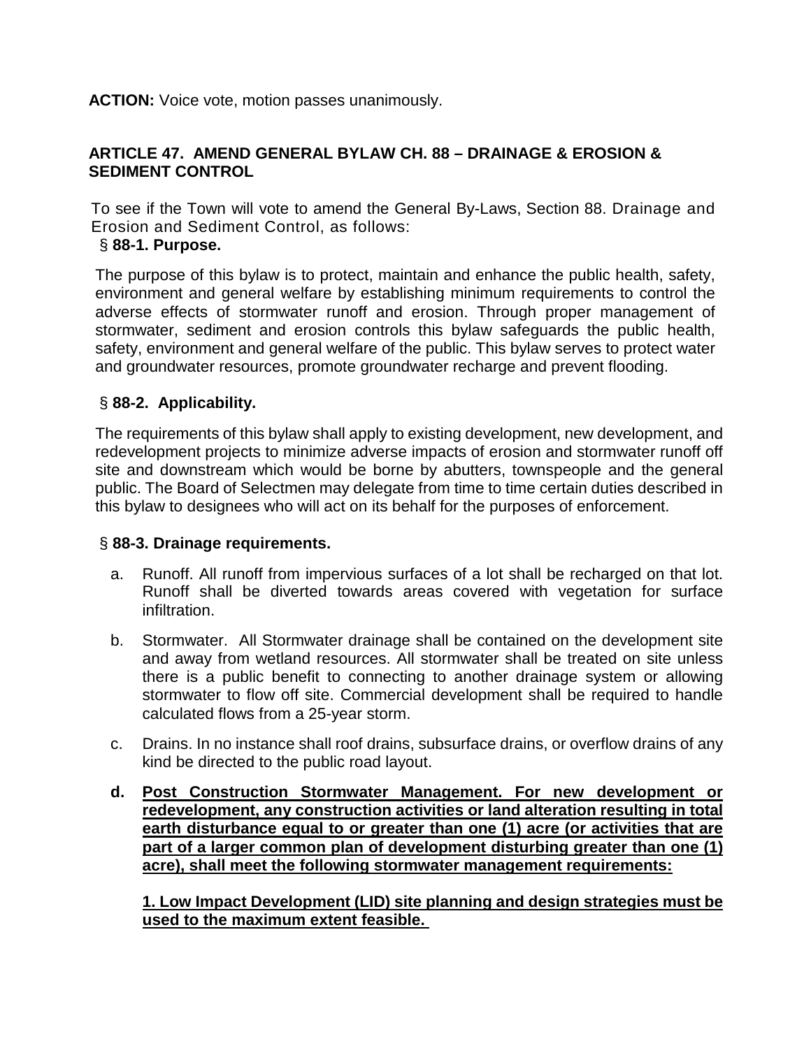**ACTION:** Voice vote, motion passes unanimously.

## ARTICLE 47. AMEND GENERAL BYLAW CH. 88 – DRAINAGE & EROSION & SEDIMENT CONTROL

To see if the Town will vote to amend the General By-Laws, Section 88. Drainage and Erosion and Sediment Control, as follows:

### § 88-1. Purpose.

The purpose of this bylaw is to protect, maintain and enhance the public health, safety, environment and general welfare by establishing minimum requirements to control the adverse effects of stormwater runoff and erosion. Through proper management of stormwater, sediment and erosion controls this bylaw safeguards the public health, safety, environment and general welfare of the public. This bylaw serves to protect water and groundwater resources, promote groundwater recharge and prevent flooding.

### § 88-2. Applicability.

The requirements of this bylaw shall apply to existing development, new development, and redevelopment projects to minimize adverse impacts of erosion and stormwater runoff off site and downstream which would be borne by abutters, townspeople and the general public. The Board of Selectmen may delegate from time to time certain duties described in this bylaw to designees who will act on its behalf for the purposes of enforcement.

### § 88-3. Drainage requirements.

a. Runoff. All runoff from impervious surfaces of a lot shall be recharged on that lot. Runoff shall be diverted towards areas covered with vegetation for surface infiltration.

b. Stormwater. All Stormwater drainage shall be contained on the development site and away from wetland resources. All stormwater shall be treated on site unless there is a public benefit to connecting to another drainage system or allowing stormwater to flow off site. Commercial development shall be required to handle calculated flows from a 25-year storm.

c. Drains. In no instance shall roof drains, subsurface drains, or overflow drains of any kind be directed to the public road layout.

**d. <u>Post Construction Stormwater Management. For new development or redevelopment, any construction activities or land alteration resulting in total earth disturbance equal to or greater than one (1) acre (or activities that are part of a larger common plan of development disturbing greater than one (1) acre), shall meet the following stormwater management requirements:</u>**

**<u>1. Low Impact Development (LID) site planning and design strategies must be used to the maximum extent feasible.</u>**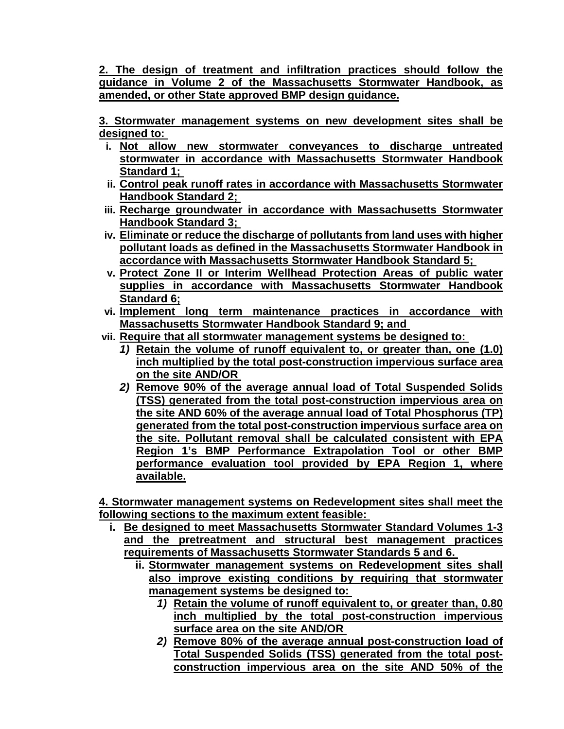**2. The design of treatment and infiltration practices should follow the guidance in Volume 2 of the Massachusetts Stormwater Handbook, as amended, or other State approved BMP design guidance.**

**3. Stormwater management systems on new development sites shall be designed to:**

- **i.** **Not allow new stormwater conveyances to discharge untreated stormwater in accordance with Massachusetts Stormwater Handbook Standard 1;**
- **ii.** **Control peak runoff rates in accordance with Massachusetts Stormwater Handbook Standard 2;**
- **iii.** **Recharge groundwater in accordance with Massachusetts Stormwater Handbook Standard 3;**
- **iv.** **Eliminate or reduce the discharge of pollutants from land uses with higher pollutant loads as defined in the Massachusetts Stormwater Handbook in accordance with Massachusetts Stormwater Handbook Standard 5;**
- **v.** **Protect Zone II or Interim Wellhead Protection Areas of public water supplies in accordance with Massachusetts Stormwater Handbook Standard 6;**
- **vi.** **Implement long term maintenance practices in accordance with Massachusetts Stormwater Handbook Standard 9; and**
- **vii.** **Require that all stormwater management systems be designed to:**
  - ***1)*** **Retain the volume of runoff equivalent to, or greater than, one (1.0) inch multiplied by the total post-construction impervious surface area on the site AND/OR**
  - ***2)*** **Remove 90% of the average annual load of Total Suspended Solids (TSS) generated from the total post-construction impervious area on the site AND 60% of the average annual load of Total Phosphorus (TP) generated from the total post-construction impervious surface area on the site. Pollutant removal shall be calculated consistent with EPA Region 1's BMP Performance Extrapolation Tool or other BMP performance evaluation tool provided by EPA Region 1, where available.**

**4. Stormwater management systems on Redevelopment sites shall meet the following sections to the maximum extent feasible:**

- **i.** **Be designed to meet Massachusetts Stormwater Standard Volumes 1-3 and the pretreatment and structural best management practices requirements of Massachusetts Stormwater Standards 5 and 6.**
  - **ii.** **Stormwater management systems on Redevelopment sites shall also improve existing conditions by requiring that stormwater management systems be designed to:**
    - ***1)*** **Retain the volume of runoff equivalent to, or greater than, 0.80 inch multiplied by the total post-construction impervious surface area on the site AND/OR**
    - ***2)*** **Remove 80% of the average annual post-construction load of Total Suspended Solids (TSS) generated from the total post-construction impervious area on the site AND 50% of the**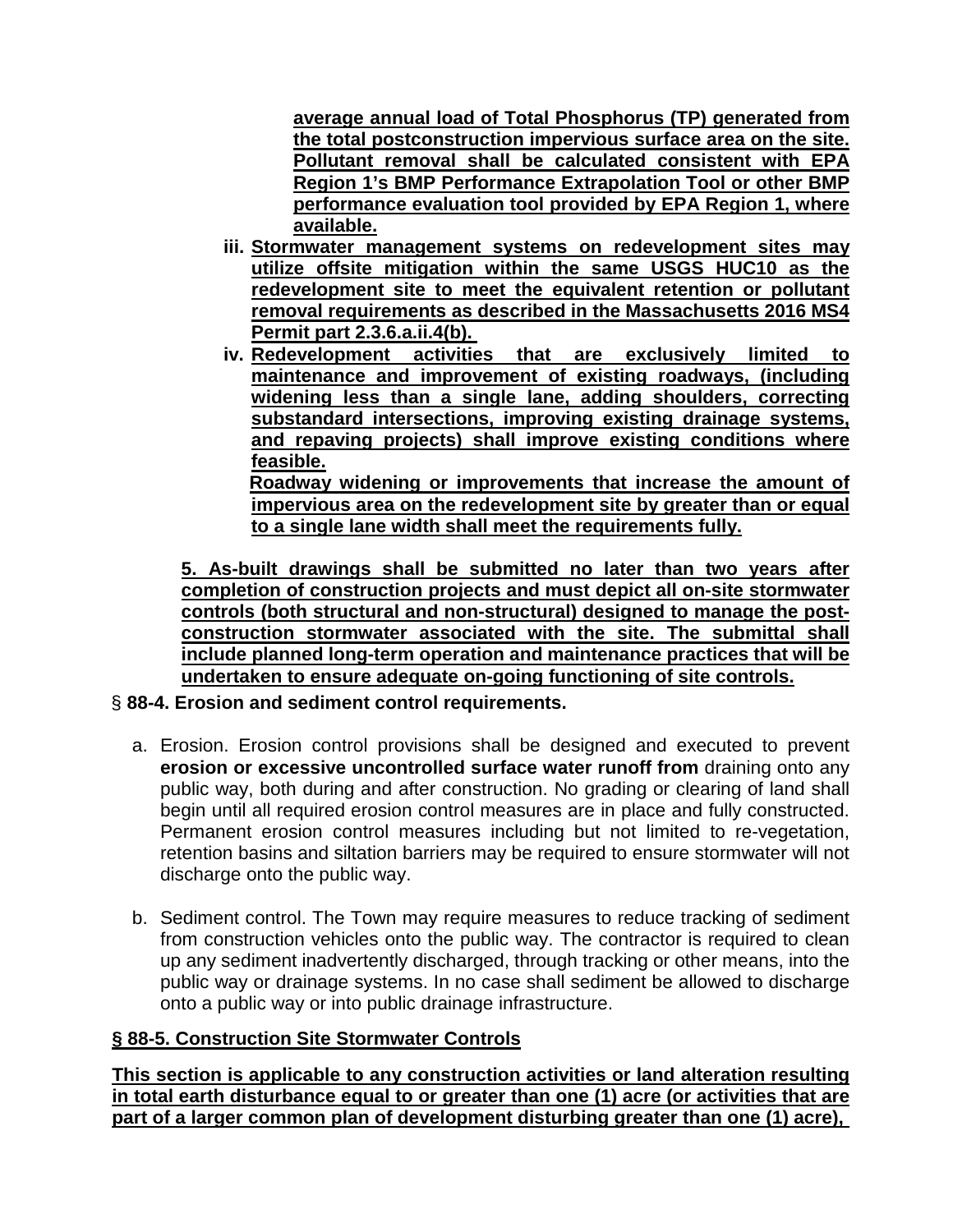**average annual load of Total Phosphorus (TP) generated from the total postconstruction impervious surface area on the site. Pollutant removal shall be calculated consistent with EPA Region 1's BMP Performance Extrapolation Tool or other BMP performance evaluation tool provided by EPA Region 1, where available.**

iii. **Stormwater management systems on redevelopment sites may utilize offsite mitigation within the same USGS HUC10 as the redevelopment site to meet the equivalent retention or pollutant removal requirements as described in the Massachusetts 2016 MS4 Permit part 2.3.6.a.ii.4(b).**

iv. **Redevelopment activities that are exclusively limited to maintenance and improvement of existing roadways, (including widening less than a single lane, adding shoulders, correcting substandard intersections, improving existing drainage systems, and repaving projects) shall improve existing conditions where feasible.**

**Roadway widening or improvements that increase the amount of impervious area on the redevelopment site by greater than or equal to a single lane width shall meet the requirements fully.**

**5. As-built drawings shall be submitted no later than two years after completion of construction projects and must depict all on-site stormwater controls (both structural and non-structural) designed to manage the post-construction stormwater associated with the site. The submittal shall include planned long-term operation and maintenance practices that will be undertaken to ensure adequate on-going functioning of site controls.**

§ **88-4. Erosion and sediment control requirements.**

a. Erosion. Erosion control provisions shall be designed and executed to prevent **erosion or excessive uncontrolled surface water runoff from** draining onto any public way, both during and after construction. No grading or clearing of land shall begin until all required erosion control measures are in place and fully constructed. Permanent erosion control measures including but not limited to re-vegetation, retention basins and siltation barriers may be required to ensure stormwater will not discharge onto the public way.

b. Sediment control. The Town may require measures to reduce tracking of sediment from construction vehicles onto the public way. The contractor is required to clean up any sediment inadvertently discharged, through tracking or other means, into the public way or drainage systems. In no case shall sediment be allowed to discharge onto a public way or into public drainage infrastructure.

**§ 88-5. Construction Site Stormwater Controls**

**This section is applicable to any construction activities or land alteration resulting in total earth disturbance equal to or greater than one (1) acre (or activities that are part of a larger common plan of development disturbing greater than one (1) acre),**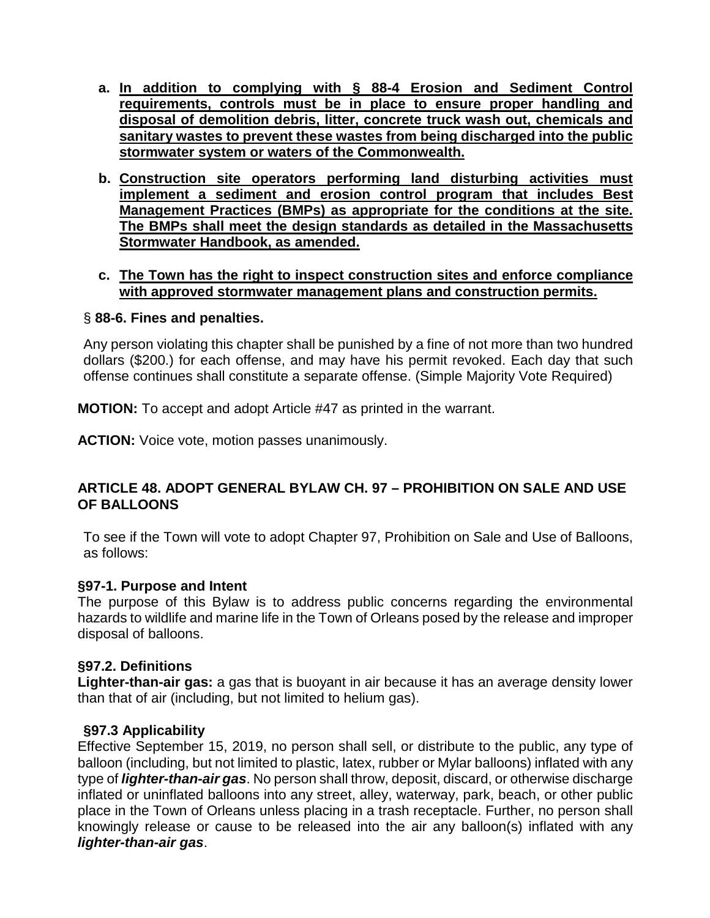a. **In addition to complying with § 88-4 Erosion and Sediment Control requirements, controls must be in place to ensure proper handling and disposal of demolition debris, litter, concrete truck wash out, chemicals and sanitary wastes to prevent these wastes from being discharged into the public stormwater system or waters of the Commonwealth.**

b. **Construction site operators performing land disturbing activities must implement a sediment and erosion control program that includes Best Management Practices (BMPs) as appropriate for the conditions at the site. The BMPs shall meet the design standards as detailed in the Massachusetts Stormwater Handbook, as amended.**

c. **The Town has the right to inspect construction sites and enforce compliance with approved stormwater management plans and construction permits.**

§ **88-6. Fines and penalties.**

Any person violating this chapter shall be punished by a fine of not more than two hundred dollars ($200.) for each offense, and may have his permit revoked. Each day that such offense continues shall constitute a separate offense. (Simple Majority Vote Required)

**MOTION:** To accept and adopt Article #47 as printed in the warrant.

**ACTION:** Voice vote, motion passes unanimously.

## ARTICLE 48. ADOPT GENERAL BYLAW CH. 97 – PROHIBITION ON SALE AND USE OF BALLOONS

To see if the Town will vote to adopt Chapter 97, Prohibition on Sale and Use of Balloons, as follows:

**§97-1. Purpose and Intent**

The purpose of this Bylaw is to address public concerns regarding the environmental hazards to wildlife and marine life in the Town of Orleans posed by the release and improper disposal of balloons.

**§97.2. Definitions**

**Lighter-than-air gas:** a gas that is buoyant in air because it has an average density lower than that of air (including, but not limited to helium gas).

**§97.3 Applicability**

Effective September 15, 2019, no person shall sell, or distribute to the public, any type of balloon (including, but not limited to plastic, latex, rubber or Mylar balloons) inflated with any type of ***lighter-than-air gas***. No person shall throw, deposit, discard, or otherwise discharge inflated or uninflated balloons into any street, alley, waterway, park, beach, or other public place in the Town of Orleans unless placing in a trash receptacle. Further, no person shall knowingly release or cause to be released into the air any balloon(s) inflated with any ***lighter-than-air gas***.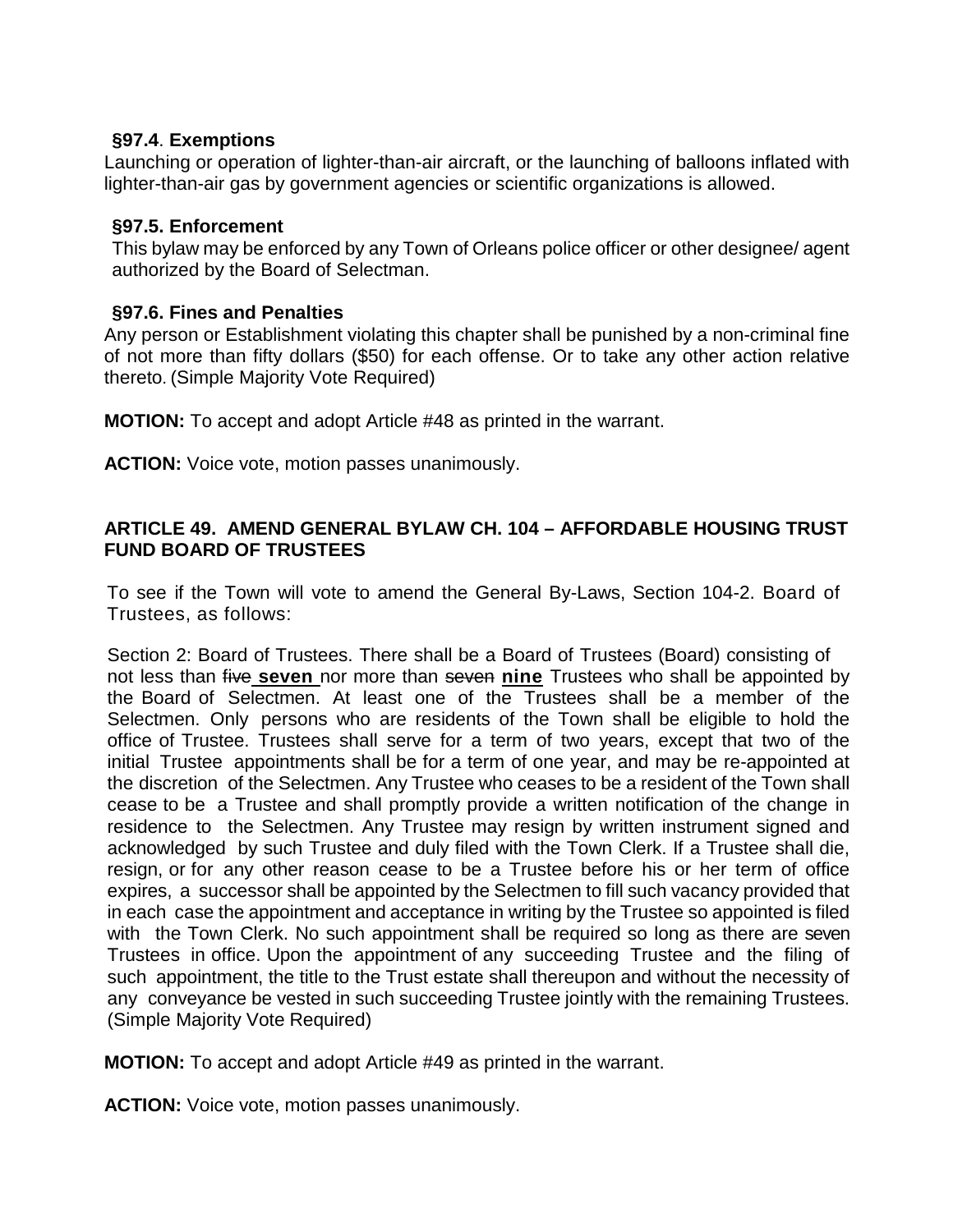**§97.4**. **Exemptions**

Launching or operation of lighter-than-air aircraft, or the launching of balloons inflated with lighter-than-air gas by government agencies or scientific organizations is allowed.

**§97.5. Enforcement**

This bylaw may be enforced by any Town of Orleans police officer or other designee/ agent authorized by the Board of Selectman.

**§97.6. Fines and Penalties**

Any person or Establishment violating this chapter shall be punished by a non-criminal fine of not more than fifty dollars ($50) for each offense. Or to take any other action relative thereto. (Simple Majority Vote Required)

**MOTION:** To accept and adopt Article #48 as printed in the warrant.

**ACTION:** Voice vote, motion passes unanimously.

**ARTICLE 49. AMEND GENERAL BYLAW CH. 104 – AFFORDABLE HOUSING TRUST FUND BOARD OF TRUSTEES**

To see if the Town will vote to amend the General By-Laws, Section 104-2. Board of Trustees, as follows:

Section 2: Board of Trustees. There shall be a Board of Trustees (Board) consisting of not less than ~~five~~ **seven** nor more than ~~seven~~ **nine** Trustees who shall be appointed by the Board of Selectmen. At least one of the Trustees shall be a member of the Selectmen. Only persons who are residents of the Town shall be eligible to hold the office of Trustee. Trustees shall serve for a term of two years, except that two of the initial Trustee appointments shall be for a term of one year, and may be re-appointed at the discretion of the Selectmen. Any Trustee who ceases to be a resident of the Town shall cease to be a Trustee and shall promptly provide a written notification of the change in residence to the Selectmen. Any Trustee may resign by written instrument signed and acknowledged by such Trustee and duly filed with the Town Clerk. If a Trustee shall die, resign, or for any other reason cease to be a Trustee before his or her term of office expires, a successor shall be appointed by the Selectmen to fill such vacancy provided that in each case the appointment and acceptance in writing by the Trustee so appointed is filed with the Town Clerk. No such appointment shall be required so long as there are seven Trustees in office. Upon the appointment of any succeeding Trustee and the filing of such appointment, the title to the Trust estate shall thereupon and without the necessity of any conveyance be vested in such succeeding Trustee jointly with the remaining Trustees. (Simple Majority Vote Required)

**MOTION:** To accept and adopt Article #49 as printed in the warrant.

**ACTION:** Voice vote, motion passes unanimously.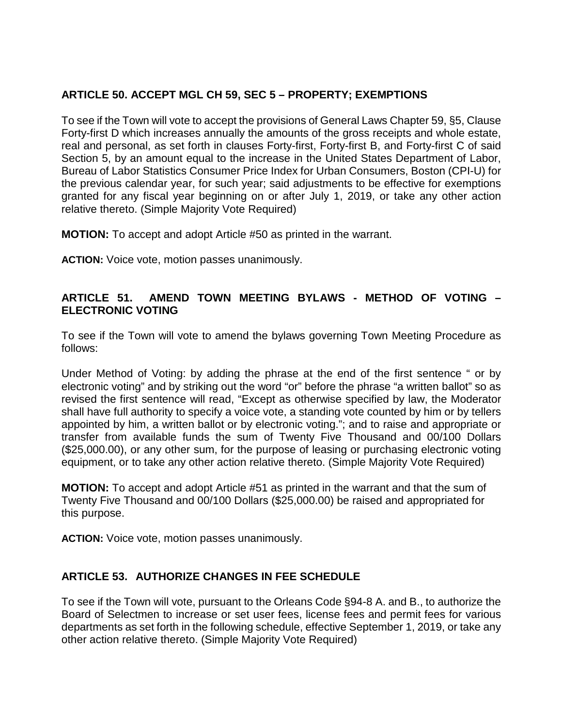**ARTICLE 50. ACCEPT MGL CH 59, SEC 5 – PROPERTY; EXEMPTIONS**

To see if the Town will vote to accept the provisions of General Laws Chapter 59, §5, Clause Forty-first D which increases annually the amounts of the gross receipts and whole estate, real and personal, as set forth in clauses Forty-first, Forty-first B, and Forty-first C of said Section 5, by an amount equal to the increase in the United States Department of Labor, Bureau of Labor Statistics Consumer Price Index for Urban Consumers, Boston (CPI-U) for the previous calendar year, for such year; said adjustments to be effective for exemptions granted for any fiscal year beginning on or after July 1, 2019, or take any other action relative thereto. (Simple Majority Vote Required)

**MOTION:** To accept and adopt Article #50 as printed in the warrant.

**ACTION:** Voice vote, motion passes unanimously.

**ARTICLE 51. AMEND TOWN MEETING BYLAWS - METHOD OF VOTING – ELECTRONIC VOTING**

To see if the Town will vote to amend the bylaws governing Town Meeting Procedure as follows:

Under Method of Voting: by adding the phrase at the end of the first sentence " or by electronic voting" and by striking out the word "or" before the phrase "a written ballot" so as revised the first sentence will read, "Except as otherwise specified by law, the Moderator shall have full authority to specify a voice vote, a standing vote counted by him or by tellers appointed by him, a written ballot or by electronic voting."; and to raise and appropriate or transfer from available funds the sum of Twenty Five Thousand and 00/100 Dollars ($25,000.00), or any other sum, for the purpose of leasing or purchasing electronic voting equipment, or to take any other action relative thereto. (Simple Majority Vote Required)

**MOTION:** To accept and adopt Article #51 as printed in the warrant and that the sum of Twenty Five Thousand and 00/100 Dollars ($25,000.00) be raised and appropriated for this purpose.

**ACTION:** Voice vote, motion passes unanimously.

**ARTICLE 53. AUTHORIZE CHANGES IN FEE SCHEDULE**

To see if the Town will vote, pursuant to the Orleans Code §94-8 A. and B., to authorize the Board of Selectmen to increase or set user fees, license fees and permit fees for various departments as set forth in the following schedule, effective September 1, 2019, or take any other action relative thereto. (Simple Majority Vote Required)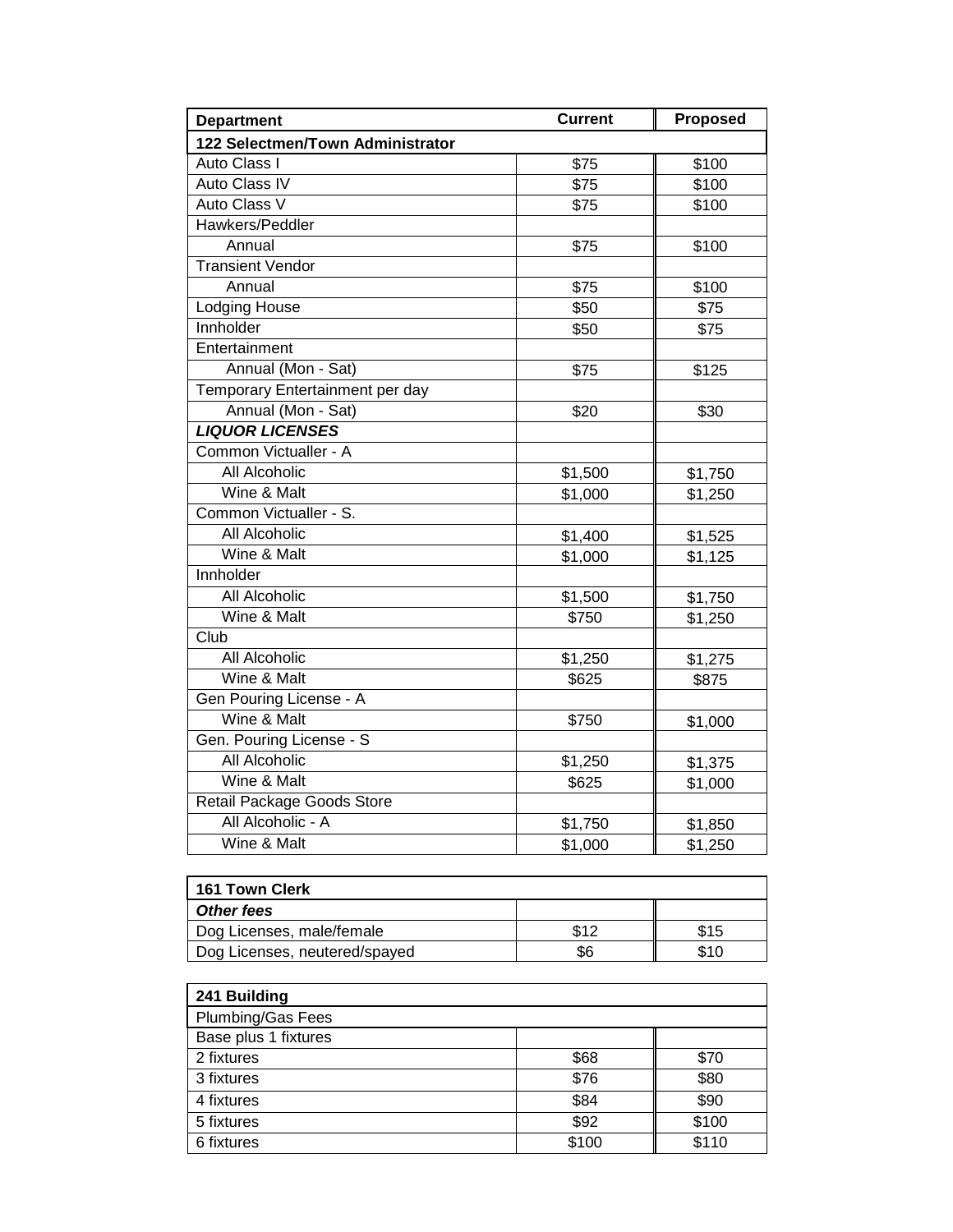| Department | Current | Proposed |
| --- | --- | --- |
| **122 Selectmen/Town Administrator** | | |
| Auto Class I | $75 | $100 |
| Auto Class IV | $75 | $100 |
| Auto Class V | $75 | $100 |
| Hawkers/Peddler | | |
| Annual | $75 | $100 |
| Transient Vendor | | |
| Annual | $75 | $100 |
| Lodging House | $50 | $75 |
| Innholder | $50 | $75 |
| Entertainment | | |
| Annual (Mon - Sat) | $75 | $125 |
| Temporary Entertainment per day | | |
| Annual (Mon - Sat) | $20 | $30 |
| ***LIQUOR LICENSES*** | | |
| Common Victualler - A | | |
| All Alcoholic | $1,500 | $1,750 |
| Wine & Malt | $1,000 | $1,250 |
| Common Victualler - S. | | |
| All Alcoholic | $1,400 | $1,525 |
| Wine & Malt | $1,000 | $1,125 |
| Innholder | | |
| All Alcoholic | $1,500 | $1,750 |
| Wine & Malt | $750 | $1,250 |
| Club | | |
| All Alcoholic | $1,250 | $1,275 |
| Wine & Malt | $625 | $875 |
| Gen Pouring License - A | | |
| Wine & Malt | $750 | $1,000 |
| Gen. Pouring License - S | | |
| All Alcoholic | $1,250 | $1,375 |
| Wine & Malt | $625 | $1,000 |
| Retail Package Goods Store | | |
| All Alcoholic - A | $1,750 | $1,850 |
| Wine & Malt | $1,000 | $1,250 |

| **161 Town Clerk** | | |
| --- | --- | --- |
| ***Other fees*** | | |
| Dog Licenses, male/female | $12 | $15 |
| Dog Licenses, neutered/spayed | $6 | $10 |

| **241 Building** | | |
| --- | --- | --- |
| Plumbing/Gas Fees | | |
| Base plus 1 fixtures | | |
| 2 fixtures | $68 | $70 |
| 3 fixtures | $76 | $80 |
| 4 fixtures | $84 | $90 |
| 5 fixtures | $92 | $100 |
| 6 fixtures | $100 | $110 |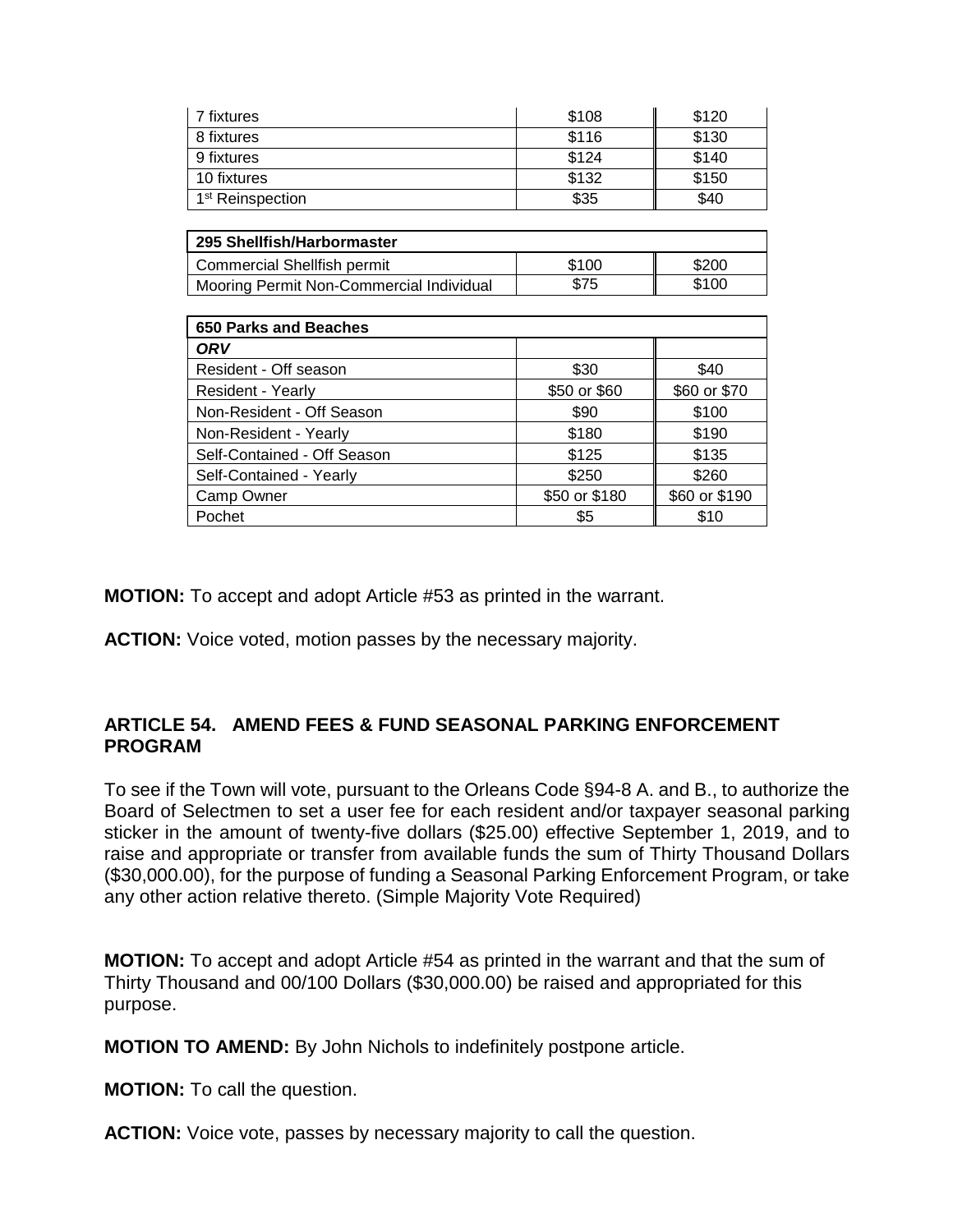| 7 fixtures | $108 | $120 |
| --- | --- | --- |
| 8 fixtures | $116 | $130 |
| 9 fixtures | $124 | $140 |
| 10 fixtures | $132 | $150 |
| 1st Reinspection | $35 | $40 |

| 295 Shellfish/Harbormaster | | |
| --- | --- | --- |
| Commercial Shellfish permit | $100 | $200 |
| Mooring Permit Non-Commercial Individual | $75 | $100 |

| 650 Parks and Beaches | | |
| --- | --- | --- |
| ***ORV*** | | |
| Resident - Off season | $30 | $40 |
| Resident - Yearly | $50 or $60 | $60 or $70 |
| Non-Resident - Off Season | $90 | $100 |
| Non-Resident - Yearly | $180 | $190 |
| Self-Contained - Off Season | $125 | $135 |
| Self-Contained - Yearly | $250 | $260 |
| Camp Owner | $50 or $180 | $60 or $190 |
| Pochet | $5 | $10 |

**MOTION:** To accept and adopt Article #53 as printed in the warrant.

**ACTION:** Voice voted, motion passes by the necessary majority.

## ARTICLE 54. AMEND FEES & FUND SEASONAL PARKING ENFORCEMENT PROGRAM

To see if the Town will vote, pursuant to the Orleans Code §94-8 A. and B., to authorize the Board of Selectmen to set a user fee for each resident and/or taxpayer seasonal parking sticker in the amount of twenty-five dollars ($25.00) effective September 1, 2019, and to raise and appropriate or transfer from available funds the sum of Thirty Thousand Dollars ($30,000.00), for the purpose of funding a Seasonal Parking Enforcement Program, or take any other action relative thereto. (Simple Majority Vote Required)

**MOTION:** To accept and adopt Article #54 as printed in the warrant and that the sum of Thirty Thousand and 00/100 Dollars ($30,000.00) be raised and appropriated for this purpose.

**MOTION TO AMEND:** By John Nichols to indefinitely postpone article.

**MOTION:** To call the question.

**ACTION:** Voice vote, passes by necessary majority to call the question.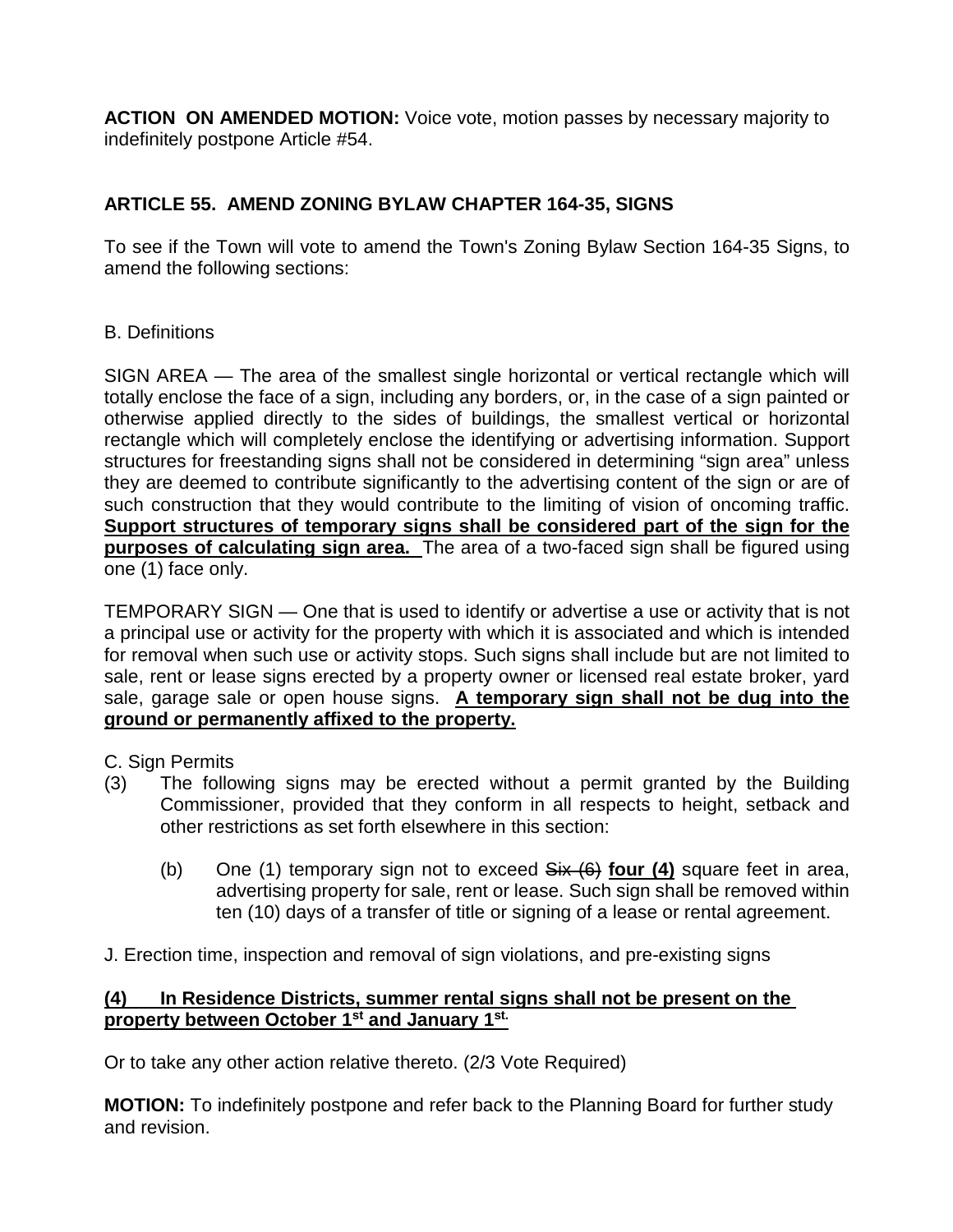**ACTION ON AMENDED MOTION:** Voice vote, motion passes by necessary majority to indefinitely postpone Article #54.

**ARTICLE 55. AMEND ZONING BYLAW CHAPTER 164-35, SIGNS**

To see if the Town will vote to amend the Town's Zoning Bylaw Section 164-35 Signs, to amend the following sections:

B. Definitions

SIGN AREA — The area of the smallest single horizontal or vertical rectangle which will totally enclose the face of a sign, including any borders, or, in the case of a sign painted or otherwise applied directly to the sides of buildings, the smallest vertical or horizontal rectangle which will completely enclose the identifying or advertising information. Support structures for freestanding signs shall not be considered in determining "sign area" unless they are deemed to contribute significantly to the advertising content of the sign or are of such construction that they would contribute to the limiting of vision of oncoming traffic. <u>**Support structures of temporary signs shall be considered part of the sign for the purposes of calculating sign area.**</u> The area of a two-faced sign shall be figured using one (1) face only.

TEMPORARY SIGN — One that is used to identify or advertise a use or activity that is not a principal use or activity for the property with which it is associated and which is intended for removal when such use or activity stops. Such signs shall include but are not limited to sale, rent or lease signs erected by a property owner or licensed real estate broker, yard sale, garage sale or open house signs. <u>**A temporary sign shall not be dug into the ground or permanently affixed to the property.**</u>

C. Sign Permits

(3) The following signs may be erected without a permit granted by the Building Commissioner, provided that they conform in all respects to height, setback and other restrictions as set forth elsewhere in this section:

   (b) One (1) temporary sign not to exceed ~~Six (6)~~ <u>**four (4)**</u> square feet in area, advertising property for sale, rent or lease. Such sign shall be removed within ten (10) days of a transfer of title or signing of a lease or rental agreement.

J. Erection time, inspection and removal of sign violations, and pre-existing signs

<u>**(4) In Residence Districts, summer rental signs shall not be present on the property between October 1st and January 1st.**</u>

Or to take any other action relative thereto. (2/3 Vote Required)

**MOTION:** To indefinitely postpone and refer back to the Planning Board for further study and revision.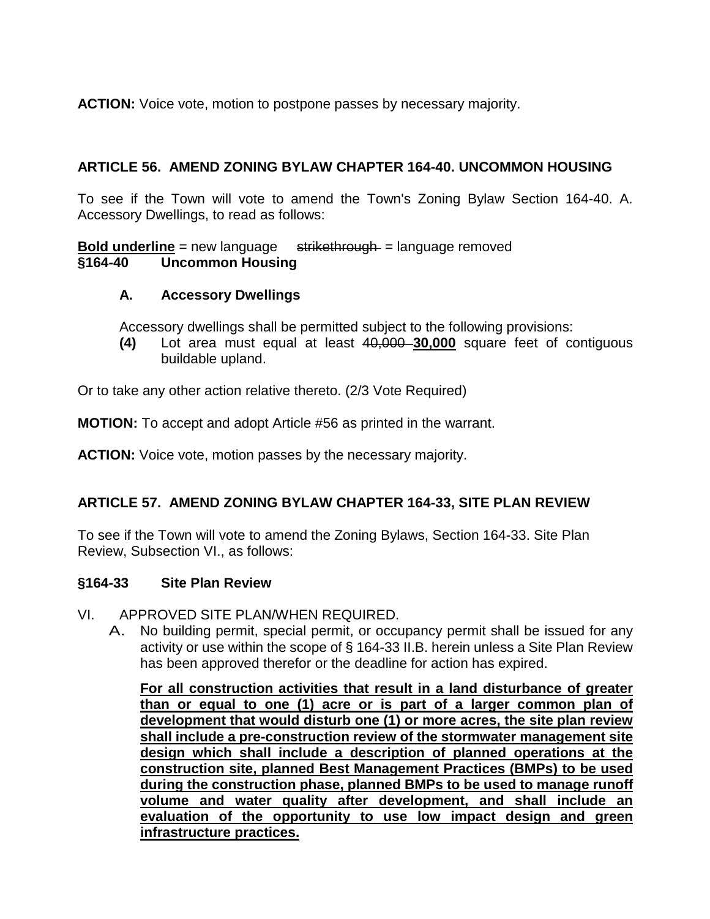**ACTION:** Voice vote, motion to postpone passes by necessary majority.

## ARTICLE 56. AMEND ZONING BYLAW CHAPTER 164-40. UNCOMMON HOUSING

To see if the Town will vote to amend the Town's Zoning Bylaw Section 164-40. A. Accessory Dwellings, to read as follows:

**<u>Bold underline</u>** = new language ~~strikethrough~~ = language removed

**§164-40 Uncommon Housing**

**A. Accessory Dwellings**

Accessory dwellings shall be permitted subject to the following provisions:

**(4)** Lot area must equal at least ~~40,000~~ **<u>30,000</u>** square feet of contiguous buildable upland.

Or to take any other action relative thereto. (2/3 Vote Required)

**MOTION:** To accept and adopt Article #56 as printed in the warrant.

**ACTION:** Voice vote, motion passes by the necessary majority.

## ARTICLE 57. AMEND ZONING BYLAW CHAPTER 164-33, SITE PLAN REVIEW

To see if the Town will vote to amend the Zoning Bylaws, Section 164-33. Site Plan Review, Subsection VI., as follows:

**§164-33 Site Plan Review**

VI. APPROVED SITE PLAN/WHEN REQUIRED.

A. No building permit, special permit, or occupancy permit shall be issued for any activity or use within the scope of § 164-33 II.B. herein unless a Site Plan Review has been approved therefor or the deadline for action has expired.

**<u>For all construction activities that result in a land disturbance of greater than or equal to one (1) acre or is part of a larger common plan of development that would disturb one (1) or more acres, the site plan review shall include a pre-construction review of the stormwater management site design which shall include a description of planned operations at the construction site, planned Best Management Practices (BMPs) to be used during the construction phase, planned BMPs to be used to manage runoff volume and water quality after development, and shall include an evaluation of the opportunity to use low impact design and green infrastructure practices.</u>**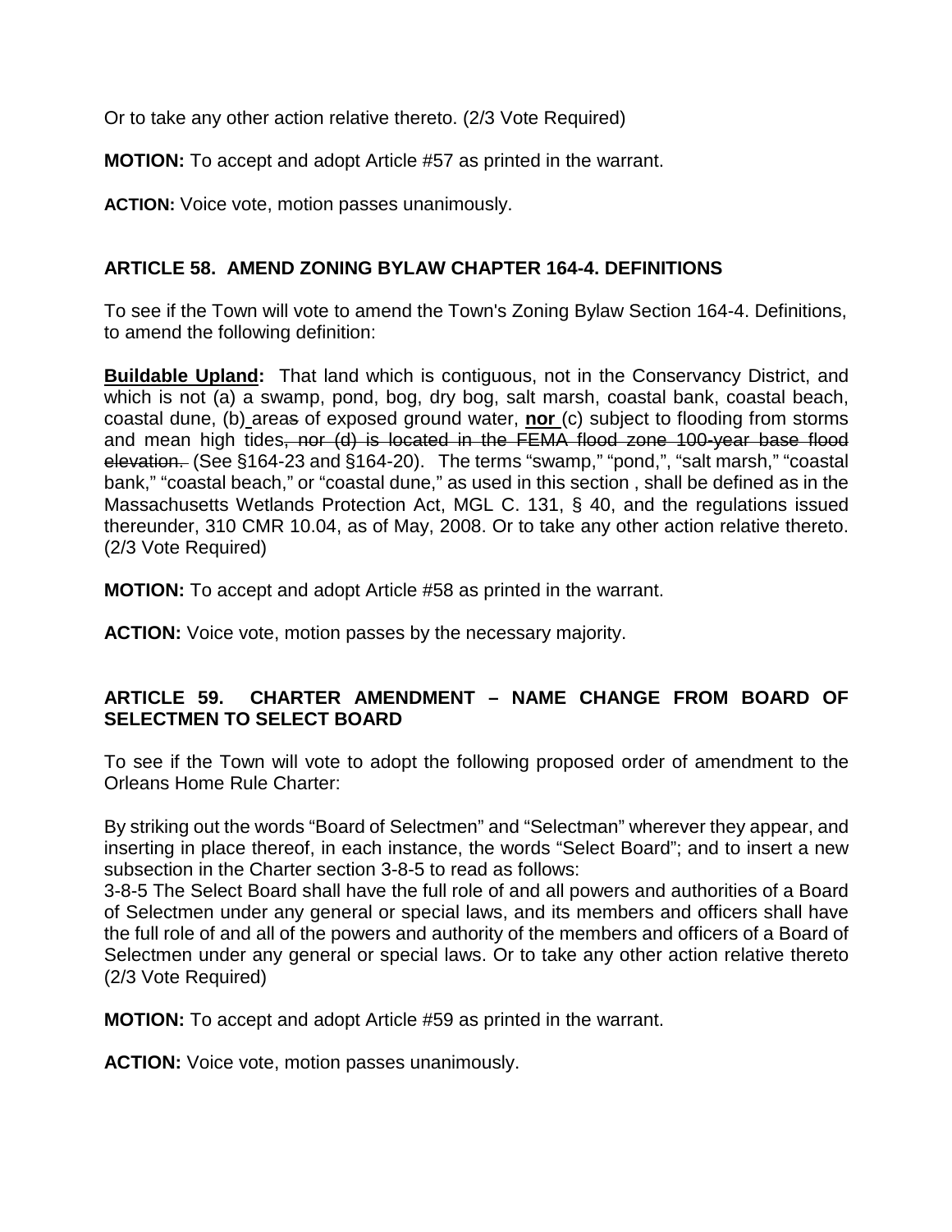Or to take any other action relative thereto. (2/3 Vote Required)

**MOTION:** To accept and adopt Article #57 as printed in the warrant.

**ACTION:** Voice vote, motion passes unanimously.

## ARTICLE 58. AMEND ZONING BYLAW CHAPTER 164-4. DEFINITIONS

To see if the Town will vote to amend the Town's Zoning Bylaw Section 164-4. Definitions, to amend the following definition:

**Buildable Upland:** That land which is contiguous, not in the Conservancy District, and which is not (a) a swamp, pond, bog, dry bog, salt marsh, coastal bank, coastal beach, coastal dune, (b) area~~s~~ of exposed ground water, **nor** (c) subject to flooding from storms and mean high tides~~, nor (d) is located in the FEMA flood zone 100-year base flood elevation.~~ (See §164-23 and §164-20). The terms "swamp," "pond,", "salt marsh," "coastal bank," "coastal beach," or "coastal dune," as used in this section , shall be defined as in the Massachusetts Wetlands Protection Act, MGL C. 131, § 40, and the regulations issued thereunder, 310 CMR 10.04, as of May, 2008. Or to take any other action relative thereto. (2/3 Vote Required)

**MOTION:** To accept and adopt Article #58 as printed in the warrant.

**ACTION:** Voice vote, motion passes by the necessary majority.

## ARTICLE 59. CHARTER AMENDMENT – NAME CHANGE FROM BOARD OF SELECTMEN TO SELECT BOARD

To see if the Town will vote to adopt the following proposed order of amendment to the Orleans Home Rule Charter:

By striking out the words "Board of Selectmen" and "Selectman" wherever they appear, and inserting in place thereof, in each instance, the words "Select Board"; and to insert a new subsection in the Charter section 3-8-5 to read as follows:
3-8-5 The Select Board shall have the full role of and all powers and authorities of a Board of Selectmen under any general or special laws, and its members and officers shall have the full role of and all of the powers and authority of the members and officers of a Board of Selectmen under any general or special laws. Or to take any other action relative thereto (2/3 Vote Required)

**MOTION:** To accept and adopt Article #59 as printed in the warrant.

**ACTION:** Voice vote, motion passes unanimously.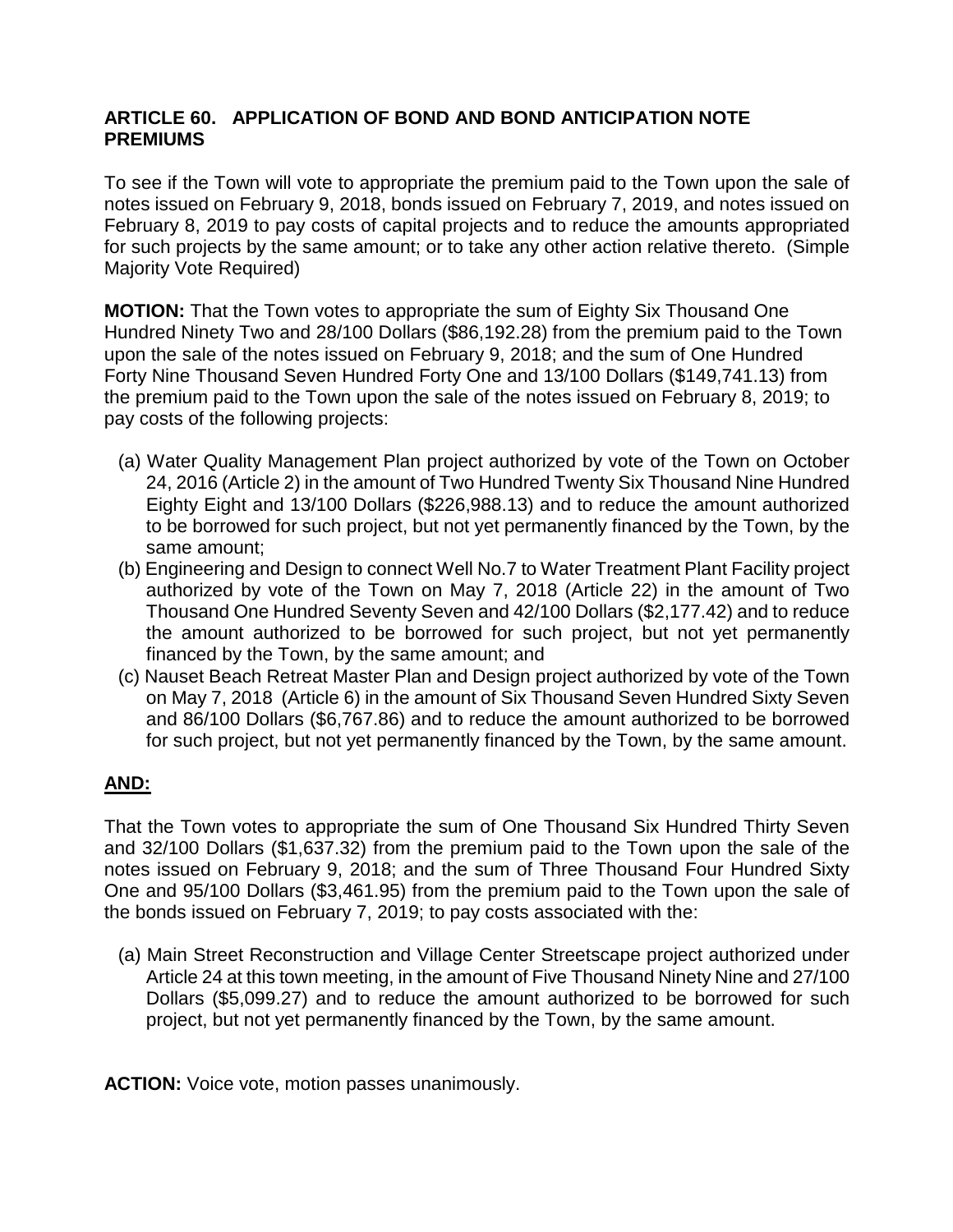**ARTICLE 60. APPLICATION OF BOND AND BOND ANTICIPATION NOTE PREMIUMS**

To see if the Town will vote to appropriate the premium paid to the Town upon the sale of notes issued on February 9, 2018, bonds issued on February 7, 2019, and notes issued on February 8, 2019 to pay costs of capital projects and to reduce the amounts appropriated for such projects by the same amount; or to take any other action relative thereto. (Simple Majority Vote Required)

**MOTION:** That the Town votes to appropriate the sum of Eighty Six Thousand One Hundred Ninety Two and 28/100 Dollars ($86,192.28) from the premium paid to the Town upon the sale of the notes issued on February 9, 2018; and the sum of One Hundred Forty Nine Thousand Seven Hundred Forty One and 13/100 Dollars ($149,741.13) from the premium paid to the Town upon the sale of the notes issued on February 8, 2019; to pay costs of the following projects:

(a) Water Quality Management Plan project authorized by vote of the Town on October 24, 2016 (Article 2) in the amount of Two Hundred Twenty Six Thousand Nine Hundred Eighty Eight and 13/100 Dollars ($226,988.13) and to reduce the amount authorized to be borrowed for such project, but not yet permanently financed by the Town, by the same amount;
(b) Engineering and Design to connect Well No.7 to Water Treatment Plant Facility project authorized by vote of the Town on May 7, 2018 (Article 22) in the amount of Two Thousand One Hundred Seventy Seven and 42/100 Dollars ($2,177.42) and to reduce the amount authorized to be borrowed for such project, but not yet permanently financed by the Town, by the same amount; and
(c) Nauset Beach Retreat Master Plan and Design project authorized by vote of the Town on May 7, 2018 (Article 6) in the amount of Six Thousand Seven Hundred Sixty Seven and 86/100 Dollars ($6,767.86) and to reduce the amount authorized to be borrowed for such project, but not yet permanently financed by the Town, by the same amount.

**AND:**

That the Town votes to appropriate the sum of One Thousand Six Hundred Thirty Seven and 32/100 Dollars ($1,637.32) from the premium paid to the Town upon the sale of the notes issued on February 9, 2018; and the sum of Three Thousand Four Hundred Sixty One and 95/100 Dollars ($3,461.95) from the premium paid to the Town upon the sale of the bonds issued on February 7, 2019; to pay costs associated with the:

(a) Main Street Reconstruction and Village Center Streetscape project authorized under Article 24 at this town meeting, in the amount of Five Thousand Ninety Nine and 27/100 Dollars ($5,099.27) and to reduce the amount authorized to be borrowed for such project, but not yet permanently financed by the Town, by the same amount.

**ACTION:** Voice vote, motion passes unanimously.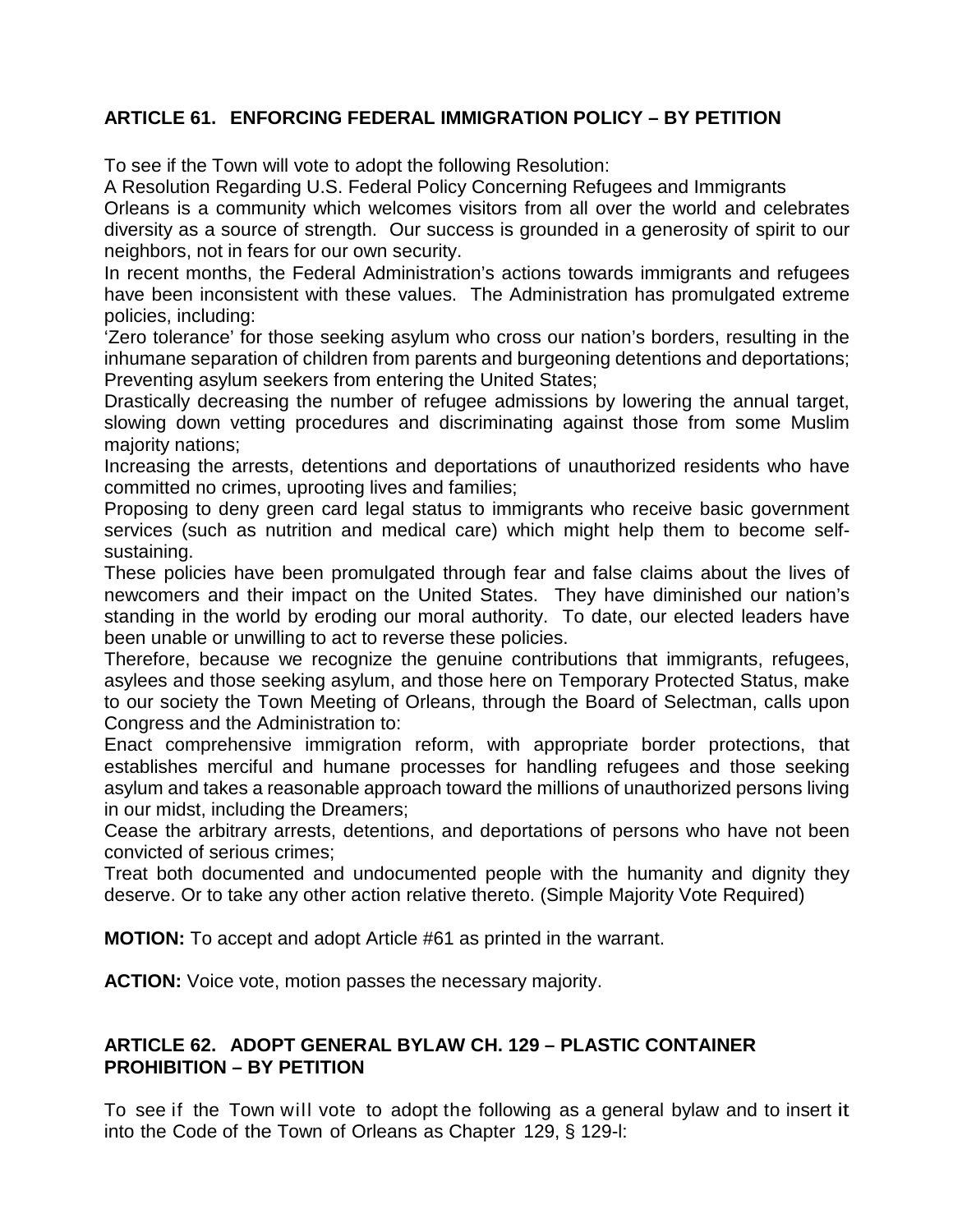### ARTICLE 61. ENFORCING FEDERAL IMMIGRATION POLICY – BY PETITION

To see if the Town will vote to adopt the following Resolution:

A Resolution Regarding U.S. Federal Policy Concerning Refugees and Immigrants

Orleans is a community which welcomes visitors from all over the world and celebrates diversity as a source of strength. Our success is grounded in a generosity of spirit to our neighbors, not in fears for our own security.

In recent months, the Federal Administration's actions towards immigrants and refugees have been inconsistent with these values. The Administration has promulgated extreme policies, including:

'Zero tolerance' for those seeking asylum who cross our nation's borders, resulting in the inhumane separation of children from parents and burgeoning detentions and deportations;

Preventing asylum seekers from entering the United States;

Drastically decreasing the number of refugee admissions by lowering the annual target, slowing down vetting procedures and discriminating against those from some Muslim majority nations;

Increasing the arrests, detentions and deportations of unauthorized residents who have committed no crimes, uprooting lives and families;

Proposing to deny green card legal status to immigrants who receive basic government services (such as nutrition and medical care) which might help them to become self-sustaining.

These policies have been promulgated through fear and false claims about the lives of newcomers and their impact on the United States. They have diminished our nation's standing in the world by eroding our moral authority. To date, our elected leaders have been unable or unwilling to act to reverse these policies.

Therefore, because we recognize the genuine contributions that immigrants, refugees, asylees and those seeking asylum, and those here on Temporary Protected Status, make to our society the Town Meeting of Orleans, through the Board of Selectman, calls upon Congress and the Administration to:

Enact comprehensive immigration reform, with appropriate border protections, that establishes merciful and humane processes for handling refugees and those seeking asylum and takes a reasonable approach toward the millions of unauthorized persons living in our midst, including the Dreamers;

Cease the arbitrary arrests, detentions, and deportations of persons who have not been convicted of serious crimes;

Treat both documented and undocumented people with the humanity and dignity they deserve. Or to take any other action relative thereto. (Simple Majority Vote Required)

**MOTION:** To accept and adopt Article #61 as printed in the warrant.

**ACTION:** Voice vote, motion passes the necessary majority.

### ARTICLE 62. ADOPT GENERAL BYLAW CH. 129 – PLASTIC CONTAINER PROHIBITION – BY PETITION

To see if the Town will vote to adopt the following as a general bylaw and to insert it into the Code of the Town of Orleans as Chapter 129, § 129-l: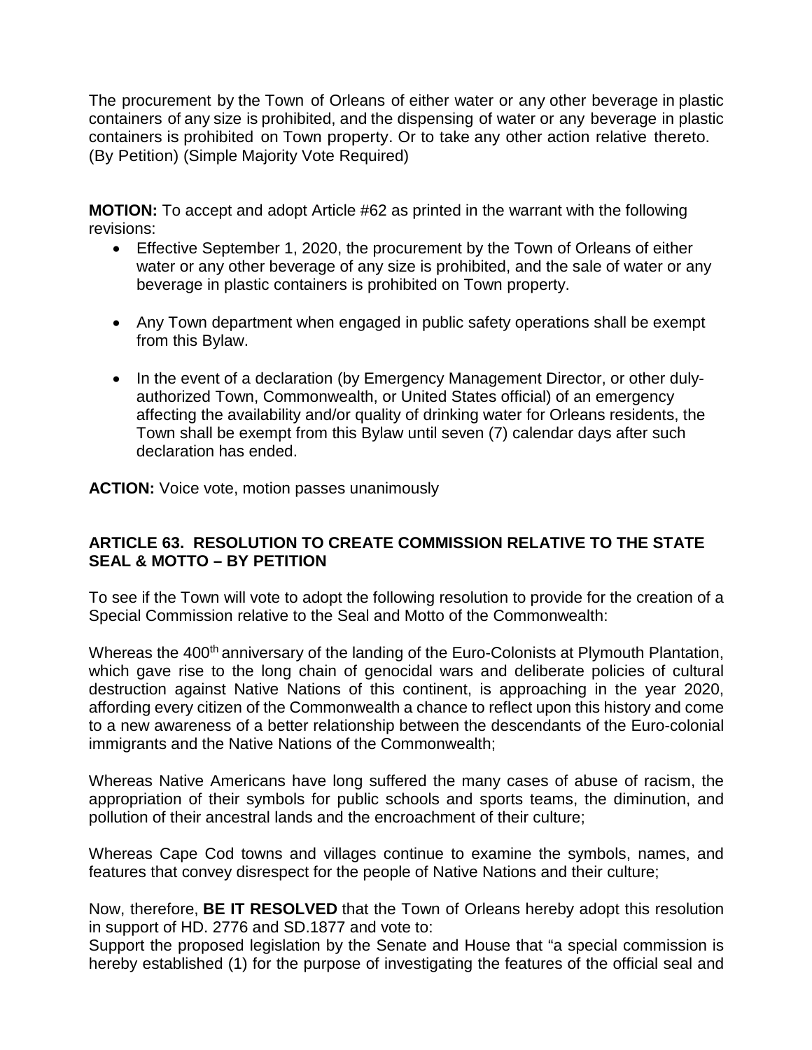The procurement by the Town of Orleans of either water or any other beverage in plastic containers of any size is prohibited, and the dispensing of water or any beverage in plastic containers is prohibited on Town property. Or to take any other action relative thereto. (By Petition) (Simple Majority Vote Required)

**MOTION:** To accept and adopt Article #62 as printed in the warrant with the following revisions:

- Effective September 1, 2020, the procurement by the Town of Orleans of either water or any other beverage of any size is prohibited, and the sale of water or any beverage in plastic containers is prohibited on Town property.
- Any Town department when engaged in public safety operations shall be exempt from this Bylaw.
- In the event of a declaration (by Emergency Management Director, or other duly-authorized Town, Commonwealth, or United States official) of an emergency affecting the availability and/or quality of drinking water for Orleans residents, the Town shall be exempt from this Bylaw until seven (7) calendar days after such declaration has ended.

**ACTION:** Voice vote, motion passes unanimously

## ARTICLE 63. RESOLUTION TO CREATE COMMISSION RELATIVE TO THE STATE SEAL & MOTTO – BY PETITION

To see if the Town will vote to adopt the following resolution to provide for the creation of a Special Commission relative to the Seal and Motto of the Commonwealth:

Whereas the 400th anniversary of the landing of the Euro-Colonists at Plymouth Plantation, which gave rise to the long chain of genocidal wars and deliberate policies of cultural destruction against Native Nations of this continent, is approaching in the year 2020, affording every citizen of the Commonwealth a chance to reflect upon this history and come to a new awareness of a better relationship between the descendants of the Euro-colonial immigrants and the Native Nations of the Commonwealth;

Whereas Native Americans have long suffered the many cases of abuse of racism, the appropriation of their symbols for public schools and sports teams, the diminution, and pollution of their ancestral lands and the encroachment of their culture;

Whereas Cape Cod towns and villages continue to examine the symbols, names, and features that convey disrespect for the people of Native Nations and their culture;

Now, therefore, **BE IT RESOLVED** that the Town of Orleans hereby adopt this resolution in support of HD. 2776 and SD.1877 and vote to:
Support the proposed legislation by the Senate and House that "a special commission is hereby established (1) for the purpose of investigating the features of the official seal and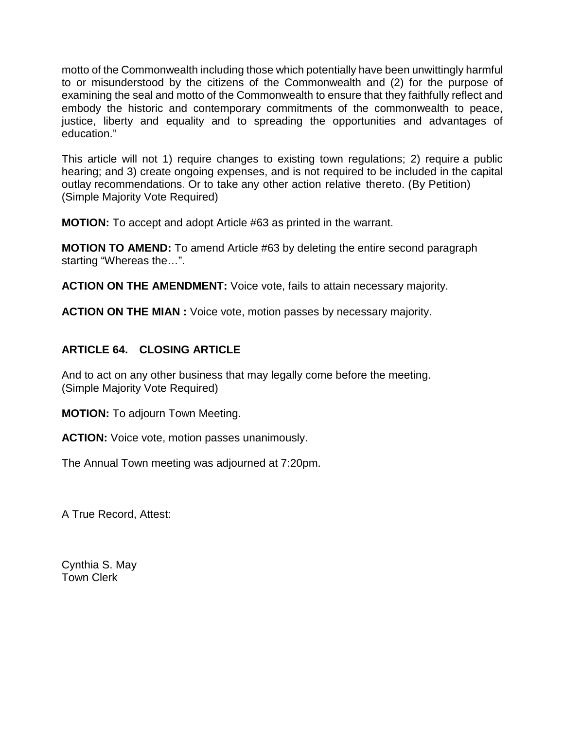motto of the Commonwealth including those which potentially have been unwittingly harmful to or misunderstood by the citizens of the Commonwealth and (2) for the purpose of examining the seal and motto of the Commonwealth to ensure that they faithfully reflect and embody the historic and contemporary commitments of the commonwealth to peace, justice, liberty and equality and to spreading the opportunities and advantages of education."

This article will not 1) require changes to existing town regulations; 2) require a public hearing; and 3) create ongoing expenses, and is not required to be included in the capital outlay recommendations. Or to take any other action relative thereto. (By Petition)
(Simple Majority Vote Required)

**MOTION:** To accept and adopt Article #63 as printed in the warrant.

**MOTION TO AMEND:** To amend Article #63 by deleting the entire second paragraph starting "Whereas the…".

**ACTION ON THE AMENDMENT:** Voice vote, fails to attain necessary majority.

**ACTION ON THE MIAN :** Voice vote, motion passes by necessary majority.

**ARTICLE 64. CLOSING ARTICLE**

And to act on any other business that may legally come before the meeting.
(Simple Majority Vote Required)

**MOTION:** To adjourn Town Meeting.

**ACTION:** Voice vote, motion passes unanimously.

The Annual Town meeting was adjourned at 7:20pm.

A True Record, Attest:

Cynthia S. May
Town Clerk